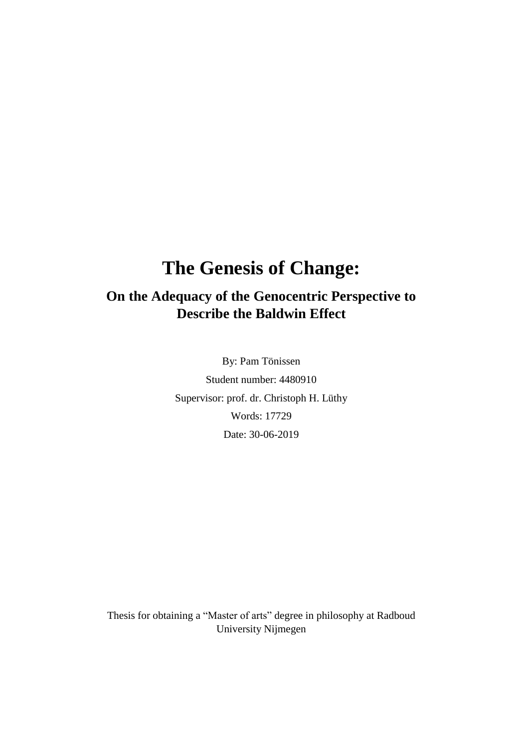# The Genesis of Change:

## On the Adequacy of the Genocentric Perspective to Describe the Baldwin Effect

By: Pam Tönissen

Student number: 4480910

Supervisor: prof. dr. Christoph H. Lüthy

Words: 17729

Date: 30-06-2019

Thesis for obtaining a "Master of arts" degree in philosophy at Radboud University Nijmegen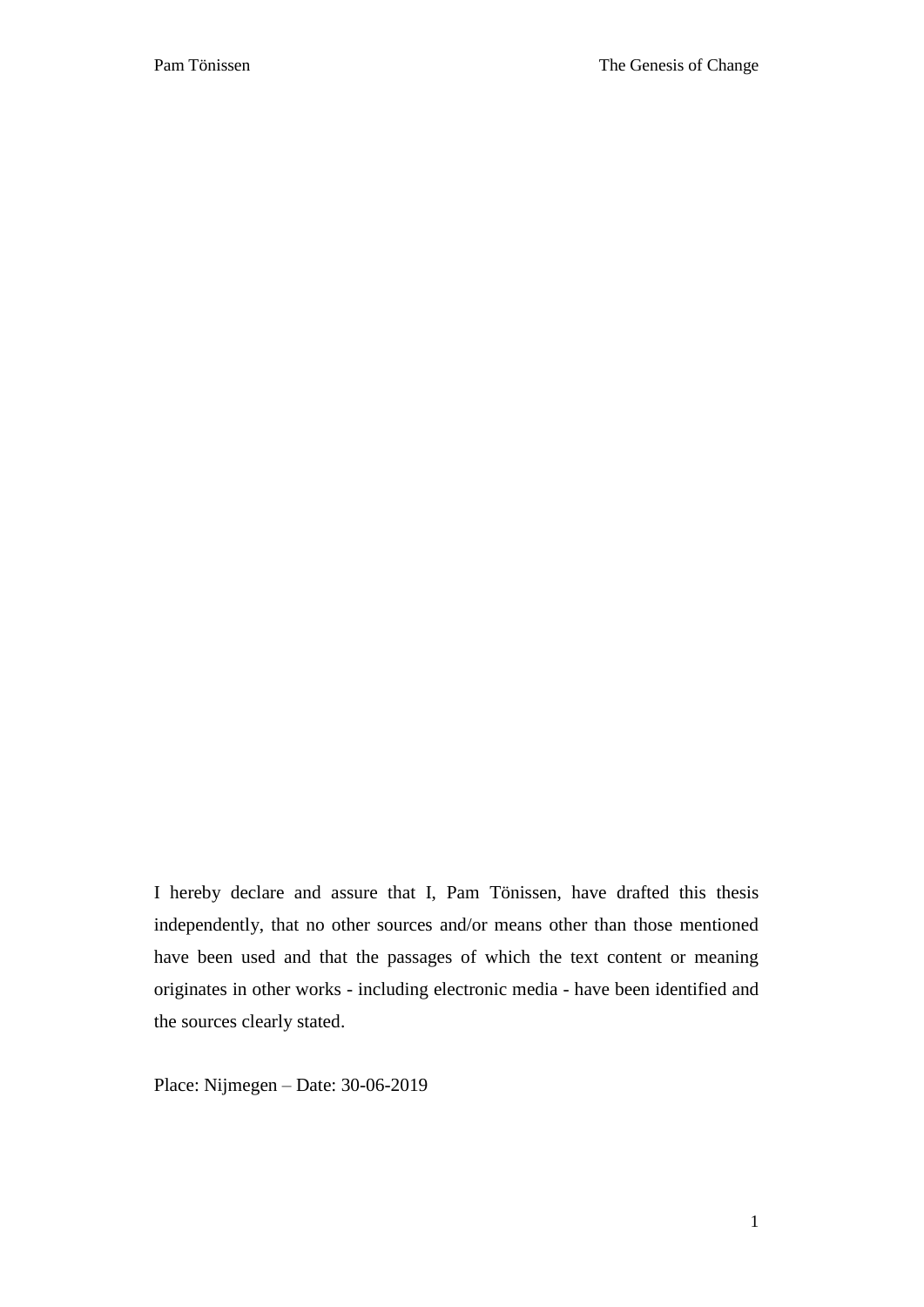I hereby declare and assure that I, Pam Tönissen, have drafted this thesis independently, that no other sources and/or means other than those mentioned have been used and that the passages of which the text content or meaning originates in other works - including electronic media - have been identified and the sources clearly stated.

Place: Nijmegen – Date: 30-06-2019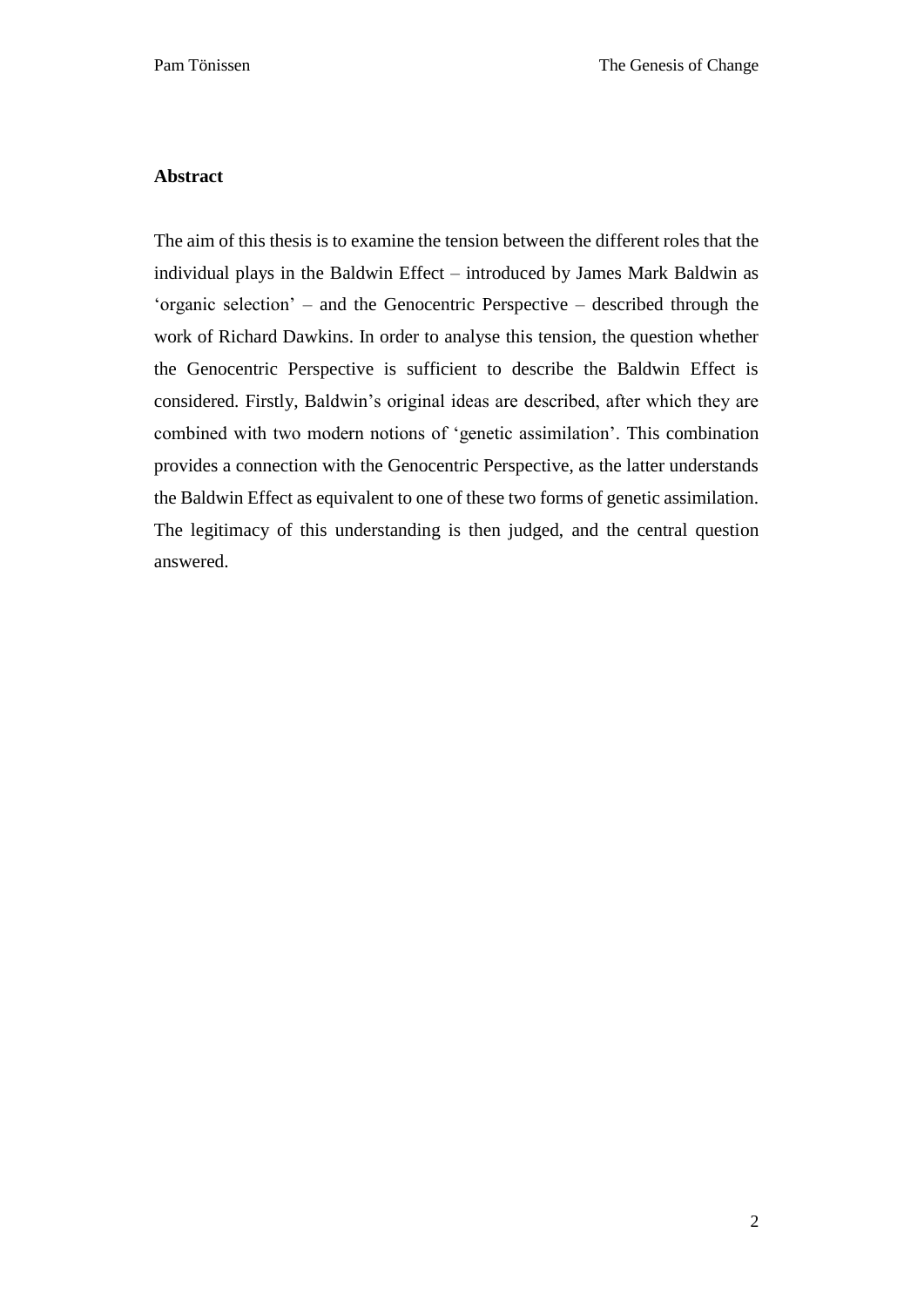## Abstract

The aim of this thesis is to examine the tension between the different roles that the individual plays in the Baldwin Effect – introduced by James Mark Baldwin as 'organic selection' – and the Genocentric Perspective – described through the work of Richard Dawkins. In order to analyse this tension, the question whether the Genocentric Perspective is sufficient to describe the Baldwin Effect is considered. Firstly, Baldwin's original ideas are described, after which they are combined with two modern notions of 'genetic assimilation'. This combination provides a connection with the Genocentric Perspective, as the latter understands the Baldwin Effect as equivalent to one of these two forms of genetic assimilation. The legitimacy of this understanding is then judged, and the central question answered.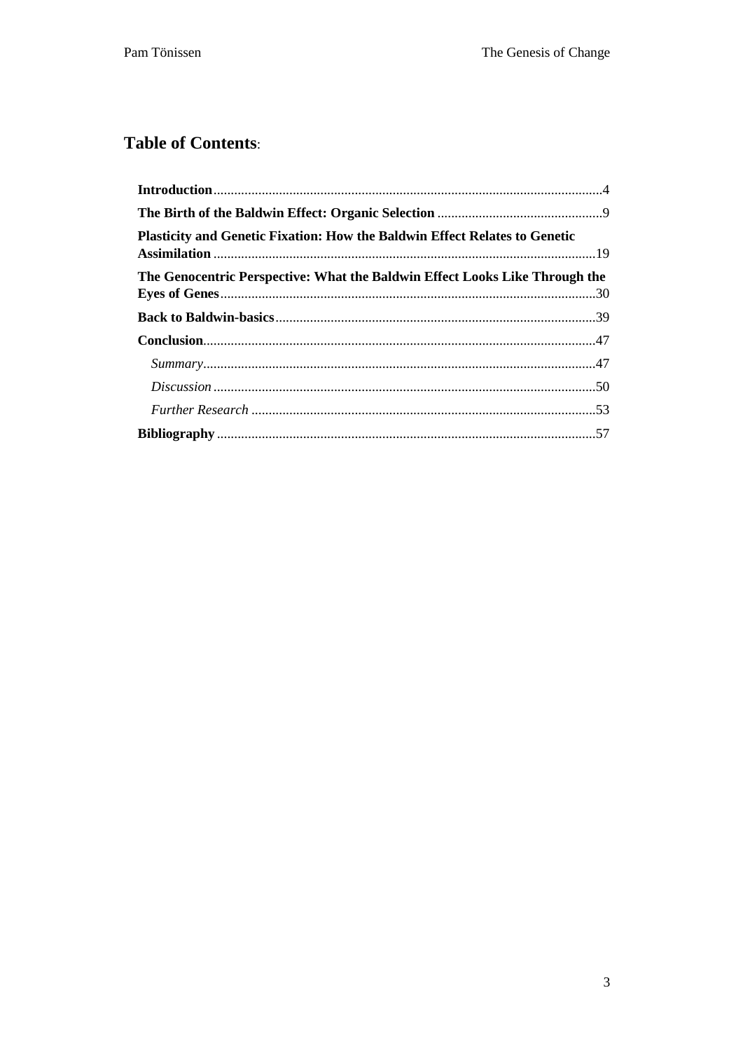## Table of Contents:

**Introduction** ..... 4

**The Birth of the Baldwin Effect: Organic Selection** ..... 9

**Plasticity and Genetic Fixation: How the Baldwin Effect Relates to Genetic Assimilation** ..... 19

**The Genocentric Perspective: What the Baldwin Effect Looks Like Through the Eyes of Genes** ..... 30

**Back to Baldwin-basics** ..... 39

**Conclusion** ..... 47

- *Summary* ..... 47
- *Discussion* ..... 50
- *Further Research* ..... 53

**Bibliography** ..... 57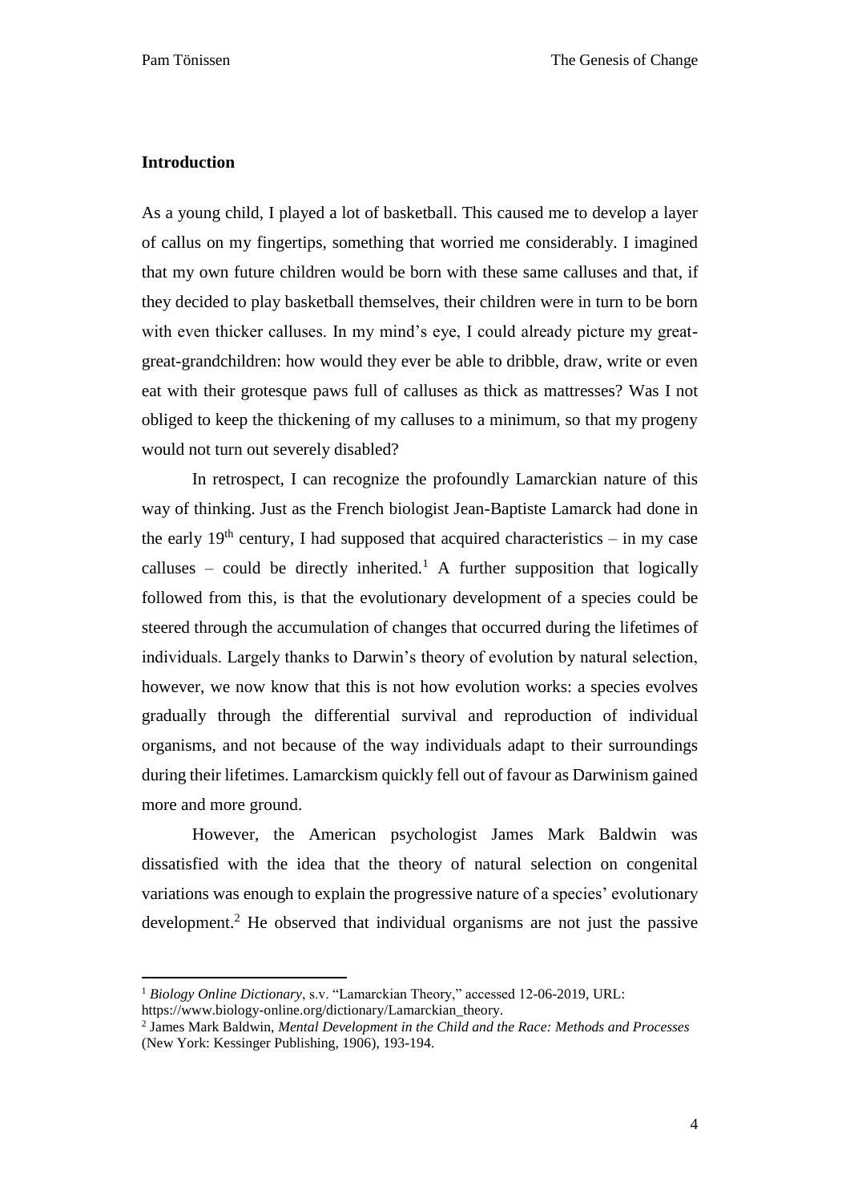## Introduction

As a young child, I played a lot of basketball. This caused me to develop a layer of callus on my fingertips, something that worried me considerably. I imagined that my own future children would be born with these same calluses and that, if they decided to play basketball themselves, their children were in turn to be born with even thicker calluses. In my mind's eye, I could already picture my great-great-grandchildren: how would they ever be able to dribble, draw, write or even eat with their grotesque paws full of calluses as thick as mattresses? Was I not obliged to keep the thickening of my calluses to a minimum, so that my progeny would not turn out severely disabled?

In retrospect, I can recognize the profoundly Lamarckian nature of this way of thinking. Just as the French biologist Jean-Baptiste Lamarck had done in the early 19th century, I had supposed that acquired characteristics – in my case calluses – could be directly inherited.[1] A further supposition that logically followed from this, is that the evolutionary development of a species could be steered through the accumulation of changes that occurred during the lifetimes of individuals. Largely thanks to Darwin's theory of evolution by natural selection, however, we now know that this is not how evolution works: a species evolves gradually through the differential survival and reproduction of individual organisms, and not because of the way individuals adapt to their surroundings during their lifetimes. Lamarckism quickly fell out of favour as Darwinism gained more and more ground.

However, the American psychologist James Mark Baldwin was dissatisfied with the idea that the theory of natural selection on congenital variations was enough to explain the progressive nature of a species' evolutionary development.[2] He observed that individual organisms are not just the passive

---

[1] *Biology Online Dictionary*, s.v. "Lamarckian Theory," accessed 12-06-2019, URL: https://www.biology-online.org/dictionary/Lamarckian_theory.

[2] James Mark Baldwin, *Mental Development in the Child and the Race: Methods and Processes* (New York: Kessinger Publishing, 1906), 193-194.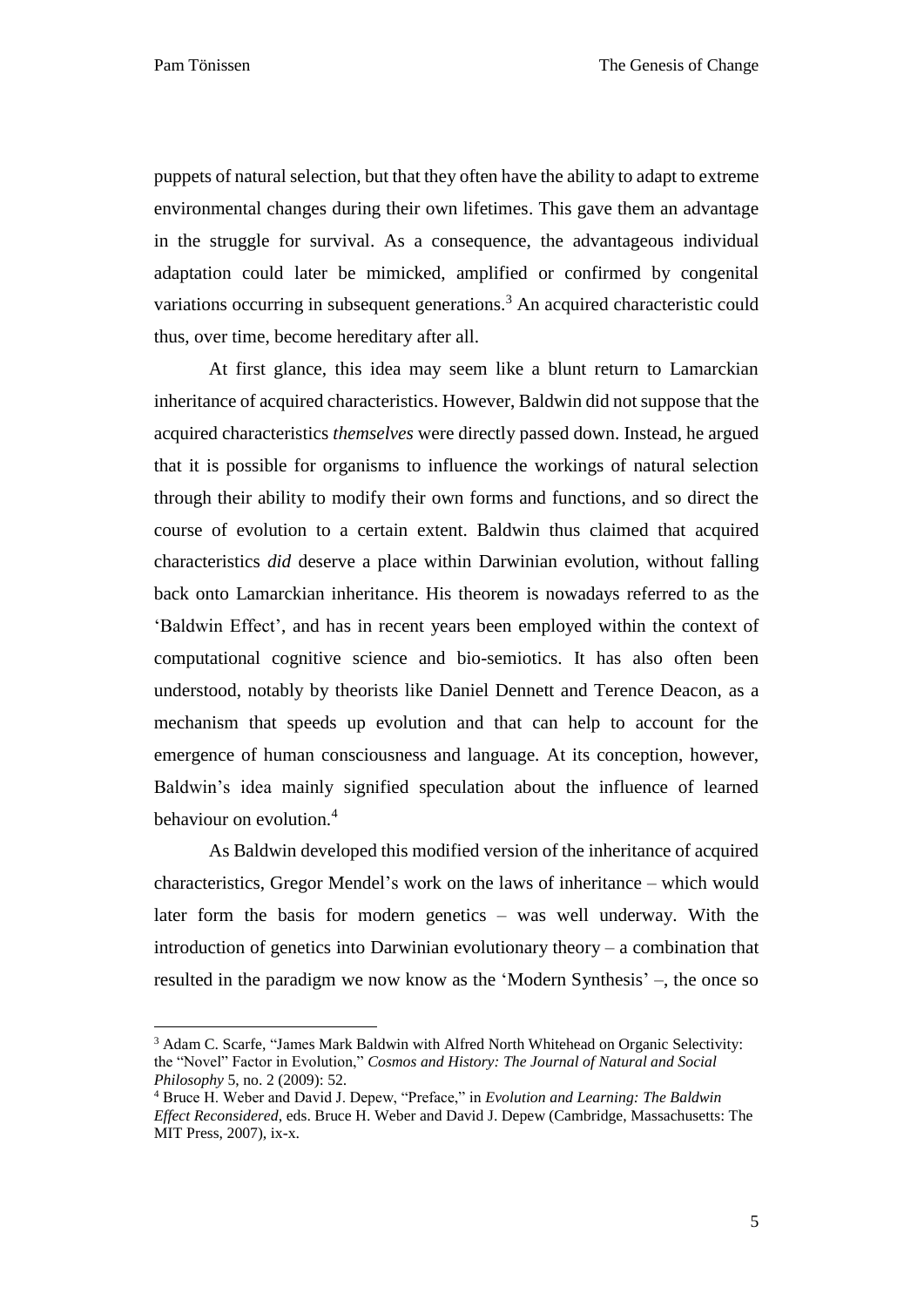puppets of natural selection, but that they often have the ability to adapt to extreme environmental changes during their own lifetimes. This gave them an advantage in the struggle for survival. As a consequence, the advantageous individual adaptation could later be mimicked, amplified or confirmed by congenital variations occurring in subsequent generations.[3] An acquired characteristic could thus, over time, become hereditary after all.

At first glance, this idea may seem like a blunt return to Lamarckian inheritance of acquired characteristics. However, Baldwin did not suppose that the acquired characteristics *themselves* were directly passed down. Instead, he argued that it is possible for organisms to influence the workings of natural selection through their ability to modify their own forms and functions, and so direct the course of evolution to a certain extent. Baldwin thus claimed that acquired characteristics *did* deserve a place within Darwinian evolution, without falling back onto Lamarckian inheritance. His theorem is nowadays referred to as the 'Baldwin Effect', and has in recent years been employed within the context of computational cognitive science and bio-semiotics. It has also often been understood, notably by theorists like Daniel Dennett and Terence Deacon, as a mechanism that speeds up evolution and that can help to account for the emergence of human consciousness and language. At its conception, however, Baldwin's idea mainly signified speculation about the influence of learned behaviour on evolution.[4]

As Baldwin developed this modified version of the inheritance of acquired characteristics, Gregor Mendel's work on the laws of inheritance – which would later form the basis for modern genetics – was well underway. With the introduction of genetics into Darwinian evolutionary theory – a combination that resulted in the paradigm we now know as the 'Modern Synthesis' –, the once so

---

[3] Adam C. Scarfe, "James Mark Baldwin with Alfred North Whitehead on Organic Selectivity: the "Novel" Factor in Evolution," *Cosmos and History: The Journal of Natural and Social Philosophy* 5, no. 2 (2009): 52.

[4] Bruce H. Weber and David J. Depew, "Preface," in *Evolution and Learning: The Baldwin Effect Reconsidered*, eds. Bruce H. Weber and David J. Depew (Cambridge, Massachusetts: The MIT Press, 2007), ix-x.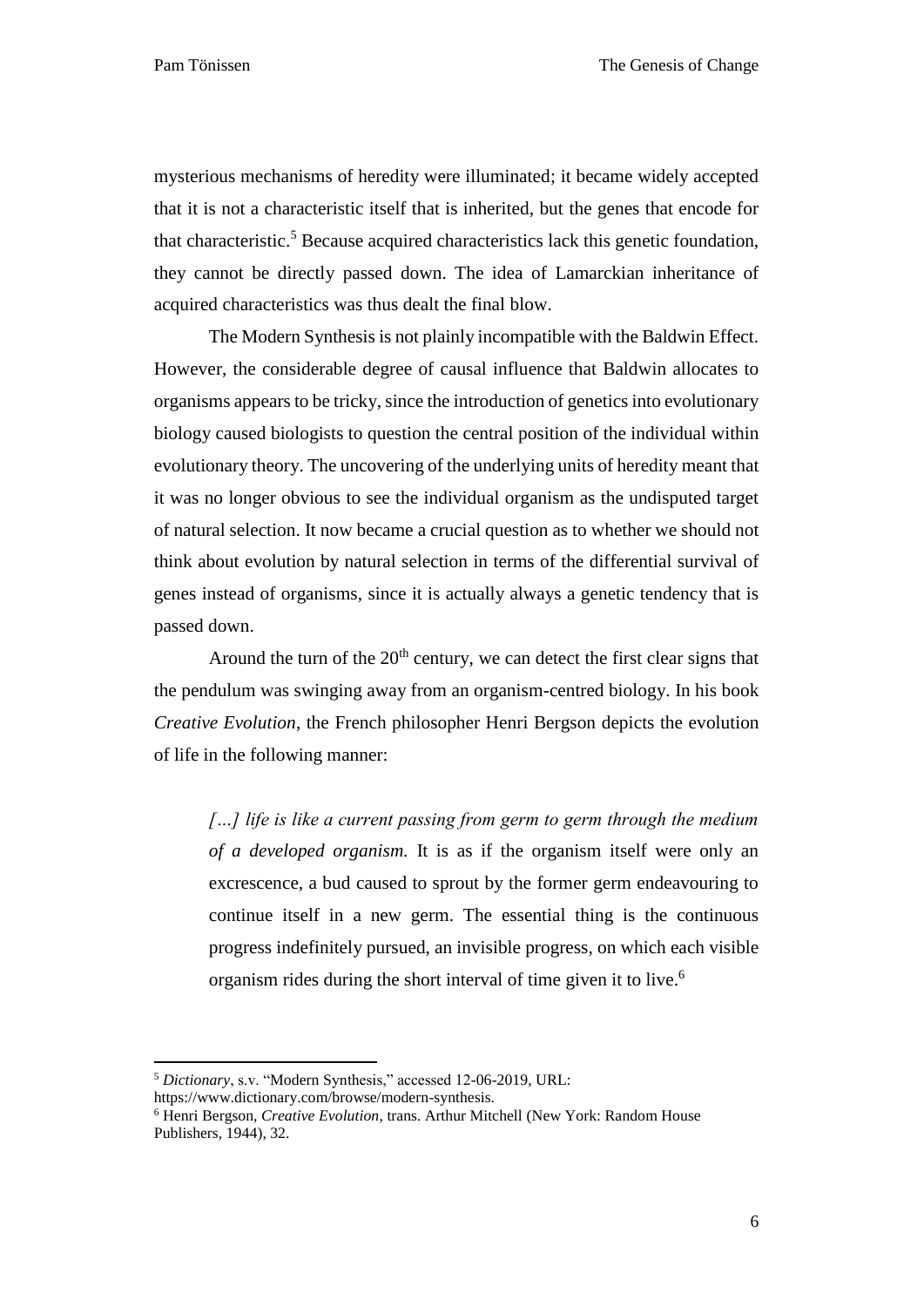mysterious mechanisms of heredity were illuminated; it became widely accepted that it is not a characteristic itself that is inherited, but the genes that encode for that characteristic.[5] Because acquired characteristics lack this genetic foundation, they cannot be directly passed down. The idea of Lamarckian inheritance of acquired characteristics was thus dealt the final blow.

The Modern Synthesis is not plainly incompatible with the Baldwin Effect. However, the considerable degree of causal influence that Baldwin allocates to organisms appears to be tricky, since the introduction of genetics into evolutionary biology caused biologists to question the central position of the individual within evolutionary theory. The uncovering of the underlying units of heredity meant that it was no longer obvious to see the individual organism as the undisputed target of natural selection. It now became a crucial question as to whether we should not think about evolution by natural selection in terms of the differential survival of genes instead of organisms, since it is actually always a genetic tendency that is passed down.

Around the turn of the 20th century, we can detect the first clear signs that the pendulum was swinging away from an organism-centred biology. In his book *Creative Evolution*, the French philosopher Henri Bergson depicts the evolution of life in the following manner:

> *[…] life is like a current passing from germ to germ through the medium of a developed organism.* It is as if the organism itself were only an excrescence, a bud caused to sprout by the former germ endeavouring to continue itself in a new germ. The essential thing is the continuous progress indefinitely pursued, an invisible progress, on which each visible organism rides during the short interval of time given it to live.[6]

---

[5] *Dictionary*, s.v. "Modern Synthesis," accessed 12-06-2019, URL: https://www.dictionary.com/browse/modern-synthesis.

[6] Henri Bergson, *Creative Evolution*, trans. Arthur Mitchell (New York: Random House Publishers, 1944), 32.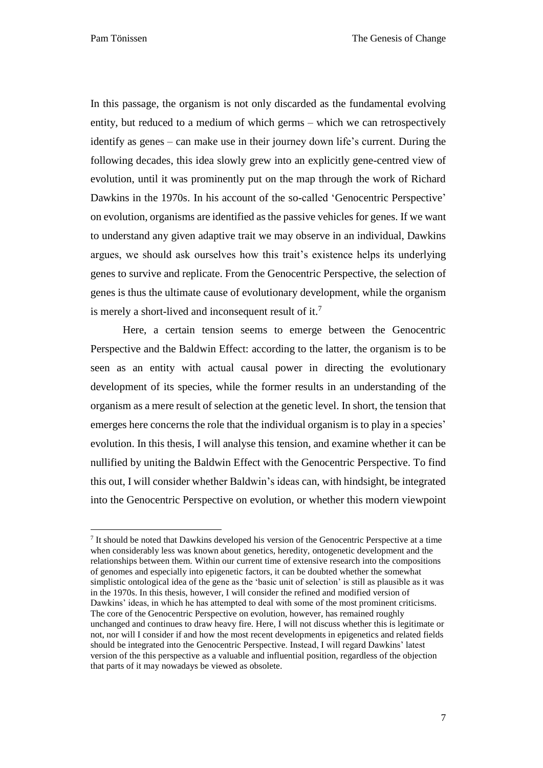In this passage, the organism is not only discarded as the fundamental evolving entity, but reduced to a medium of which germs – which we can retrospectively identify as genes – can make use in their journey down life's current. During the following decades, this idea slowly grew into an explicitly gene-centred view of evolution, until it was prominently put on the map through the work of Richard Dawkins in the 1970s. In his account of the so-called 'Genocentric Perspective' on evolution, organisms are identified as the passive vehicles for genes. If we want to understand any given adaptive trait we may observe in an individual, Dawkins argues, we should ask ourselves how this trait's existence helps its underlying genes to survive and replicate. From the Genocentric Perspective, the selection of genes is thus the ultimate cause of evolutionary development, while the organism is merely a short-lived and inconsequent result of it.[7]

Here, a certain tension seems to emerge between the Genocentric Perspective and the Baldwin Effect: according to the latter, the organism is to be seen as an entity with actual causal power in directing the evolutionary development of its species, while the former results in an understanding of the organism as a mere result of selection at the genetic level. In short, the tension that emerges here concerns the role that the individual organism is to play in a species' evolution. In this thesis, I will analyse this tension, and examine whether it can be nullified by uniting the Baldwin Effect with the Genocentric Perspective. To find this out, I will consider whether Baldwin's ideas can, with hindsight, be integrated into the Genocentric Perspective on evolution, or whether this modern viewpoint

[7] It should be noted that Dawkins developed his version of the Genocentric Perspective at a time when considerably less was known about genetics, heredity, ontogenetic development and the relationships between them. Within our current time of extensive research into the compositions of genomes and especially into epigenetic factors, it can be doubted whether the somewhat simplistic ontological idea of the gene as the 'basic unit of selection' is still as plausible as it was in the 1970s. In this thesis, however, I will consider the refined and modified version of Dawkins' ideas, in which he has attempted to deal with some of the most prominent criticisms. The core of the Genocentric Perspective on evolution, however, has remained roughly unchanged and continues to draw heavy fire. Here, I will not discuss whether this is legitimate or not, nor will I consider if and how the most recent developments in epigenetics and related fields should be integrated into the Genocentric Perspective. Instead, I will regard Dawkins' latest version of the this perspective as a valuable and influential position, regardless of the objection that parts of it may nowadays be viewed as obsolete.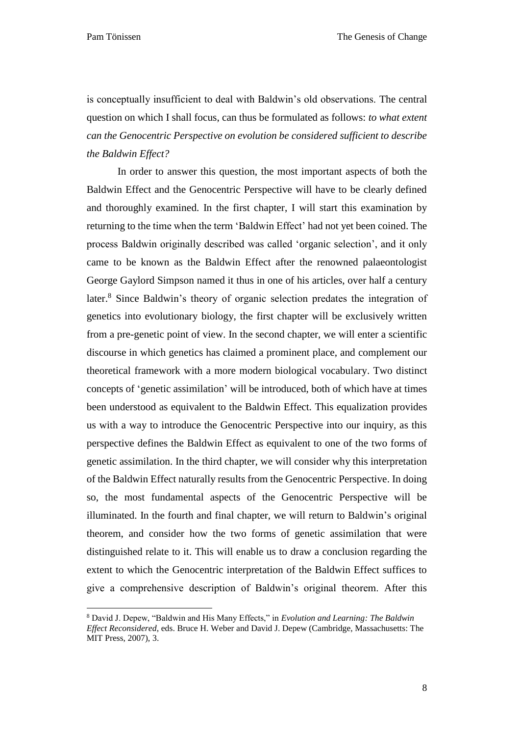is conceptually insufficient to deal with Baldwin's old observations. The central question on which I shall focus, can thus be formulated as follows: *to what extent can the Genocentric Perspective on evolution be considered sufficient to describe the Baldwin Effect?*

In order to answer this question, the most important aspects of both the Baldwin Effect and the Genocentric Perspective will have to be clearly defined and thoroughly examined. In the first chapter, I will start this examination by returning to the time when the term 'Baldwin Effect' had not yet been coined. The process Baldwin originally described was called 'organic selection', and it only came to be known as the Baldwin Effect after the renowned palaeontologist George Gaylord Simpson named it thus in one of his articles, over half a century later.[8] Since Baldwin's theory of organic selection predates the integration of genetics into evolutionary biology, the first chapter will be exclusively written from a pre-genetic point of view. In the second chapter, we will enter a scientific discourse in which genetics has claimed a prominent place, and complement our theoretical framework with a more modern biological vocabulary. Two distinct concepts of 'genetic assimilation' will be introduced, both of which have at times been understood as equivalent to the Baldwin Effect. This equalization provides us with a way to introduce the Genocentric Perspective into our inquiry, as this perspective defines the Baldwin Effect as equivalent to one of the two forms of genetic assimilation. In the third chapter, we will consider why this interpretation of the Baldwin Effect naturally results from the Genocentric Perspective. In doing so, the most fundamental aspects of the Genocentric Perspective will be illuminated. In the fourth and final chapter, we will return to Baldwin's original theorem, and consider how the two forms of genetic assimilation that were distinguished relate to it. This will enable us to draw a conclusion regarding the extent to which the Genocentric interpretation of the Baldwin Effect suffices to give a comprehensive description of Baldwin's original theorem. After this

---

[8] David J. Depew, "Baldwin and His Many Effects," in *Evolution and Learning: The Baldwin Effect Reconsidered*, eds. Bruce H. Weber and David J. Depew (Cambridge, Massachusetts: The MIT Press, 2007), 3.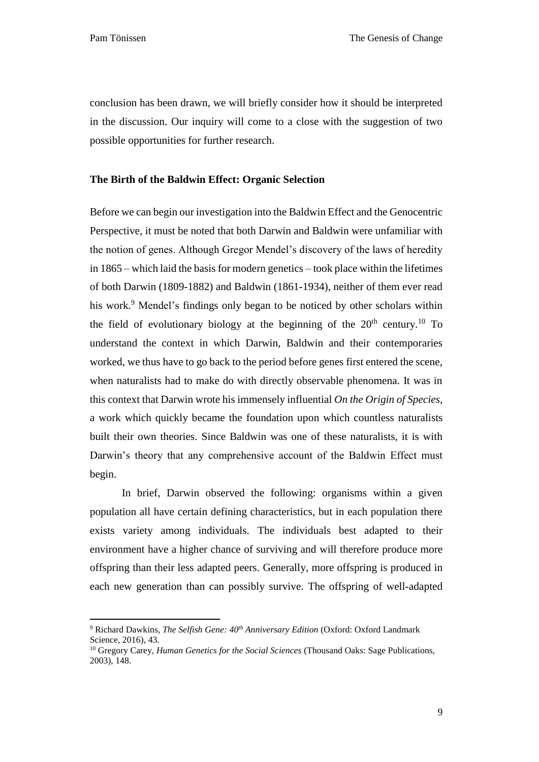conclusion has been drawn, we will briefly consider how it should be interpreted in the discussion. Our inquiry will come to a close with the suggestion of two possible opportunities for further research.

### The Birth of the Baldwin Effect: Organic Selection

Before we can begin our investigation into the Baldwin Effect and the Genocentric Perspective, it must be noted that both Darwin and Baldwin were unfamiliar with the notion of genes. Although Gregor Mendel's discovery of the laws of heredity in 1865 – which laid the basis for modern genetics – took place within the lifetimes of both Darwin (1809-1882) and Baldwin (1861-1934), neither of them ever read his work.[9] Mendel's findings only began to be noticed by other scholars within the field of evolutionary biology at the beginning of the 20th century.[10] To understand the context in which Darwin, Baldwin and their contemporaries worked, we thus have to go back to the period before genes first entered the scene, when naturalists had to make do with directly observable phenomena. It was in this context that Darwin wrote his immensely influential *On the Origin of Species*, a work which quickly became the foundation upon which countless naturalists built their own theories. Since Baldwin was one of these naturalists, it is with Darwin's theory that any comprehensive account of the Baldwin Effect must begin.

In brief, Darwin observed the following: organisms within a given population all have certain defining characteristics, but in each population there exists variety among individuals. The individuals best adapted to their environment have a higher chance of surviving and will therefore produce more offspring than their less adapted peers. Generally, more offspring is produced in each new generation than can possibly survive. The offspring of well-adapted

---

[9] Richard Dawkins, *The Selfish Gene: 40th Anniversary Edition* (Oxford: Oxford Landmark Science, 2016), 43.

[10] Gregory Carey, *Human Genetics for the Social Sciences* (Thousand Oaks: Sage Publications, 2003), 148.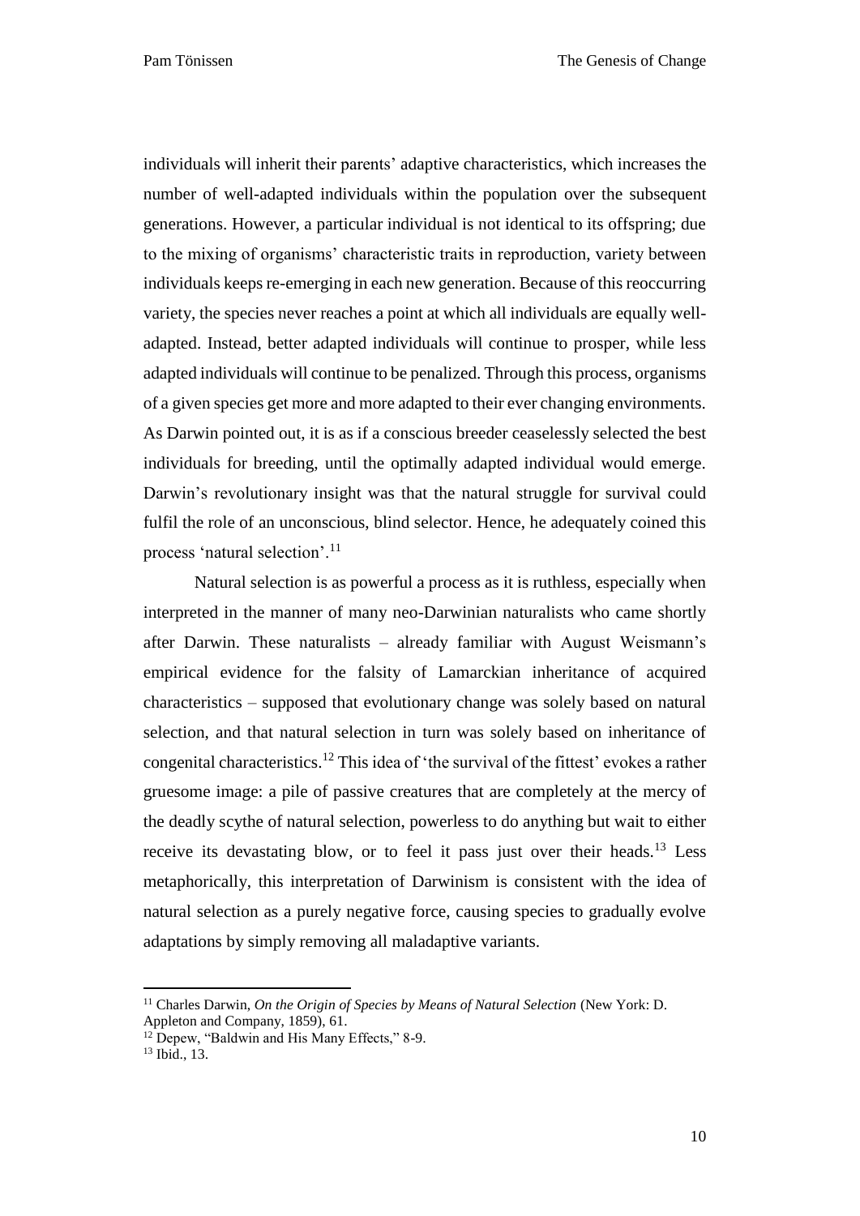individuals will inherit their parents' adaptive characteristics, which increases the number of well-adapted individuals within the population over the subsequent generations. However, a particular individual is not identical to its offspring; due to the mixing of organisms' characteristic traits in reproduction, variety between individuals keeps re-emerging in each new generation. Because of this reoccurring variety, the species never reaches a point at which all individuals are equally well-adapted. Instead, better adapted individuals will continue to prosper, while less adapted individuals will continue to be penalized. Through this process, organisms of a given species get more and more adapted to their ever changing environments. As Darwin pointed out, it is as if a conscious breeder ceaselessly selected the best individuals for breeding, until the optimally adapted individual would emerge. Darwin's revolutionary insight was that the natural struggle for survival could fulfil the role of an unconscious, blind selector. Hence, he adequately coined this process 'natural selection'.[11]

Natural selection is as powerful a process as it is ruthless, especially when interpreted in the manner of many neo-Darwinian naturalists who came shortly after Darwin. These naturalists – already familiar with August Weismann's empirical evidence for the falsity of Lamarckian inheritance of acquired characteristics – supposed that evolutionary change was solely based on natural selection, and that natural selection in turn was solely based on inheritance of congenital characteristics.[12] This idea of 'the survival of the fittest' evokes a rather gruesome image: a pile of passive creatures that are completely at the mercy of the deadly scythe of natural selection, powerless to do anything but wait to either receive its devastating blow, or to feel it pass just over their heads.[13] Less metaphorically, this interpretation of Darwinism is consistent with the idea of natural selection as a purely negative force, causing species to gradually evolve adaptations by simply removing all maladaptive variants.

---

[11] Charles Darwin, *On the Origin of Species by Means of Natural Selection* (New York: D. Appleton and Company, 1859), 61.

[12] Depew, "Baldwin and His Many Effects," 8-9.

[13] Ibid., 13.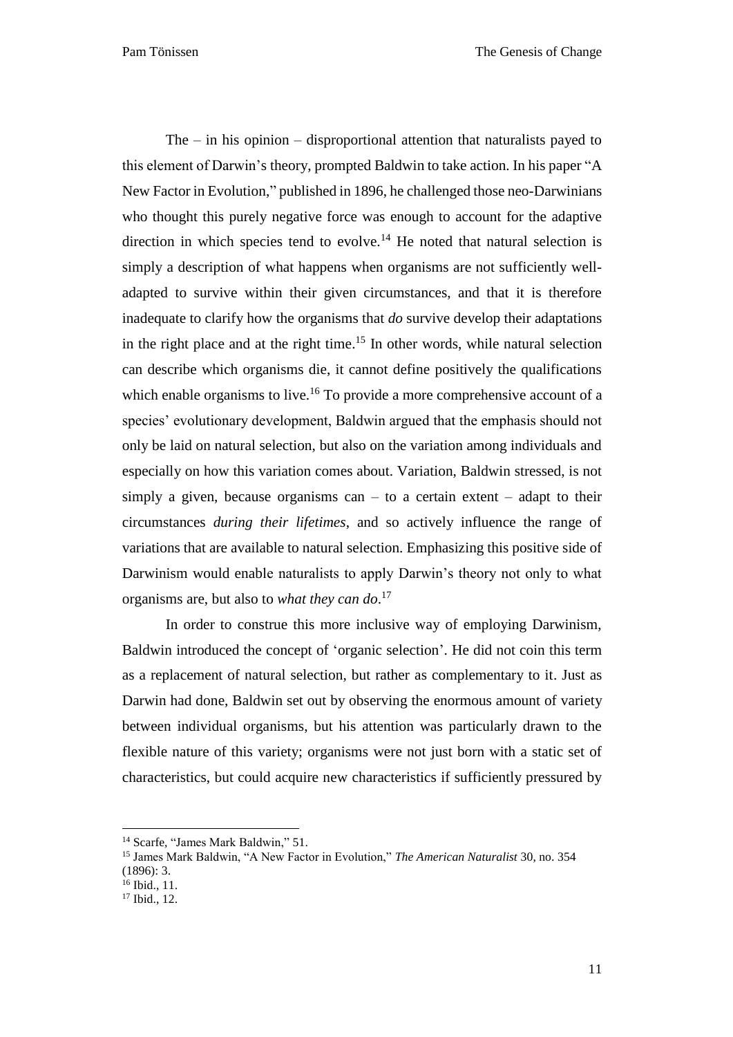The – in his opinion – disproportional attention that naturalists payed to this element of Darwin's theory, prompted Baldwin to take action. In his paper "A New Factor in Evolution," published in 1896, he challenged those neo-Darwinians who thought this purely negative force was enough to account for the adaptive direction in which species tend to evolve.[14] He noted that natural selection is simply a description of what happens when organisms are not sufficiently well-adapted to survive within their given circumstances, and that it is therefore inadequate to clarify how the organisms that *do* survive develop their adaptations in the right place and at the right time.[15] In other words, while natural selection can describe which organisms die, it cannot define positively the qualifications which enable organisms to live.[16] To provide a more comprehensive account of a species' evolutionary development, Baldwin argued that the emphasis should not only be laid on natural selection, but also on the variation among individuals and especially on how this variation comes about. Variation, Baldwin stressed, is not simply a given, because organisms can – to a certain extent – adapt to their circumstances *during their lifetimes*, and so actively influence the range of variations that are available to natural selection. Emphasizing this positive side of Darwinism would enable naturalists to apply Darwin's theory not only to what organisms are, but also to *what they can do*.[17]

In order to construe this more inclusive way of employing Darwinism, Baldwin introduced the concept of 'organic selection'. He did not coin this term as a replacement of natural selection, but rather as complementary to it. Just as Darwin had done, Baldwin set out by observing the enormous amount of variety between individual organisms, but his attention was particularly drawn to the flexible nature of this variety; organisms were not just born with a static set of characteristics, but could acquire new characteristics if sufficiently pressured by

---

[14] Scarfe, "James Mark Baldwin," 51.

[15] James Mark Baldwin, "A New Factor in Evolution," *The American Naturalist* 30, no. 354 (1896): 3.

[16] Ibid., 11.

[17] Ibid., 12.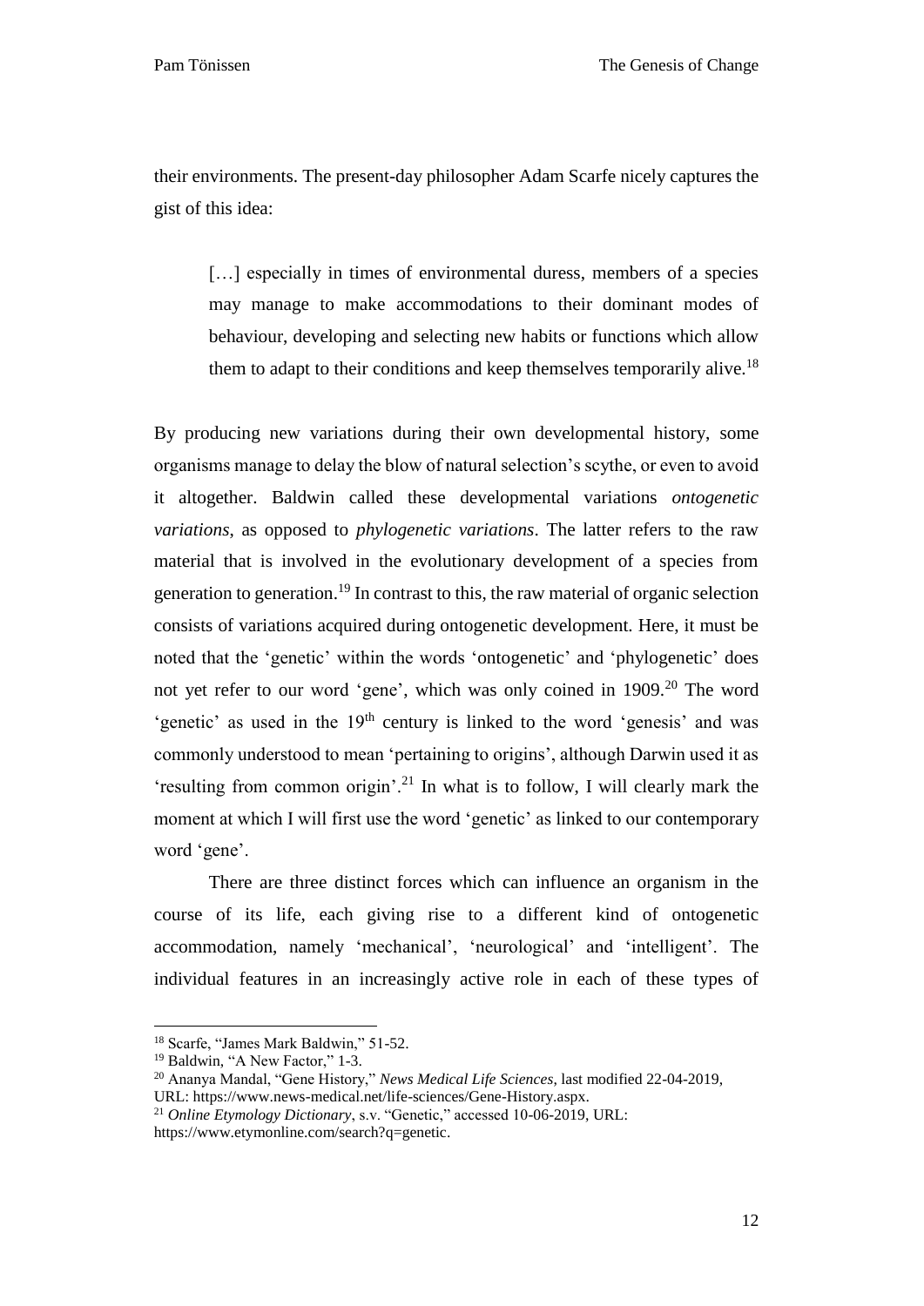their environments. The present-day philosopher Adam Scarfe nicely captures the gist of this idea:

> […] especially in times of environmental duress, members of a species may manage to make accommodations to their dominant modes of behaviour, developing and selecting new habits or functions which allow them to adapt to their conditions and keep themselves temporarily alive.[18]

By producing new variations during their own developmental history, some organisms manage to delay the blow of natural selection's scythe, or even to avoid it altogether. Baldwin called these developmental variations *ontogenetic variations*, as opposed to *phylogenetic variations*. The latter refers to the raw material that is involved in the evolutionary development of a species from generation to generation.[19] In contrast to this, the raw material of organic selection consists of variations acquired during ontogenetic development. Here, it must be noted that the 'genetic' within the words 'ontogenetic' and 'phylogenetic' does not yet refer to our word 'gene', which was only coined in 1909.[20] The word 'genetic' as used in the 19th century is linked to the word 'genesis' and was commonly understood to mean 'pertaining to origins', although Darwin used it as 'resulting from common origin'.[21] In what is to follow, I will clearly mark the moment at which I will first use the word 'genetic' as linked to our contemporary word 'gene'.

There are three distinct forces which can influence an organism in the course of its life, each giving rise to a different kind of ontogenetic accommodation, namely 'mechanical', 'neurological' and 'intelligent'. The individual features in an increasingly active role in each of these types of

---

[18] Scarfe, "James Mark Baldwin," 51-52.

[19] Baldwin, "A New Factor," 1-3.

[20] Ananya Mandal, "Gene History," *News Medical Life Sciences*, last modified 22-04-2019, URL: https://www.news-medical.net/life-sciences/Gene-History.aspx.

[21] *Online Etymology Dictionary*, s.v. "Genetic," accessed 10-06-2019, URL: https://www.etymonline.com/search?q=genetic.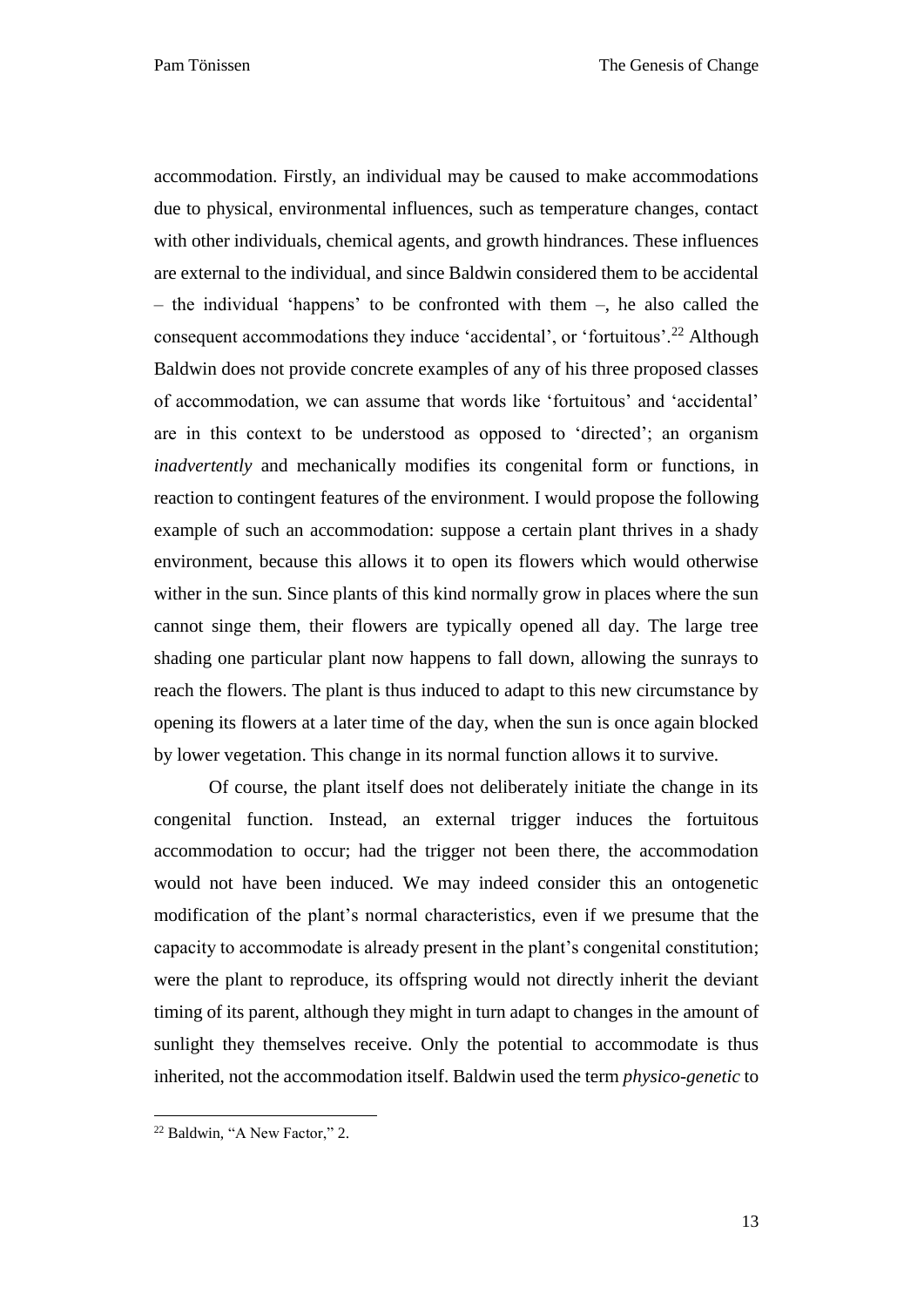accommodation. Firstly, an individual may be caused to make accommodations due to physical, environmental influences, such as temperature changes, contact with other individuals, chemical agents, and growth hindrances. These influences are external to the individual, and since Baldwin considered them to be accidental – the individual 'happens' to be confronted with them –, he also called the consequent accommodations they induce 'accidental', or 'fortuitous'.[22] Although Baldwin does not provide concrete examples of any of his three proposed classes of accommodation, we can assume that words like 'fortuitous' and 'accidental' are in this context to be understood as opposed to 'directed'; an organism *inadvertently* and mechanically modifies its congenital form or functions, in reaction to contingent features of the environment. I would propose the following example of such an accommodation: suppose a certain plant thrives in a shady environment, because this allows it to open its flowers which would otherwise wither in the sun. Since plants of this kind normally grow in places where the sun cannot singe them, their flowers are typically opened all day. The large tree shading one particular plant now happens to fall down, allowing the sunrays to reach the flowers. The plant is thus induced to adapt to this new circumstance by opening its flowers at a later time of the day, when the sun is once again blocked by lower vegetation. This change in its normal function allows it to survive.

Of course, the plant itself does not deliberately initiate the change in its congenital function. Instead, an external trigger induces the fortuitous accommodation to occur; had the trigger not been there, the accommodation would not have been induced. We may indeed consider this an ontogenetic modification of the plant's normal characteristics, even if we presume that the capacity to accommodate is already present in the plant's congenital constitution; were the plant to reproduce, its offspring would not directly inherit the deviant timing of its parent, although they might in turn adapt to changes in the amount of sunlight they themselves receive. Only the potential to accommodate is thus inherited, not the accommodation itself. Baldwin used the term *physico-genetic* to

[22] Baldwin, "A New Factor," 2.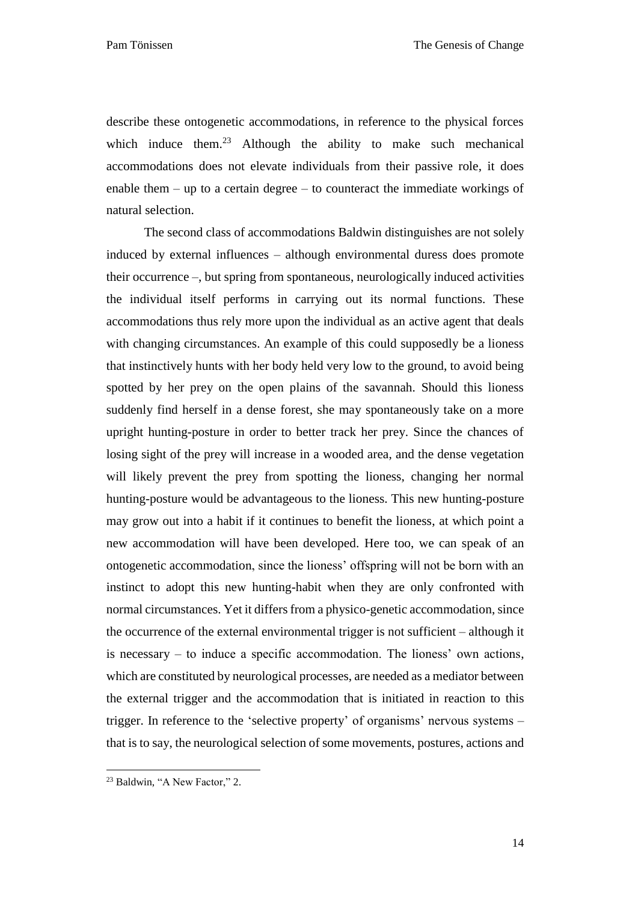describe these ontogenetic accommodations, in reference to the physical forces which induce them.[23] Although the ability to make such mechanical accommodations does not elevate individuals from their passive role, it does enable them – up to a certain degree – to counteract the immediate workings of natural selection.

The second class of accommodations Baldwin distinguishes are not solely induced by external influences – although environmental duress does promote their occurrence –, but spring from spontaneous, neurologically induced activities the individual itself performs in carrying out its normal functions. These accommodations thus rely more upon the individual as an active agent that deals with changing circumstances. An example of this could supposedly be a lioness that instinctively hunts with her body held very low to the ground, to avoid being spotted by her prey on the open plains of the savannah. Should this lioness suddenly find herself in a dense forest, she may spontaneously take on a more upright hunting-posture in order to better track her prey. Since the chances of losing sight of the prey will increase in a wooded area, and the dense vegetation will likely prevent the prey from spotting the lioness, changing her normal hunting-posture would be advantageous to the lioness. This new hunting-posture may grow out into a habit if it continues to benefit the lioness, at which point a new accommodation will have been developed. Here too, we can speak of an ontogenetic accommodation, since the lioness' offspring will not be born with an instinct to adopt this new hunting-habit when they are only confronted with normal circumstances. Yet it differs from a physico-genetic accommodation, since the occurrence of the external environmental trigger is not sufficient – although it is necessary – to induce a specific accommodation. The lioness' own actions, which are constituted by neurological processes, are needed as a mediator between the external trigger and the accommodation that is initiated in reaction to this trigger. In reference to the 'selective property' of organisms' nervous systems – that is to say, the neurological selection of some movements, postures, actions and

---

[23] Baldwin, "A New Factor," 2.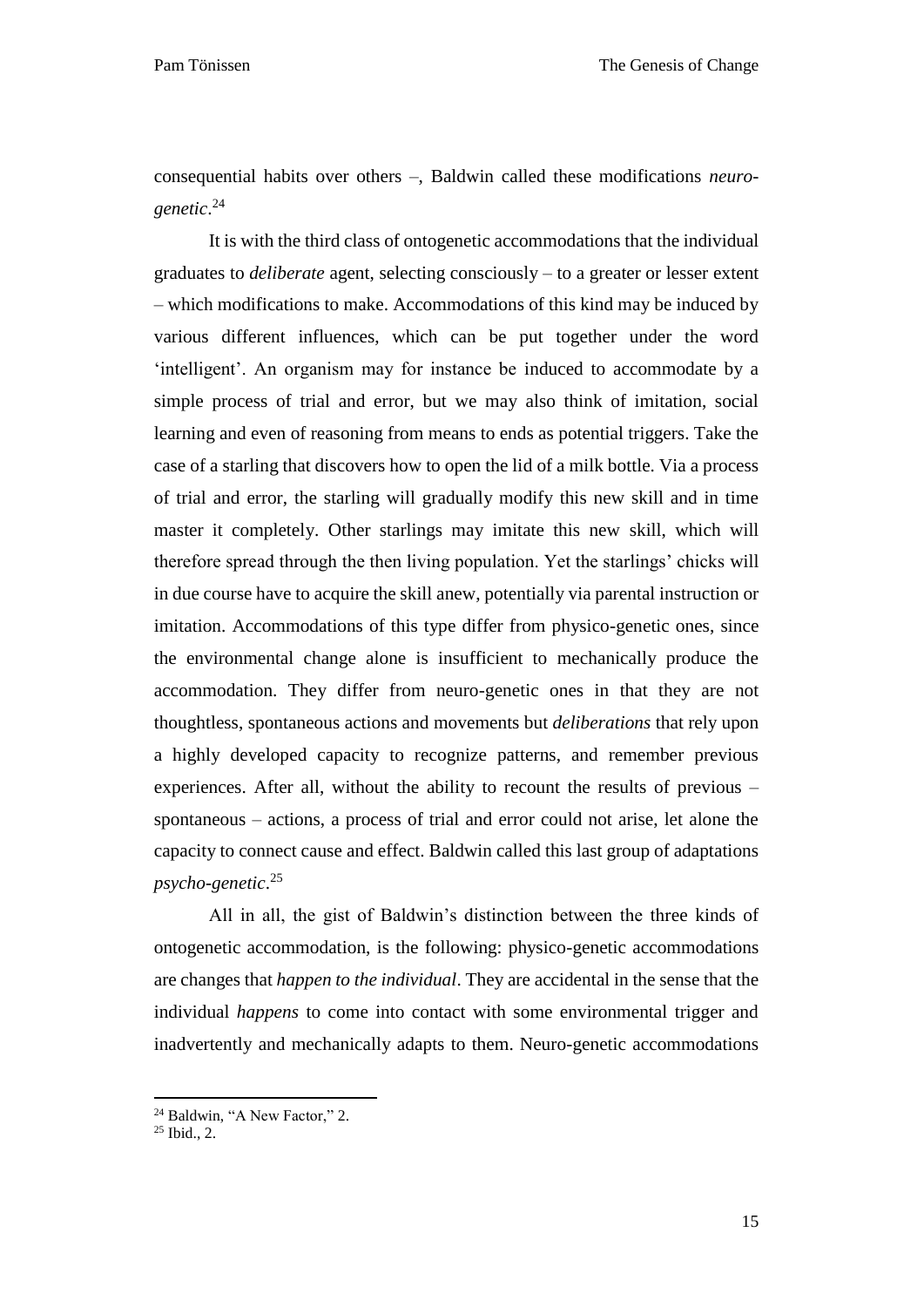consequential habits over others –, Baldwin called these modifications *neuro-genetic*.[24]

It is with the third class of ontogenetic accommodations that the individual graduates to *deliberate* agent, selecting consciously – to a greater or lesser extent – which modifications to make. Accommodations of this kind may be induced by various different influences, which can be put together under the word 'intelligent'. An organism may for instance be induced to accommodate by a simple process of trial and error, but we may also think of imitation, social learning and even of reasoning from means to ends as potential triggers. Take the case of a starling that discovers how to open the lid of a milk bottle. Via a process of trial and error, the starling will gradually modify this new skill and in time master it completely. Other starlings may imitate this new skill, which will therefore spread through the then living population. Yet the starlings' chicks will in due course have to acquire the skill anew, potentially via parental instruction or imitation. Accommodations of this type differ from physico-genetic ones, since the environmental change alone is insufficient to mechanically produce the accommodation. They differ from neuro-genetic ones in that they are not thoughtless, spontaneous actions and movements but *deliberations* that rely upon a highly developed capacity to recognize patterns, and remember previous experiences. After all, without the ability to recount the results of previous – spontaneous – actions, a process of trial and error could not arise, let alone the capacity to connect cause and effect. Baldwin called this last group of adaptations *psycho-genetic*.[25]

All in all, the gist of Baldwin's distinction between the three kinds of ontogenetic accommodation, is the following: physico-genetic accommodations are changes that *happen to the individual*. They are accidental in the sense that the individual *happens* to come into contact with some environmental trigger and inadvertently and mechanically adapts to them. Neuro-genetic accommodations

---

[24] Baldwin, "A New Factor," 2.

[25] Ibid., 2.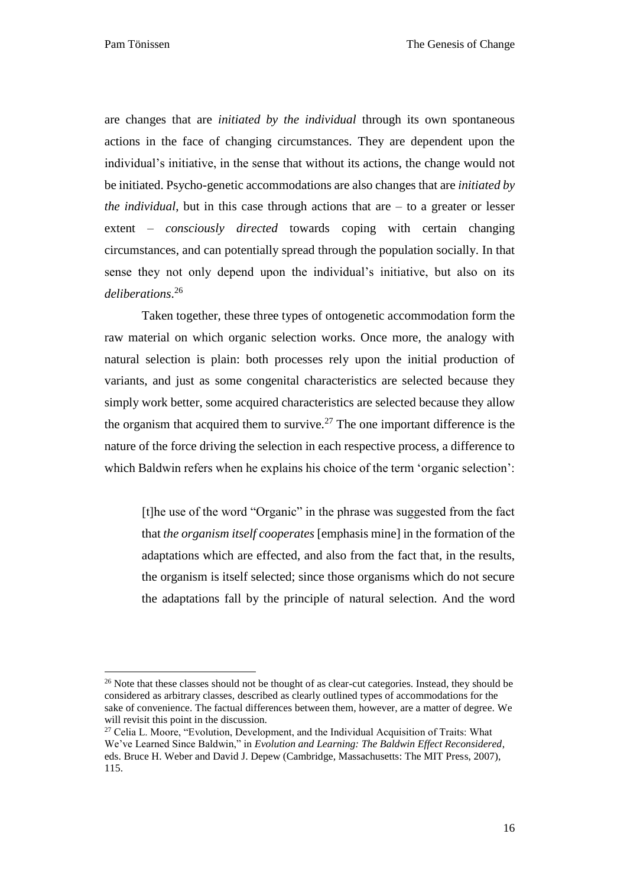are changes that are *initiated by the individual* through its own spontaneous actions in the face of changing circumstances. They are dependent upon the individual's initiative, in the sense that without its actions, the change would not be initiated. Psycho-genetic accommodations are also changes that are *initiated by the individual*, but in this case through actions that are – to a greater or lesser extent – *consciously directed* towards coping with certain changing circumstances, and can potentially spread through the population socially. In that sense they not only depend upon the individual's initiative, but also on its *deliberations*.[26]

Taken together, these three types of ontogenetic accommodation form the raw material on which organic selection works. Once more, the analogy with natural selection is plain: both processes rely upon the initial production of variants, and just as some congenital characteristics are selected because they simply work better, some acquired characteristics are selected because they allow the organism that acquired them to survive.[27] The one important difference is the nature of the force driving the selection in each respective process, a difference to which Baldwin refers when he explains his choice of the term 'organic selection':

> [t]he use of the word "Organic" in the phrase was suggested from the fact that *the organism itself cooperates* [emphasis mine] in the formation of the adaptations which are effected, and also from the fact that, in the results, the organism is itself selected; since those organisms which do not secure the adaptations fall by the principle of natural selection. And the word

[26] Note that these classes should not be thought of as clear-cut categories. Instead, they should be considered as arbitrary classes, described as clearly outlined types of accommodations for the sake of convenience. The factual differences between them, however, are a matter of degree. We will revisit this point in the discussion.

[27] Celia L. Moore, "Evolution, Development, and the Individual Acquisition of Traits: What We've Learned Since Baldwin," in *Evolution and Learning: The Baldwin Effect Reconsidered*, eds. Bruce H. Weber and David J. Depew (Cambridge, Massachusetts: The MIT Press, 2007), 115.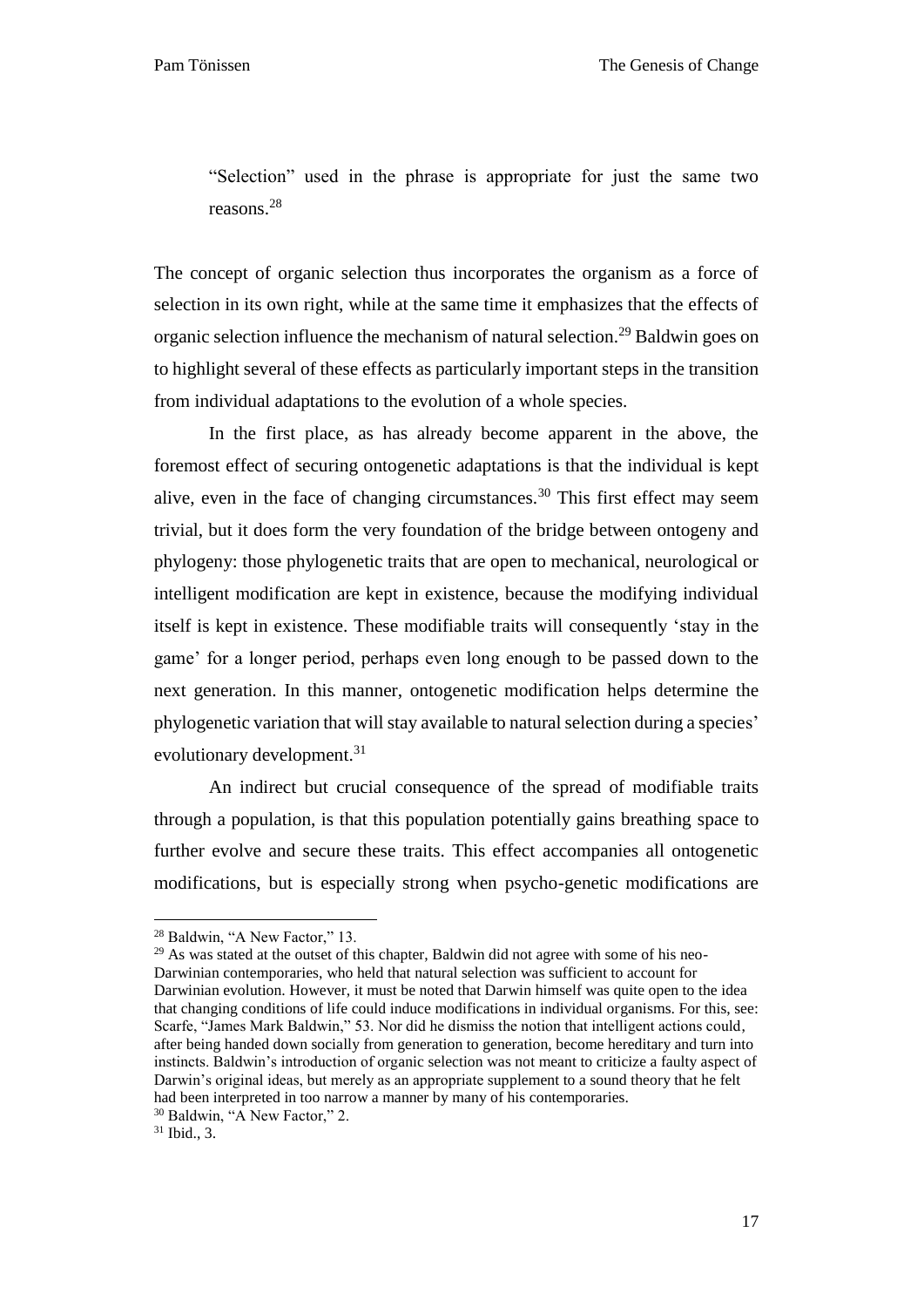> "Selection" used in the phrase is appropriate for just the same two reasons.[28]

The concept of organic selection thus incorporates the organism as a force of selection in its own right, while at the same time it emphasizes that the effects of organic selection influence the mechanism of natural selection.[29] Baldwin goes on to highlight several of these effects as particularly important steps in the transition from individual adaptations to the evolution of a whole species.

In the first place, as has already become apparent in the above, the foremost effect of securing ontogenetic adaptations is that the individual is kept alive, even in the face of changing circumstances.[30] This first effect may seem trivial, but it does form the very foundation of the bridge between ontogeny and phylogeny: those phylogenetic traits that are open to mechanical, neurological or intelligent modification are kept in existence, because the modifying individual itself is kept in existence. These modifiable traits will consequently 'stay in the game' for a longer period, perhaps even long enough to be passed down to the next generation. In this manner, ontogenetic modification helps determine the phylogenetic variation that will stay available to natural selection during a species' evolutionary development.[31]

An indirect but crucial consequence of the spread of modifiable traits through a population, is that this population potentially gains breathing space to further evolve and secure these traits. This effect accompanies all ontogenetic modifications, but is especially strong when psycho-genetic modifications are

---

[28] Baldwin, "A New Factor," 13.

[29] As was stated at the outset of this chapter, Baldwin did not agree with some of his neo-Darwinian contemporaries, who held that natural selection was sufficient to account for Darwinian evolution. However, it must be noted that Darwin himself was quite open to the idea that changing conditions of life could induce modifications in individual organisms. For this, see: Scarfe, "James Mark Baldwin," 53. Nor did he dismiss the notion that intelligent actions could, after being handed down socially from generation to generation, become hereditary and turn into instincts. Baldwin's introduction of organic selection was not meant to criticize a faulty aspect of Darwin's original ideas, but merely as an appropriate supplement to a sound theory that he felt had been interpreted in too narrow a manner by many of his contemporaries.

[30] Baldwin, "A New Factor," 2.

[31] Ibid., 3.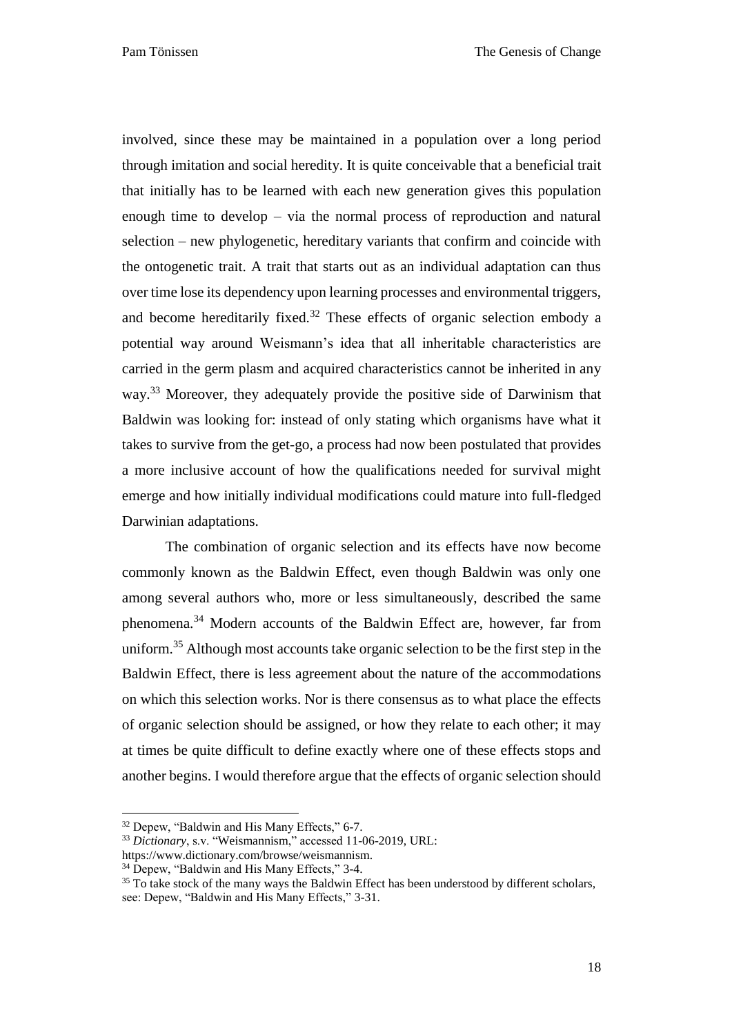involved, since these may be maintained in a population over a long period through imitation and social heredity. It is quite conceivable that a beneficial trait that initially has to be learned with each new generation gives this population enough time to develop – via the normal process of reproduction and natural selection – new phylogenetic, hereditary variants that confirm and coincide with the ontogenetic trait. A trait that starts out as an individual adaptation can thus over time lose its dependency upon learning processes and environmental triggers, and become hereditarily fixed.[32] These effects of organic selection embody a potential way around Weismann's idea that all inheritable characteristics are carried in the germ plasm and acquired characteristics cannot be inherited in any way.[33] Moreover, they adequately provide the positive side of Darwinism that Baldwin was looking for: instead of only stating which organisms have what it takes to survive from the get-go, a process had now been postulated that provides a more inclusive account of how the qualifications needed for survival might emerge and how initially individual modifications could mature into full-fledged Darwinian adaptations.

The combination of organic selection and its effects have now become commonly known as the Baldwin Effect, even though Baldwin was only one among several authors who, more or less simultaneously, described the same phenomena.[34] Modern accounts of the Baldwin Effect are, however, far from uniform.[35] Although most accounts take organic selection to be the first step in the Baldwin Effect, there is less agreement about the nature of the accommodations on which this selection works. Nor is there consensus as to what place the effects of organic selection should be assigned, or how they relate to each other; it may at times be quite difficult to define exactly where one of these effects stops and another begins. I would therefore argue that the effects of organic selection should

---

[32] Depew, "Baldwin and His Many Effects," 6-7.

[33] *Dictionary*, s.v. "Weismannism," accessed 11-06-2019, URL: https://www.dictionary.com/browse/weismannism.

[34] Depew, "Baldwin and His Many Effects," 3-4.

[35] To take stock of the many ways the Baldwin Effect has been understood by different scholars, see: Depew, "Baldwin and His Many Effects," 3-31.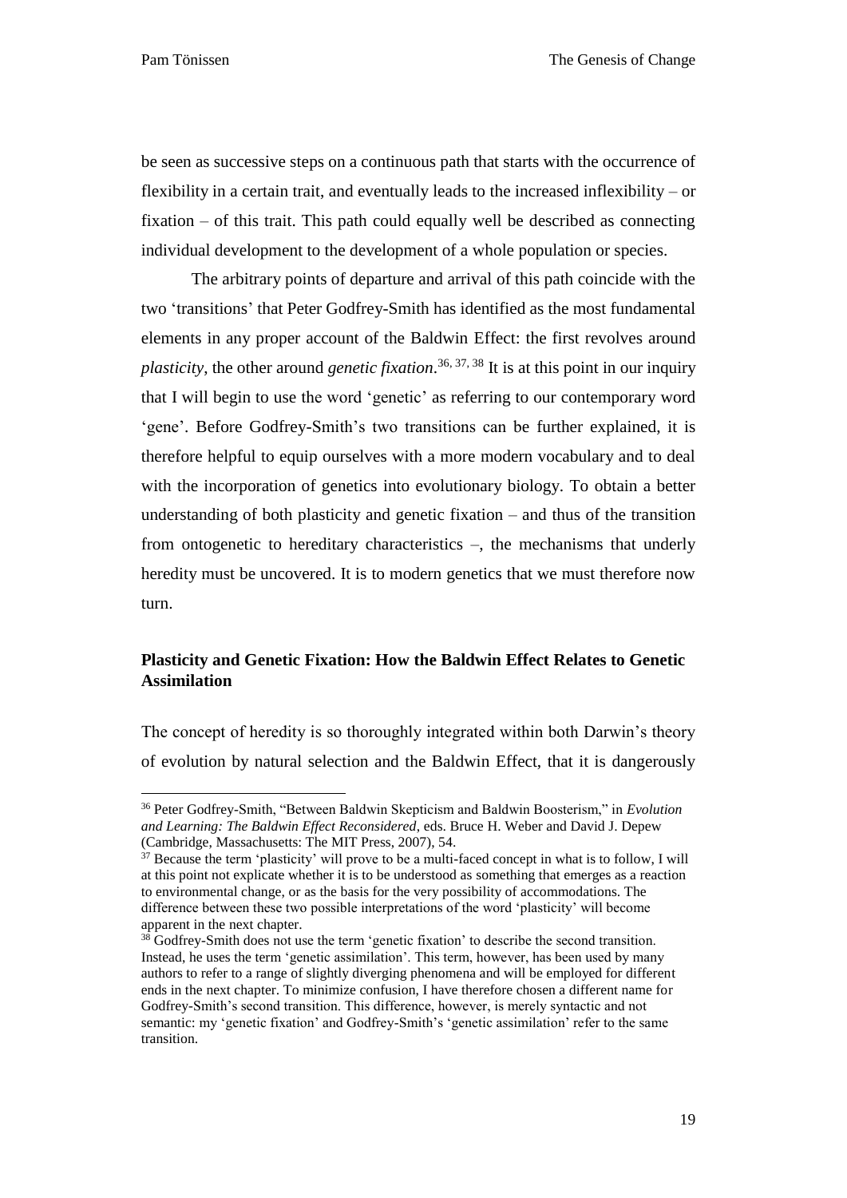be seen as successive steps on a continuous path that starts with the occurrence of flexibility in a certain trait, and eventually leads to the increased inflexibility – or fixation – of this trait. This path could equally well be described as connecting individual development to the development of a whole population or species.

The arbitrary points of departure and arrival of this path coincide with the two 'transitions' that Peter Godfrey-Smith has identified as the most fundamental elements in any proper account of the Baldwin Effect: the first revolves around *plasticity*, the other around *genetic fixation*.[36, 37, 38] It is at this point in our inquiry that I will begin to use the word 'genetic' as referring to our contemporary word 'gene'. Before Godfrey-Smith's two transitions can be further explained, it is therefore helpful to equip ourselves with a more modern vocabulary and to deal with the incorporation of genetics into evolutionary biology. To obtain a better understanding of both plasticity and genetic fixation – and thus of the transition from ontogenetic to hereditary characteristics –, the mechanisms that underly heredity must be uncovered. It is to modern genetics that we must therefore now turn.

### Plasticity and Genetic Fixation: How the Baldwin Effect Relates to Genetic Assimilation

The concept of heredity is so thoroughly integrated within both Darwin's theory of evolution by natural selection and the Baldwin Effect, that it is dangerously

---

[36] Peter Godfrey-Smith, "Between Baldwin Skepticism and Baldwin Boosterism," in *Evolution and Learning: The Baldwin Effect Reconsidered*, eds. Bruce H. Weber and David J. Depew (Cambridge, Massachusetts: The MIT Press, 2007), 54.

[37] Because the term 'plasticity' will prove to be a multi-faced concept in what is to follow, I will at this point not explicate whether it is to be understood as something that emerges as a reaction to environmental change, or as the basis for the very possibility of accommodations. The difference between these two possible interpretations of the word 'plasticity' will become apparent in the next chapter.

[38] Godfrey-Smith does not use the term 'genetic fixation' to describe the second transition. Instead, he uses the term 'genetic assimilation'. This term, however, has been used by many authors to refer to a range of slightly diverging phenomena and will be employed for different ends in the next chapter. To minimize confusion, I have therefore chosen a different name for Godfrey-Smith's second transition. This difference, however, is merely syntactic and not semantic: my 'genetic fixation' and Godfrey-Smith's 'genetic assimilation' refer to the same transition.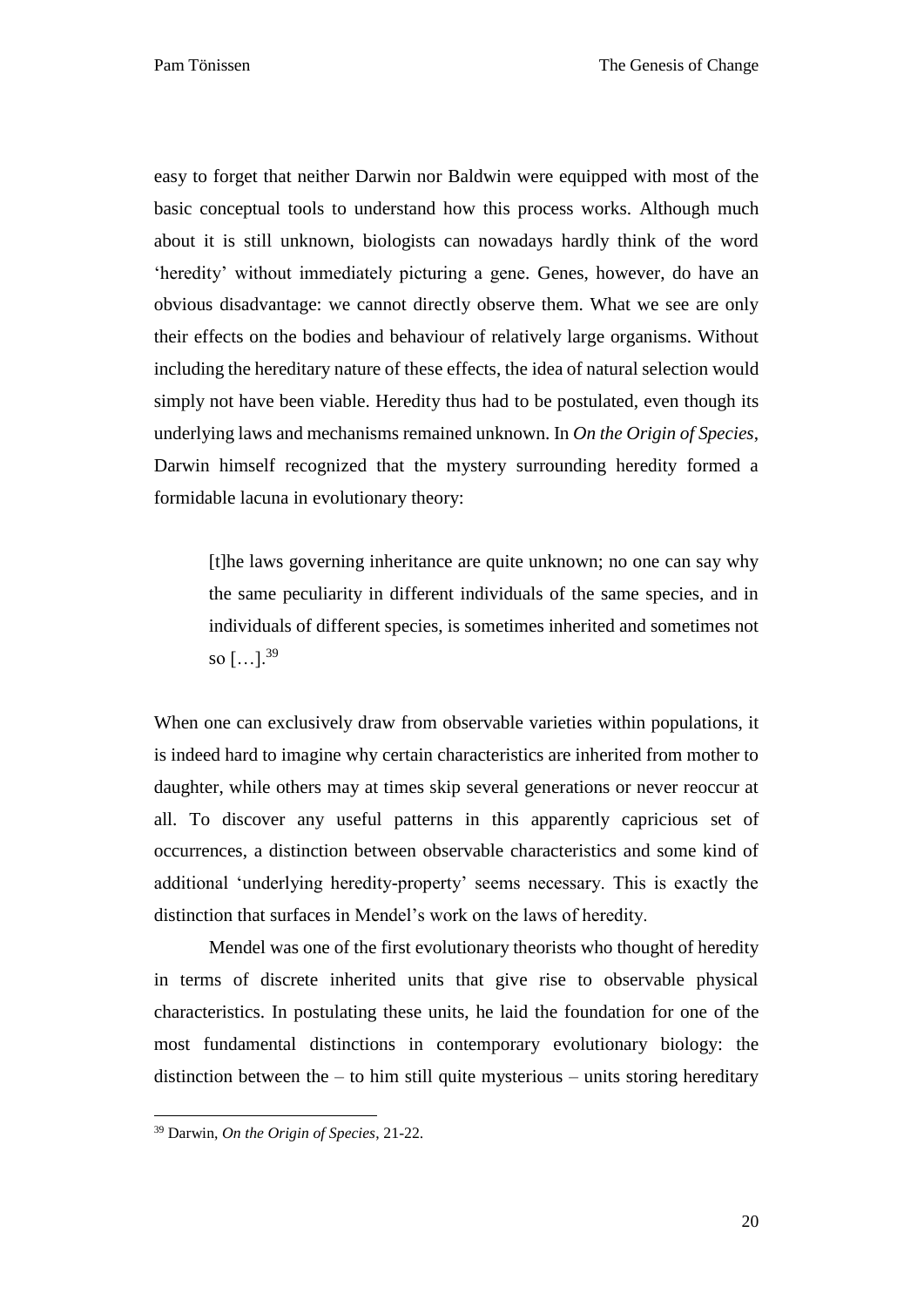easy to forget that neither Darwin nor Baldwin were equipped with most of the basic conceptual tools to understand how this process works. Although much about it is still unknown, biologists can nowadays hardly think of the word 'heredity' without immediately picturing a gene. Genes, however, do have an obvious disadvantage: we cannot directly observe them. What we see are only their effects on the bodies and behaviour of relatively large organisms. Without including the hereditary nature of these effects, the idea of natural selection would simply not have been viable. Heredity thus had to be postulated, even though its underlying laws and mechanisms remained unknown. In *On the Origin of Species*, Darwin himself recognized that the mystery surrounding heredity formed a formidable lacuna in evolutionary theory:

> [t]he laws governing inheritance are quite unknown; no one can say why the same peculiarity in different individuals of the same species, and in individuals of different species, is sometimes inherited and sometimes not so […].[39]

When one can exclusively draw from observable varieties within populations, it is indeed hard to imagine why certain characteristics are inherited from mother to daughter, while others may at times skip several generations or never reoccur at all. To discover any useful patterns in this apparently capricious set of occurrences, a distinction between observable characteristics and some kind of additional 'underlying heredity-property' seems necessary. This is exactly the distinction that surfaces in Mendel's work on the laws of heredity.

Mendel was one of the first evolutionary theorists who thought of heredity in terms of discrete inherited units that give rise to observable physical characteristics. In postulating these units, he laid the foundation for one of the most fundamental distinctions in contemporary evolutionary biology: the distinction between the – to him still quite mysterious – units storing hereditary

---

[39] Darwin, *On the Origin of Species*, 21-22.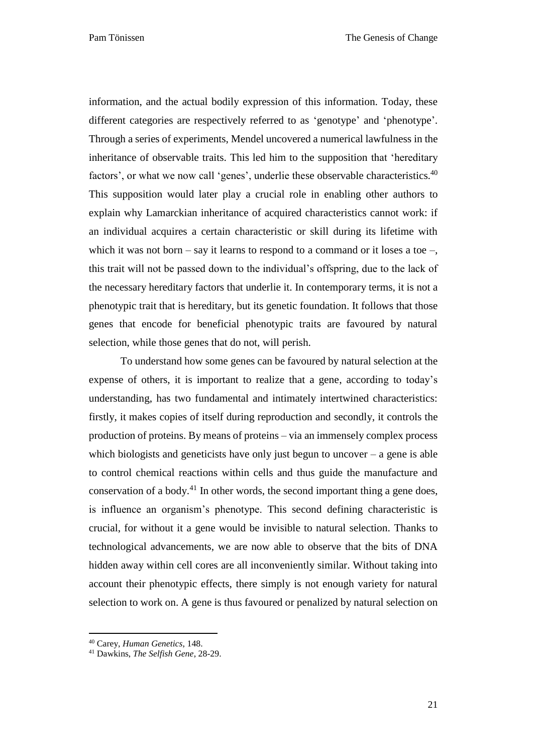information, and the actual bodily expression of this information. Today, these different categories are respectively referred to as 'genotype' and 'phenotype'. Through a series of experiments, Mendel uncovered a numerical lawfulness in the inheritance of observable traits. This led him to the supposition that 'hereditary factors', or what we now call 'genes', underlie these observable characteristics.[40] This supposition would later play a crucial role in enabling other authors to explain why Lamarckian inheritance of acquired characteristics cannot work: if an individual acquires a certain characteristic or skill during its lifetime with which it was not born – say it learns to respond to a command or it loses a toe –, this trait will not be passed down to the individual's offspring, due to the lack of the necessary hereditary factors that underlie it. In contemporary terms, it is not a phenotypic trait that is hereditary, but its genetic foundation. It follows that those genes that encode for beneficial phenotypic traits are favoured by natural selection, while those genes that do not, will perish.

To understand how some genes can be favoured by natural selection at the expense of others, it is important to realize that a gene, according to today's understanding, has two fundamental and intimately intertwined characteristics: firstly, it makes copies of itself during reproduction and secondly, it controls the production of proteins. By means of proteins – via an immensely complex process which biologists and geneticists have only just begun to uncover – a gene is able to control chemical reactions within cells and thus guide the manufacture and conservation of a body.[41] In other words, the second important thing a gene does, is influence an organism's phenotype. This second defining characteristic is crucial, for without it a gene would be invisible to natural selection. Thanks to technological advancements, we are now able to observe that the bits of DNA hidden away within cell cores are all inconveniently similar. Without taking into account their phenotypic effects, there simply is not enough variety for natural selection to work on. A gene is thus favoured or penalized by natural selection on

---

[40] Carey, *Human Genetics*, 148.

[41] Dawkins, *The Selfish Gene*, 28-29.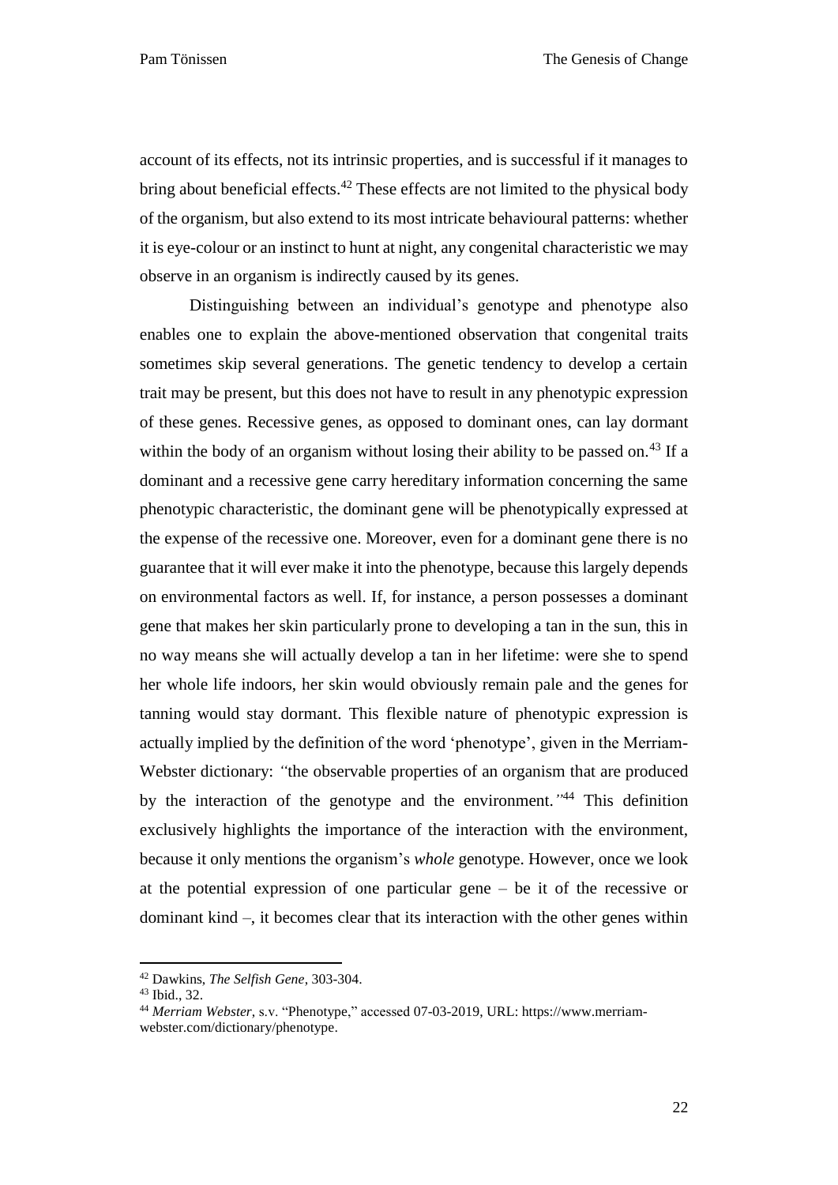account of its effects, not its intrinsic properties, and is successful if it manages to bring about beneficial effects.[42] These effects are not limited to the physical body of the organism, but also extend to its most intricate behavioural patterns: whether it is eye-colour or an instinct to hunt at night, any congenital characteristic we may observe in an organism is indirectly caused by its genes.

Distinguishing between an individual's genotype and phenotype also enables one to explain the above-mentioned observation that congenital traits sometimes skip several generations. The genetic tendency to develop a certain trait may be present, but this does not have to result in any phenotypic expression of these genes. Recessive genes, as opposed to dominant ones, can lay dormant within the body of an organism without losing their ability to be passed on.[43] If a dominant and a recessive gene carry hereditary information concerning the same phenotypic characteristic, the dominant gene will be phenotypically expressed at the expense of the recessive one. Moreover, even for a dominant gene there is no guarantee that it will ever make it into the phenotype, because this largely depends on environmental factors as well. If, for instance, a person possesses a dominant gene that makes her skin particularly prone to developing a tan in the sun, this in no way means she will actually develop a tan in her lifetime: were she to spend her whole life indoors, her skin would obviously remain pale and the genes for tanning would stay dormant. This flexible nature of phenotypic expression is actually implied by the definition of the word 'phenotype', given in the Merriam-Webster dictionary: *"*the observable properties of an organism that are produced by the interaction of the genotype and the environment.*"*[44] This definition exclusively highlights the importance of the interaction with the environment, because it only mentions the organism's *whole* genotype. However, once we look at the potential expression of one particular gene – be it of the recessive or dominant kind –, it becomes clear that its interaction with the other genes within

---

[42] Dawkins, *The Selfish Gene*, 303-304.

[43] Ibid., 32.

[44] *Merriam Webster*, s.v. "Phenotype," accessed 07-03-2019, URL: https://www.merriam-webster.com/dictionary/phenotype.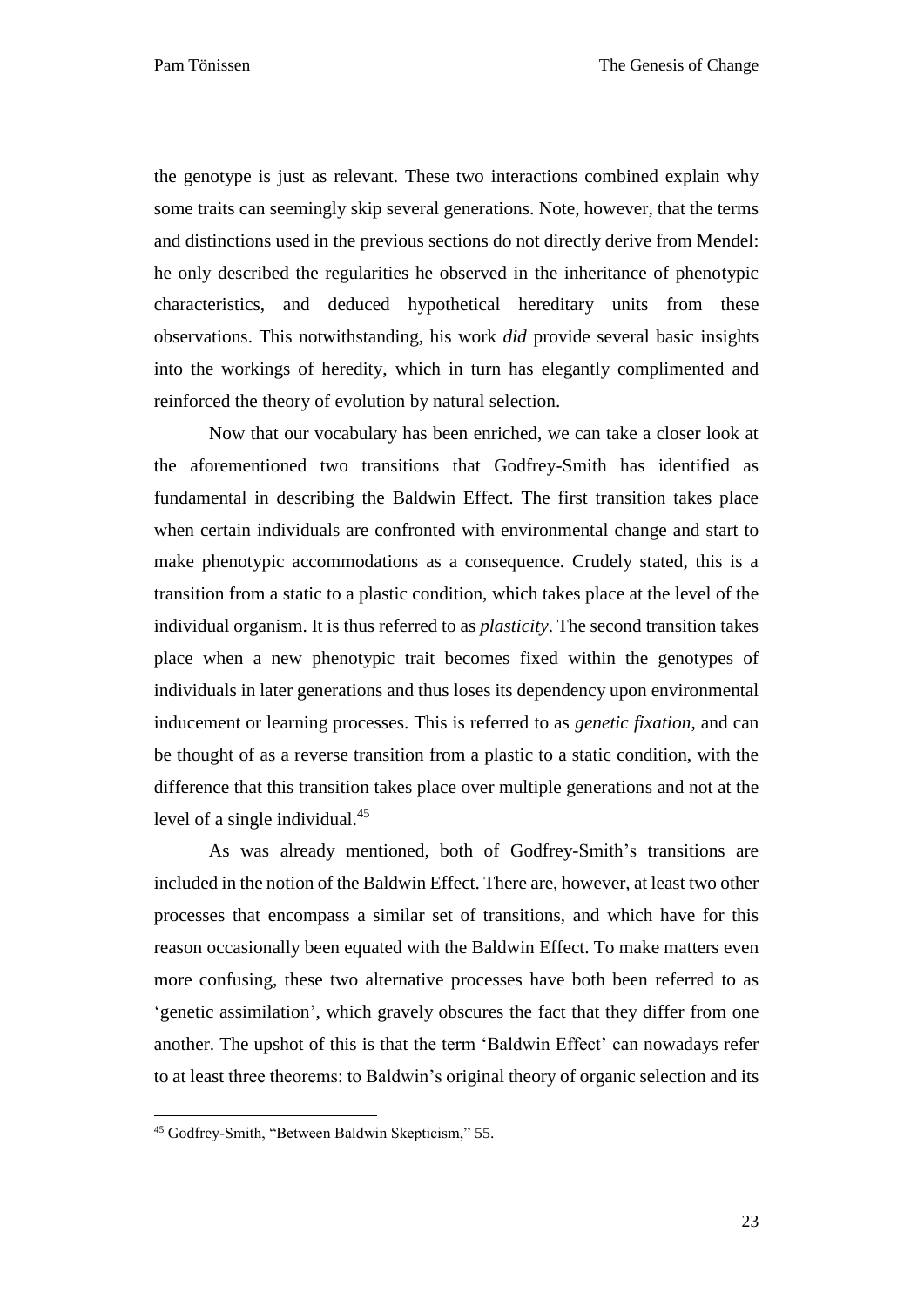the genotype is just as relevant. These two interactions combined explain why some traits can seemingly skip several generations. Note, however, that the terms and distinctions used in the previous sections do not directly derive from Mendel: he only described the regularities he observed in the inheritance of phenotypic characteristics, and deduced hypothetical hereditary units from these observations. This notwithstanding, his work *did* provide several basic insights into the workings of heredity, which in turn has elegantly complimented and reinforced the theory of evolution by natural selection.

Now that our vocabulary has been enriched, we can take a closer look at the aforementioned two transitions that Godfrey-Smith has identified as fundamental in describing the Baldwin Effect. The first transition takes place when certain individuals are confronted with environmental change and start to make phenotypic accommodations as a consequence. Crudely stated, this is a transition from a static to a plastic condition, which takes place at the level of the individual organism. It is thus referred to as *plasticity*. The second transition takes place when a new phenotypic trait becomes fixed within the genotypes of individuals in later generations and thus loses its dependency upon environmental inducement or learning processes. This is referred to as *genetic fixation*, and can be thought of as a reverse transition from a plastic to a static condition, with the difference that this transition takes place over multiple generations and not at the level of a single individual.[45]

As was already mentioned, both of Godfrey-Smith's transitions are included in the notion of the Baldwin Effect. There are, however, at least two other processes that encompass a similar set of transitions, and which have for this reason occasionally been equated with the Baldwin Effect. To make matters even more confusing, these two alternative processes have both been referred to as 'genetic assimilation', which gravely obscures the fact that they differ from one another. The upshot of this is that the term 'Baldwin Effect' can nowadays refer to at least three theorems: to Baldwin's original theory of organic selection and its

---

[45] Godfrey-Smith, "Between Baldwin Skepticism," 55.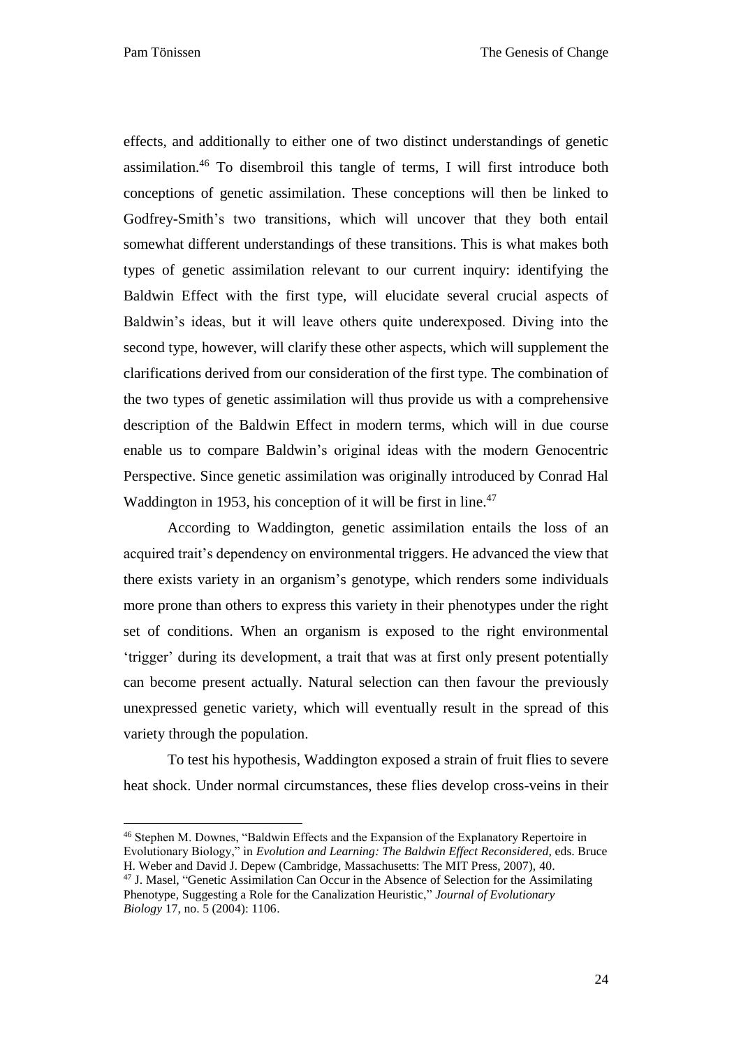effects, and additionally to either one of two distinct understandings of genetic assimilation.[46] To disembroil this tangle of terms, I will first introduce both conceptions of genetic assimilation. These conceptions will then be linked to Godfrey-Smith's two transitions, which will uncover that they both entail somewhat different understandings of these transitions. This is what makes both types of genetic assimilation relevant to our current inquiry: identifying the Baldwin Effect with the first type, will elucidate several crucial aspects of Baldwin's ideas, but it will leave others quite underexposed. Diving into the second type, however, will clarify these other aspects, which will supplement the clarifications derived from our consideration of the first type. The combination of the two types of genetic assimilation will thus provide us with a comprehensive description of the Baldwin Effect in modern terms, which will in due course enable us to compare Baldwin's original ideas with the modern Genocentric Perspective. Since genetic assimilation was originally introduced by Conrad Hal Waddington in 1953, his conception of it will be first in line.[47]

According to Waddington, genetic assimilation entails the loss of an acquired trait's dependency on environmental triggers. He advanced the view that there exists variety in an organism's genotype, which renders some individuals more prone than others to express this variety in their phenotypes under the right set of conditions. When an organism is exposed to the right environmental 'trigger' during its development, a trait that was at first only present potentially can become present actually. Natural selection can then favour the previously unexpressed genetic variety, which will eventually result in the spread of this variety through the population.

To test his hypothesis, Waddington exposed a strain of fruit flies to severe heat shock. Under normal circumstances, these flies develop cross-veins in their

---

[46] Stephen M. Downes, "Baldwin Effects and the Expansion of the Explanatory Repertoire in Evolutionary Biology," in *Evolution and Learning: The Baldwin Effect Reconsidered*, eds. Bruce H. Weber and David J. Depew (Cambridge, Massachusetts: The MIT Press, 2007), 40.

[47] J. Masel, "Genetic Assimilation Can Occur in the Absence of Selection for the Assimilating Phenotype, Suggesting a Role for the Canalization Heuristic," *Journal of Evolutionary Biology* 17, no. 5 (2004): 1106.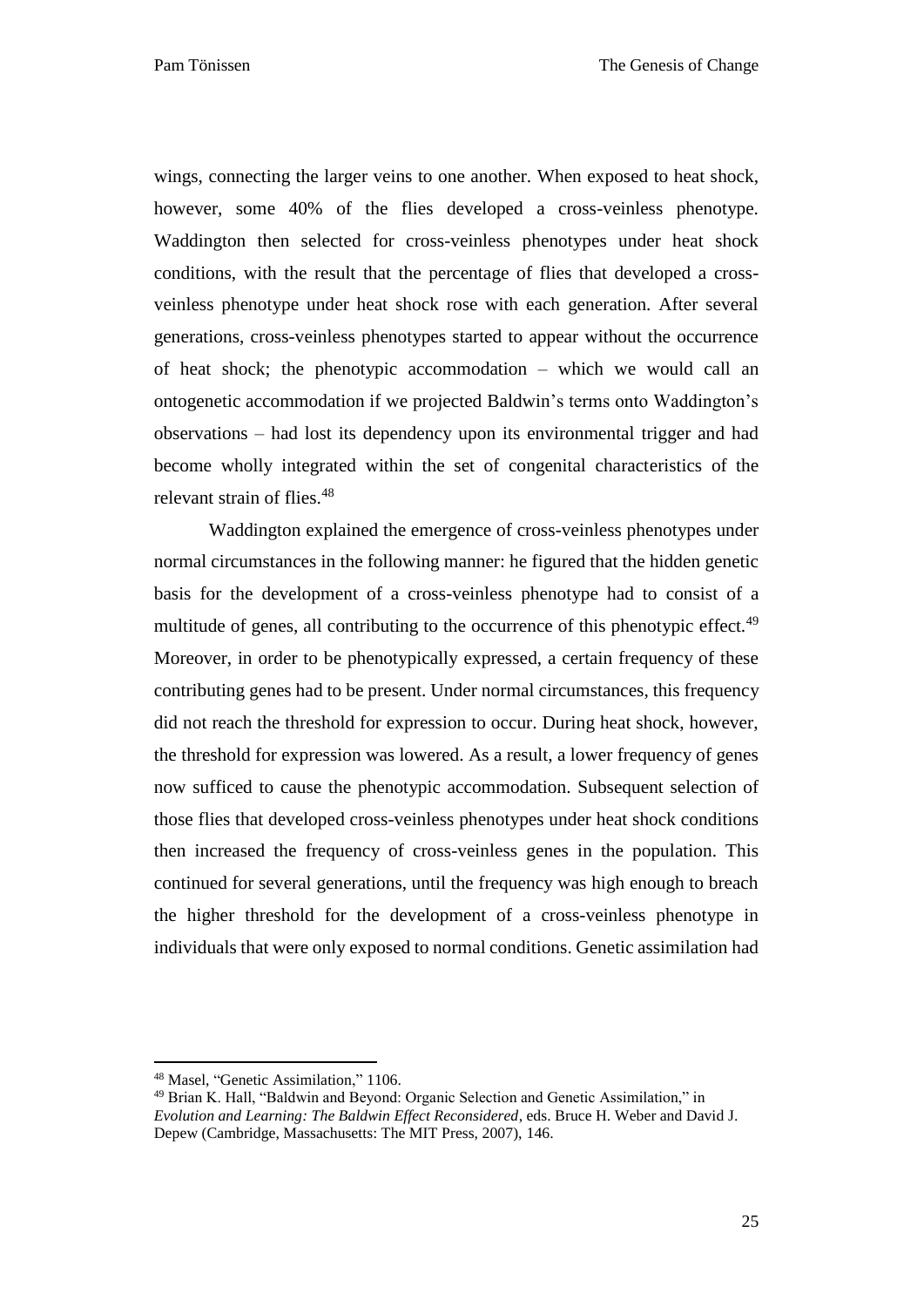wings, connecting the larger veins to one another. When exposed to heat shock, however, some 40% of the flies developed a cross-veinless phenotype. Waddington then selected for cross-veinless phenotypes under heat shock conditions, with the result that the percentage of flies that developed a cross-veinless phenotype under heat shock rose with each generation. After several generations, cross-veinless phenotypes started to appear without the occurrence of heat shock; the phenotypic accommodation – which we would call an ontogenetic accommodation if we projected Baldwin's terms onto Waddington's observations – had lost its dependency upon its environmental trigger and had become wholly integrated within the set of congenital characteristics of the relevant strain of flies.[48]

Waddington explained the emergence of cross-veinless phenotypes under normal circumstances in the following manner: he figured that the hidden genetic basis for the development of a cross-veinless phenotype had to consist of a multitude of genes, all contributing to the occurrence of this phenotypic effect.[49] Moreover, in order to be phenotypically expressed, a certain frequency of these contributing genes had to be present. Under normal circumstances, this frequency did not reach the threshold for expression to occur. During heat shock, however, the threshold for expression was lowered. As a result, a lower frequency of genes now sufficed to cause the phenotypic accommodation. Subsequent selection of those flies that developed cross-veinless phenotypes under heat shock conditions then increased the frequency of cross-veinless genes in the population. This continued for several generations, until the frequency was high enough to breach the higher threshold for the development of a cross-veinless phenotype in individuals that were only exposed to normal conditions. Genetic assimilation had

---

[48] Masel, "Genetic Assimilation," 1106.

[49] Brian K. Hall, "Baldwin and Beyond: Organic Selection and Genetic Assimilation," in *Evolution and Learning: The Baldwin Effect Reconsidered*, eds. Bruce H. Weber and David J. Depew (Cambridge, Massachusetts: The MIT Press, 2007), 146.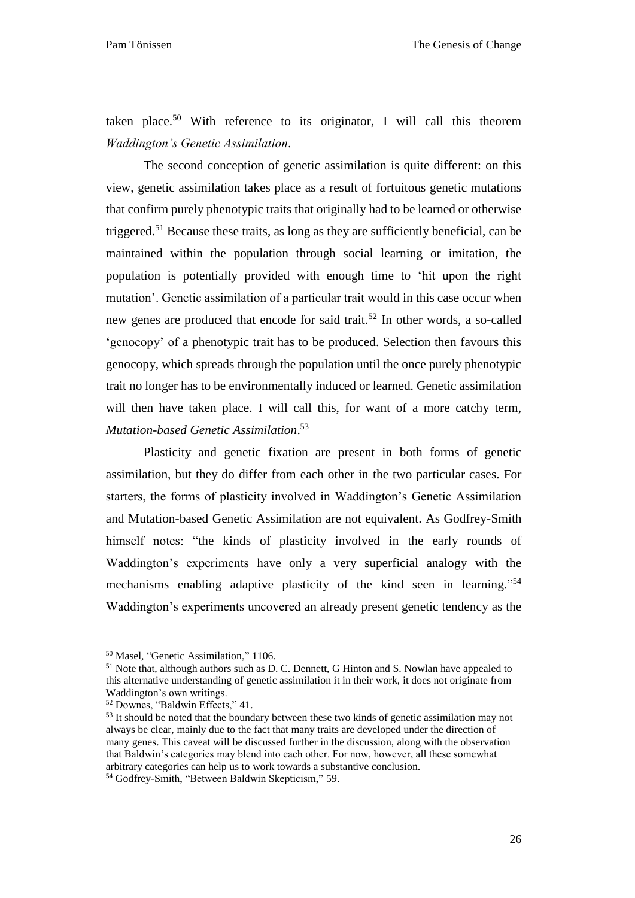taken place.[50] With reference to its originator, I will call this theorem *Waddington's Genetic Assimilation*.

The second conception of genetic assimilation is quite different: on this view, genetic assimilation takes place as a result of fortuitous genetic mutations that confirm purely phenotypic traits that originally had to be learned or otherwise triggered.[51] Because these traits, as long as they are sufficiently beneficial, can be maintained within the population through social learning or imitation, the population is potentially provided with enough time to 'hit upon the right mutation'. Genetic assimilation of a particular trait would in this case occur when new genes are produced that encode for said trait.[52] In other words, a so-called 'genocopy' of a phenotypic trait has to be produced. Selection then favours this genocopy, which spreads through the population until the once purely phenotypic trait no longer has to be environmentally induced or learned. Genetic assimilation will then have taken place. I will call this, for want of a more catchy term, *Mutation-based Genetic Assimilation*.[53]

Plasticity and genetic fixation are present in both forms of genetic assimilation, but they do differ from each other in the two particular cases. For starters, the forms of plasticity involved in Waddington's Genetic Assimilation and Mutation-based Genetic Assimilation are not equivalent. As Godfrey-Smith himself notes: "the kinds of plasticity involved in the early rounds of Waddington's experiments have only a very superficial analogy with the mechanisms enabling adaptive plasticity of the kind seen in learning."[54] Waddington's experiments uncovered an already present genetic tendency as the

---

[50] Masel, "Genetic Assimilation," 1106.

[51] Note that, although authors such as D. C. Dennett, G Hinton and S. Nowlan have appealed to this alternative understanding of genetic assimilation it in their work, it does not originate from Waddington's own writings.

[52] Downes, "Baldwin Effects," 41.

[53] It should be noted that the boundary between these two kinds of genetic assimilation may not always be clear, mainly due to the fact that many traits are developed under the direction of many genes. This caveat will be discussed further in the discussion, along with the observation that Baldwin's categories may blend into each other. For now, however, all these somewhat arbitrary categories can help us to work towards a substantive conclusion.

[54] Godfrey-Smith, "Between Baldwin Skepticism," 59.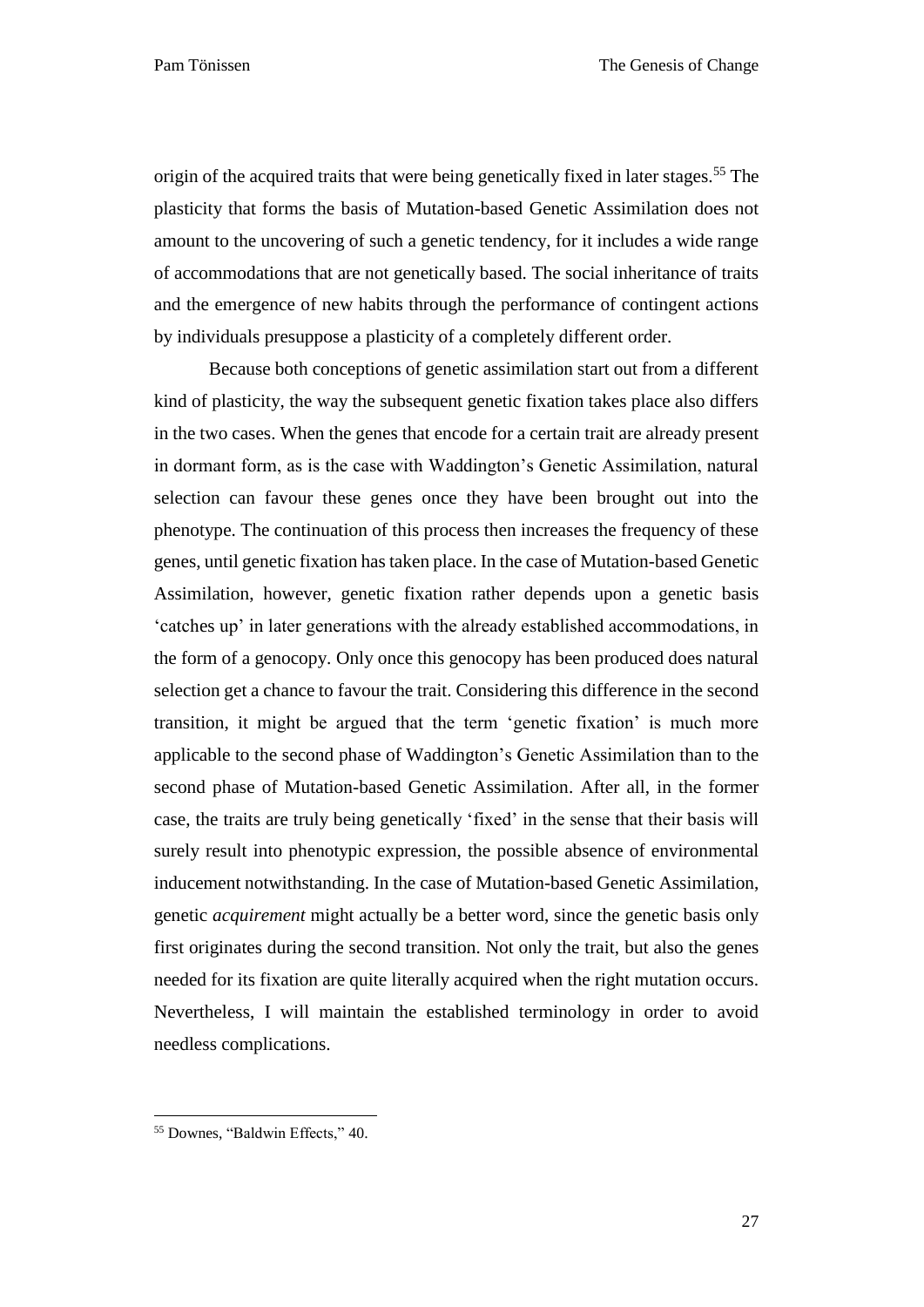origin of the acquired traits that were being genetically fixed in later stages.[55] The plasticity that forms the basis of Mutation-based Genetic Assimilation does not amount to the uncovering of such a genetic tendency, for it includes a wide range of accommodations that are not genetically based. The social inheritance of traits and the emergence of new habits through the performance of contingent actions by individuals presuppose a plasticity of a completely different order.

Because both conceptions of genetic assimilation start out from a different kind of plasticity, the way the subsequent genetic fixation takes place also differs in the two cases. When the genes that encode for a certain trait are already present in dormant form, as is the case with Waddington's Genetic Assimilation, natural selection can favour these genes once they have been brought out into the phenotype. The continuation of this process then increases the frequency of these genes, until genetic fixation has taken place. In the case of Mutation-based Genetic Assimilation, however, genetic fixation rather depends upon a genetic basis 'catches up' in later generations with the already established accommodations, in the form of a genocopy. Only once this genocopy has been produced does natural selection get a chance to favour the trait. Considering this difference in the second transition, it might be argued that the term 'genetic fixation' is much more applicable to the second phase of Waddington's Genetic Assimilation than to the second phase of Mutation-based Genetic Assimilation. After all, in the former case, the traits are truly being genetically 'fixed' in the sense that their basis will surely result into phenotypic expression, the possible absence of environmental inducement notwithstanding. In the case of Mutation-based Genetic Assimilation, genetic *acquirement* might actually be a better word, since the genetic basis only first originates during the second transition. Not only the trait, but also the genes needed for its fixation are quite literally acquired when the right mutation occurs. Nevertheless, I will maintain the established terminology in order to avoid needless complications.

---

[55] Downes, "Baldwin Effects," 40.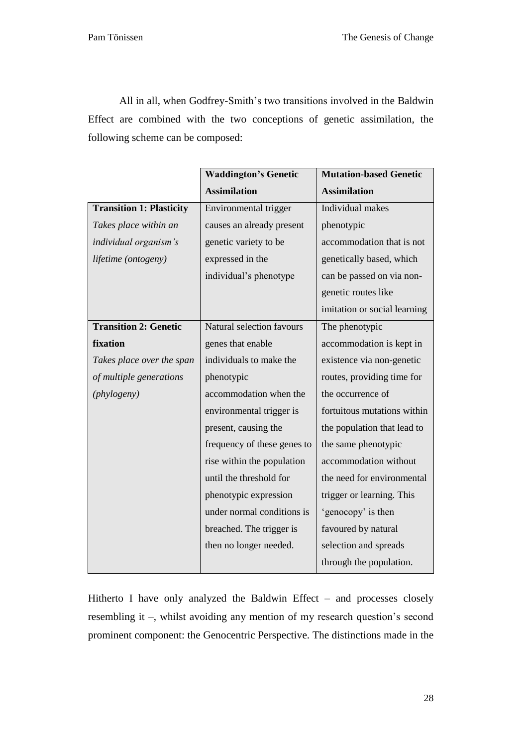All in all, when Godfrey-Smith's two transitions involved in the Baldwin Effect are combined with the two conceptions of genetic assimilation, the following scheme can be composed:

| | **Waddington's Genetic Assimilation** | **Mutation-based Genetic Assimilation** |
|---|---|---|
| **Transition 1: Plasticity** *Takes place within an individual organism's lifetime (ontogeny)* | Environmental trigger causes an already present genetic variety to be expressed in the individual's phenotype | Individual makes phenotypic accommodation that is not genetically based, which can be passed on via non-genetic routes like imitation or social learning |
| **Transition 2: Genetic fixation** *Takes place over the span of multiple generations (phylogeny)* | Natural selection favours genes that enable individuals to make the phenotypic accommodation when the environmental trigger is present, causing the frequency of these genes to rise within the population until the threshold for phenotypic expression under normal conditions is breached. The trigger is then no longer needed. | The phenotypic accommodation is kept in existence via non-genetic routes, providing time for the occurrence of fortuitous mutations within the population that lead to the same phenotypic accommodation without the need for environmental trigger or learning. This 'genocopy' is then favoured by natural selection and spreads through the population. |

Hitherto I have only analyzed the Baldwin Effect – and processes closely resembling it –, whilst avoiding any mention of my research question's second prominent component: the Genocentric Perspective. The distinctions made in the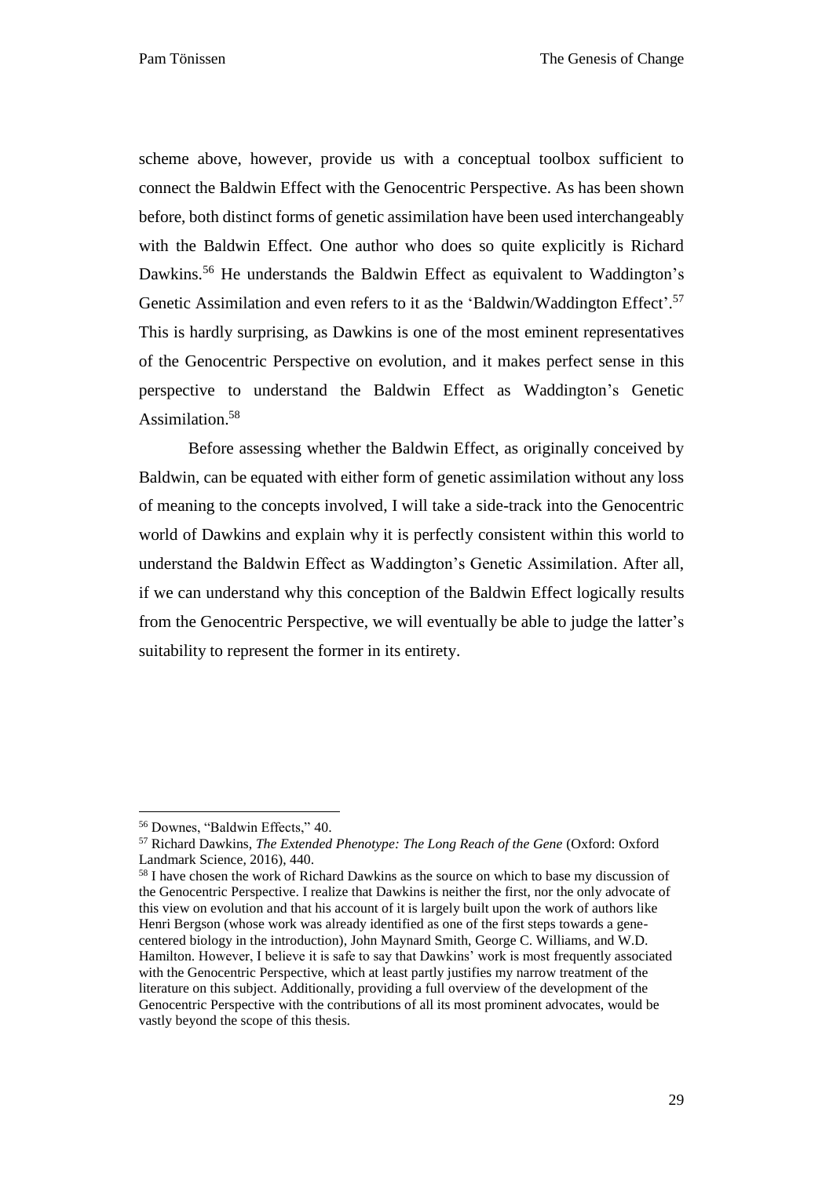scheme above, however, provide us with a conceptual toolbox sufficient to connect the Baldwin Effect with the Genocentric Perspective. As has been shown before, both distinct forms of genetic assimilation have been used interchangeably with the Baldwin Effect. One author who does so quite explicitly is Richard Dawkins.[56] He understands the Baldwin Effect as equivalent to Waddington's Genetic Assimilation and even refers to it as the 'Baldwin/Waddington Effect'.[57] This is hardly surprising, as Dawkins is one of the most eminent representatives of the Genocentric Perspective on evolution, and it makes perfect sense in this perspective to understand the Baldwin Effect as Waddington's Genetic Assimilation.[58]

Before assessing whether the Baldwin Effect, as originally conceived by Baldwin, can be equated with either form of genetic assimilation without any loss of meaning to the concepts involved, I will take a side-track into the Genocentric world of Dawkins and explain why it is perfectly consistent within this world to understand the Baldwin Effect as Waddington's Genetic Assimilation. After all, if we can understand why this conception of the Baldwin Effect logically results from the Genocentric Perspective, we will eventually be able to judge the latter's suitability to represent the former in its entirety.

---

[56] Downes, "Baldwin Effects," 40.

[57] Richard Dawkins, *The Extended Phenotype: The Long Reach of the Gene* (Oxford: Oxford Landmark Science, 2016), 440.

[58] I have chosen the work of Richard Dawkins as the source on which to base my discussion of the Genocentric Perspective. I realize that Dawkins is neither the first, nor the only advocate of this view on evolution and that his account of it is largely built upon the work of authors like Henri Bergson (whose work was already identified as one of the first steps towards a gene-centered biology in the introduction), John Maynard Smith, George C. Williams, and W.D. Hamilton. However, I believe it is safe to say that Dawkins' work is most frequently associated with the Genocentric Perspective, which at least partly justifies my narrow treatment of the literature on this subject. Additionally, providing a full overview of the development of the Genocentric Perspective with the contributions of all its most prominent advocates, would be vastly beyond the scope of this thesis.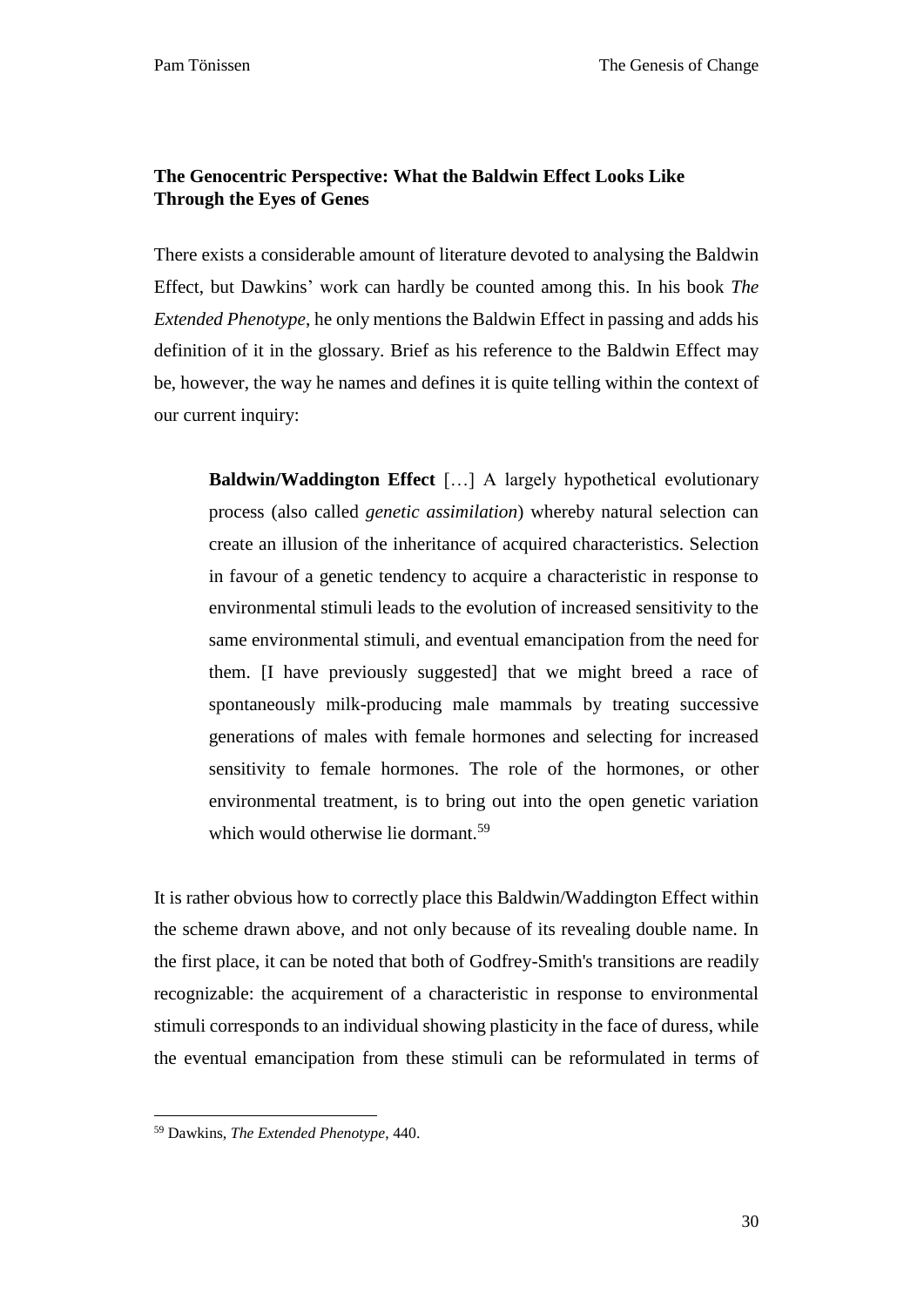### The Genocentric Perspective: What the Baldwin Effect Looks Like Through the Eyes of Genes

There exists a considerable amount of literature devoted to analysing the Baldwin Effect, but Dawkins' work can hardly be counted among this. In his book *The Extended Phenotype*, he only mentions the Baldwin Effect in passing and adds his definition of it in the glossary. Brief as his reference to the Baldwin Effect may be, however, the way he names and defines it is quite telling within the context of our current inquiry:

> **Baldwin/Waddington Effect** […] A largely hypothetical evolutionary process (also called *genetic assimilation*) whereby natural selection can create an illusion of the inheritance of acquired characteristics. Selection in favour of a genetic tendency to acquire a characteristic in response to environmental stimuli leads to the evolution of increased sensitivity to the same environmental stimuli, and eventual emancipation from the need for them. [I have previously suggested] that we might breed a race of spontaneously milk-producing male mammals by treating successive generations of males with female hormones and selecting for increased sensitivity to female hormones. The role of the hormones, or other environmental treatment, is to bring out into the open genetic variation which would otherwise lie dormant.[59]

It is rather obvious how to correctly place this Baldwin/Waddington Effect within the scheme drawn above, and not only because of its revealing double name. In the first place, it can be noted that both of Godfrey-Smith's transitions are readily recognizable: the acquirement of a characteristic in response to environmental stimuli corresponds to an individual showing plasticity in the face of duress, while the eventual emancipation from these stimuli can be reformulated in terms of

---

[59] Dawkins, *The Extended Phenotype*, 440.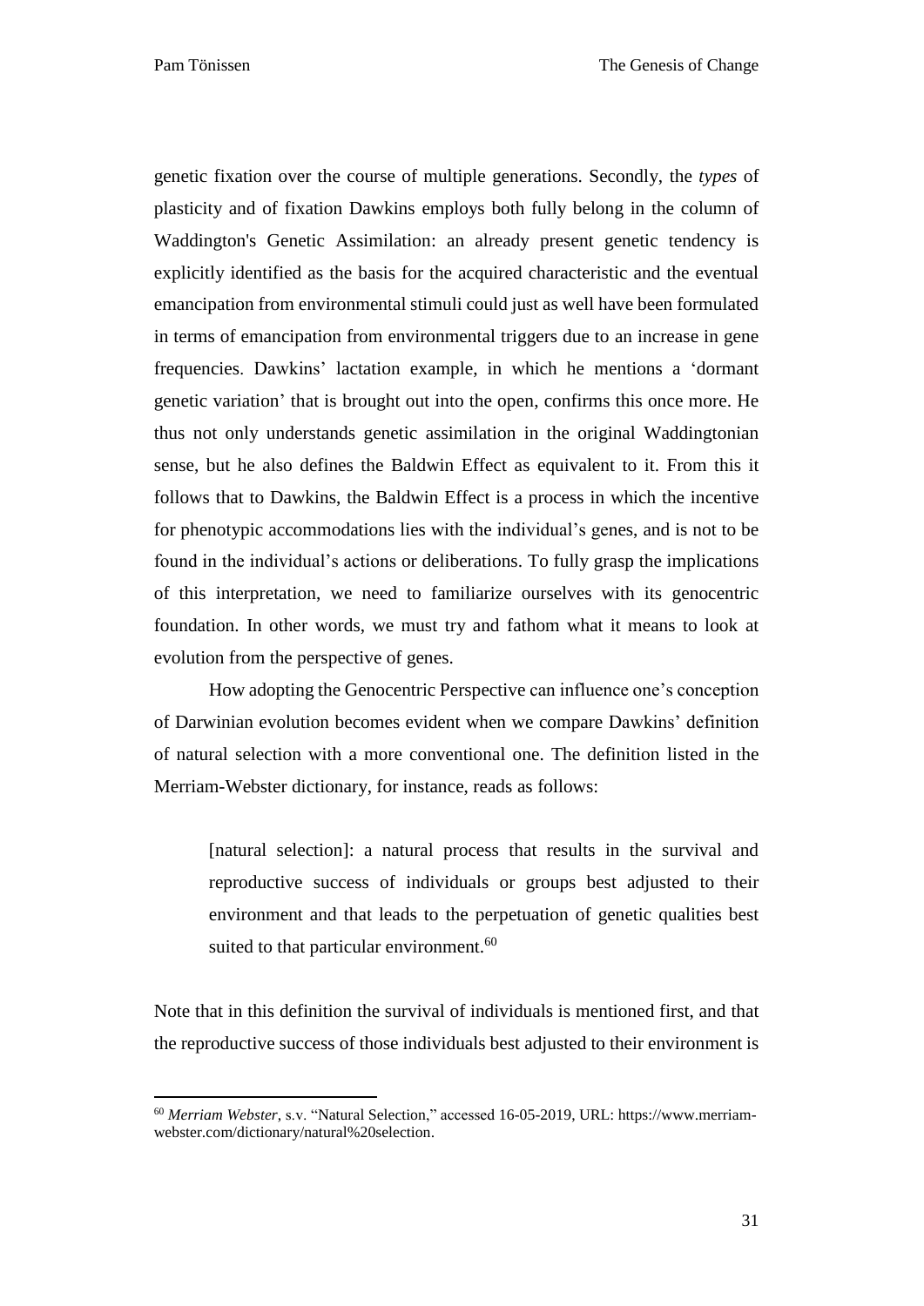genetic fixation over the course of multiple generations. Secondly, the *types* of plasticity and of fixation Dawkins employs both fully belong in the column of Waddington's Genetic Assimilation: an already present genetic tendency is explicitly identified as the basis for the acquired characteristic and the eventual emancipation from environmental stimuli could just as well have been formulated in terms of emancipation from environmental triggers due to an increase in gene frequencies. Dawkins' lactation example, in which he mentions a 'dormant genetic variation' that is brought out into the open, confirms this once more. He thus not only understands genetic assimilation in the original Waddingtonian sense, but he also defines the Baldwin Effect as equivalent to it. From this it follows that to Dawkins, the Baldwin Effect is a process in which the incentive for phenotypic accommodations lies with the individual's genes, and is not to be found in the individual's actions or deliberations. To fully grasp the implications of this interpretation, we need to familiarize ourselves with its genocentric foundation. In other words, we must try and fathom what it means to look at evolution from the perspective of genes.

How adopting the Genocentric Perspective can influence one's conception of Darwinian evolution becomes evident when we compare Dawkins' definition of natural selection with a more conventional one. The definition listed in the Merriam-Webster dictionary, for instance, reads as follows:

> [natural selection]: a natural process that results in the survival and reproductive success of individuals or groups best adjusted to their environment and that leads to the perpetuation of genetic qualities best suited to that particular environment.[60]

Note that in this definition the survival of individuals is mentioned first, and that the reproductive success of those individuals best adjusted to their environment is

---

[60] *Merriam Webster*, s.v. "Natural Selection," accessed 16-05-2019, URL: https://www.merriam-webster.com/dictionary/natural%20selection.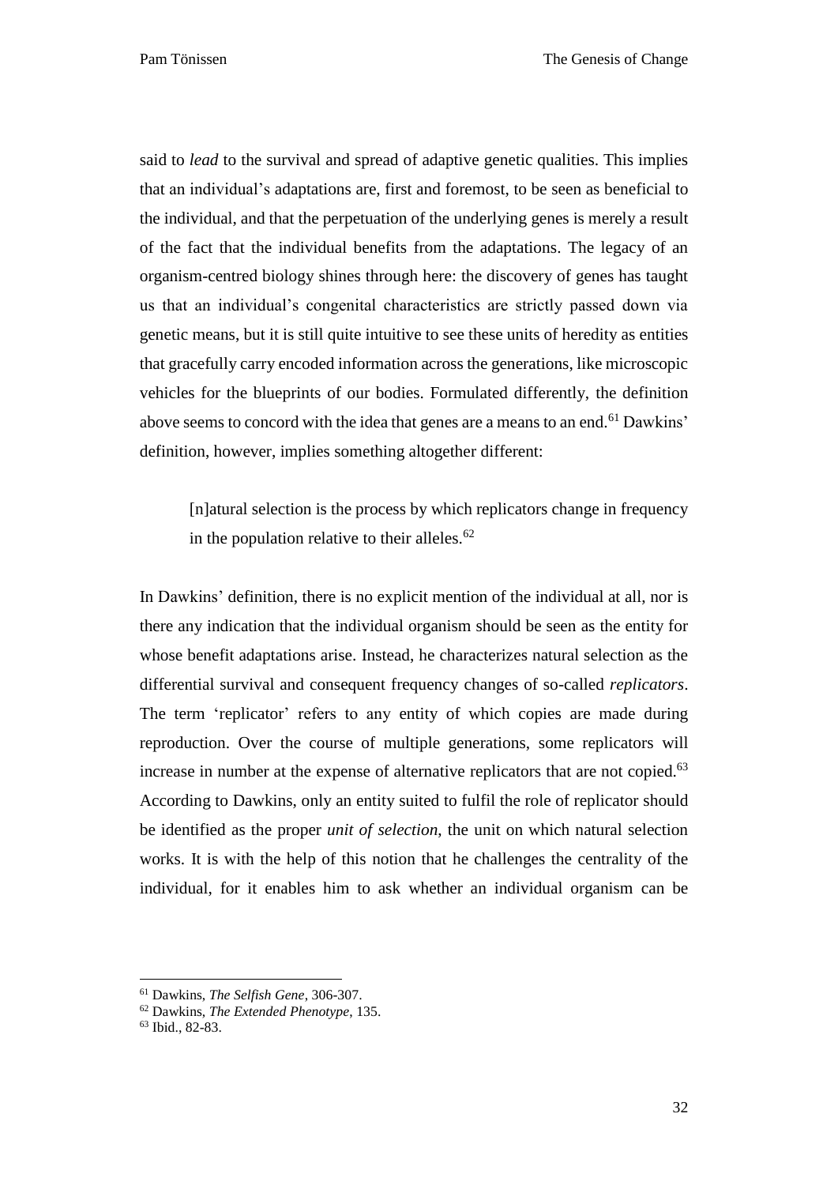said to *lead* to the survival and spread of adaptive genetic qualities. This implies that an individual's adaptations are, first and foremost, to be seen as beneficial to the individual, and that the perpetuation of the underlying genes is merely a result of the fact that the individual benefits from the adaptations. The legacy of an organism-centred biology shines through here: the discovery of genes has taught us that an individual's congenital characteristics are strictly passed down via genetic means, but it is still quite intuitive to see these units of heredity as entities that gracefully carry encoded information across the generations, like microscopic vehicles for the blueprints of our bodies. Formulated differently, the definition above seems to concord with the idea that genes are a means to an end.[61] Dawkins' definition, however, implies something altogether different:

> [n]atural selection is the process by which replicators change in frequency in the population relative to their alleles.[62]

In Dawkins' definition, there is no explicit mention of the individual at all, nor is there any indication that the individual organism should be seen as the entity for whose benefit adaptations arise. Instead, he characterizes natural selection as the differential survival and consequent frequency changes of so-called *replicators*. The term 'replicator' refers to any entity of which copies are made during reproduction. Over the course of multiple generations, some replicators will increase in number at the expense of alternative replicators that are not copied.[63] According to Dawkins, only an entity suited to fulfil the role of replicator should be identified as the proper *unit of selection*, the unit on which natural selection works. It is with the help of this notion that he challenges the centrality of the individual, for it enables him to ask whether an individual organism can be

---

[61] Dawkins, *The Selfish Gene*, 306-307.

[62] Dawkins, *The Extended Phenotype*, 135.

[63] Ibid., 82-83.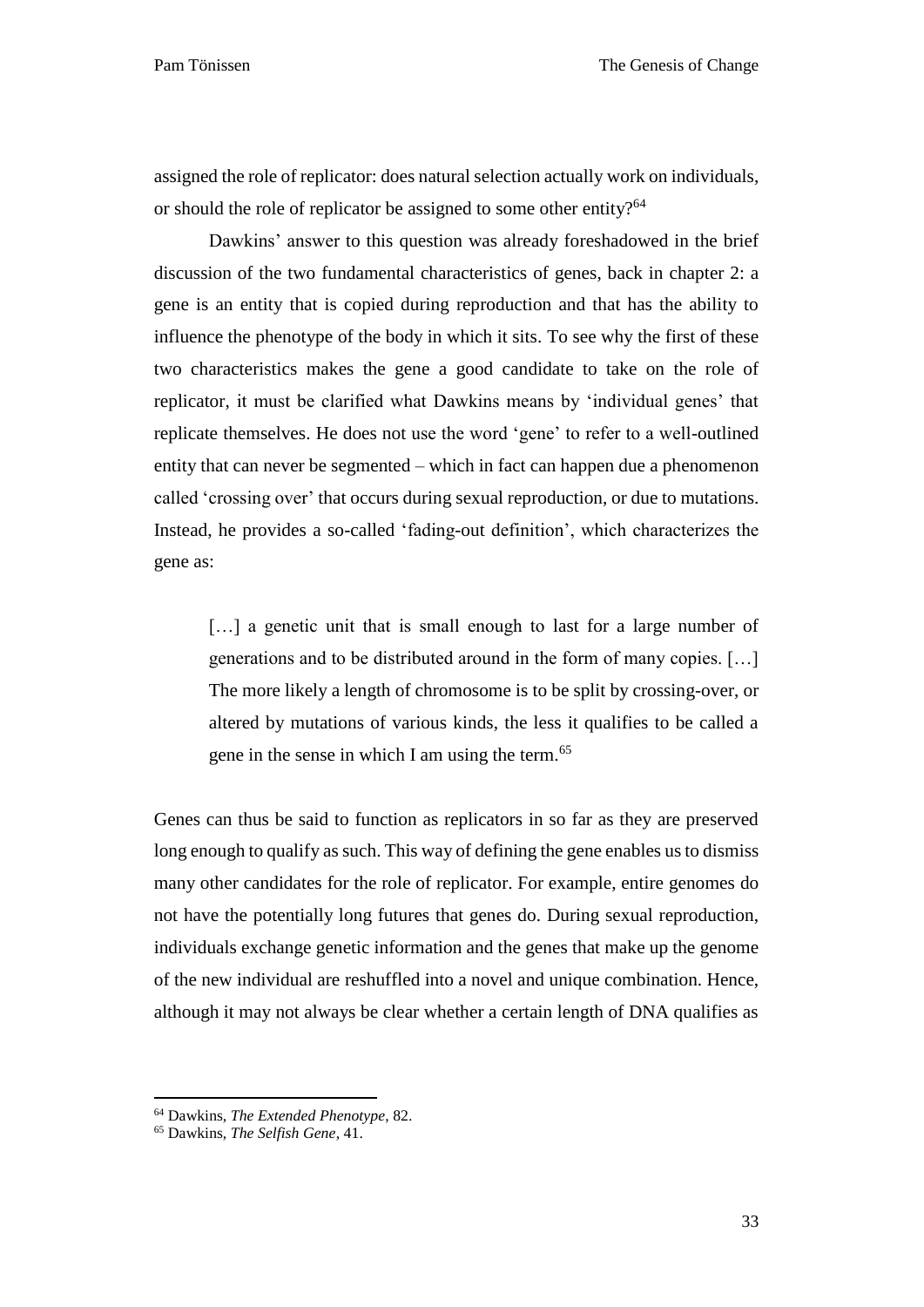assigned the role of replicator: does natural selection actually work on individuals, or should the role of replicator be assigned to some other entity?[64]

Dawkins' answer to this question was already foreshadowed in the brief discussion of the two fundamental characteristics of genes, back in chapter 2: a gene is an entity that is copied during reproduction and that has the ability to influence the phenotype of the body in which it sits. To see why the first of these two characteristics makes the gene a good candidate to take on the role of replicator, it must be clarified what Dawkins means by 'individual genes' that replicate themselves. He does not use the word 'gene' to refer to a well-outlined entity that can never be segmented – which in fact can happen due a phenomenon called 'crossing over' that occurs during sexual reproduction, or due to mutations. Instead, he provides a so-called 'fading-out definition', which characterizes the gene as:

> […] a genetic unit that is small enough to last for a large number of generations and to be distributed around in the form of many copies. […] The more likely a length of chromosome is to be split by crossing-over, or altered by mutations of various kinds, the less it qualifies to be called a gene in the sense in which I am using the term.[65]

Genes can thus be said to function as replicators in so far as they are preserved long enough to qualify as such. This way of defining the gene enables us to dismiss many other candidates for the role of replicator. For example, entire genomes do not have the potentially long futures that genes do. During sexual reproduction, individuals exchange genetic information and the genes that make up the genome of the new individual are reshuffled into a novel and unique combination. Hence, although it may not always be clear whether a certain length of DNA qualifies as

[64] Dawkins, *The Extended Phenotype*, 82.

[65] Dawkins, *The Selfish Gene*, 41.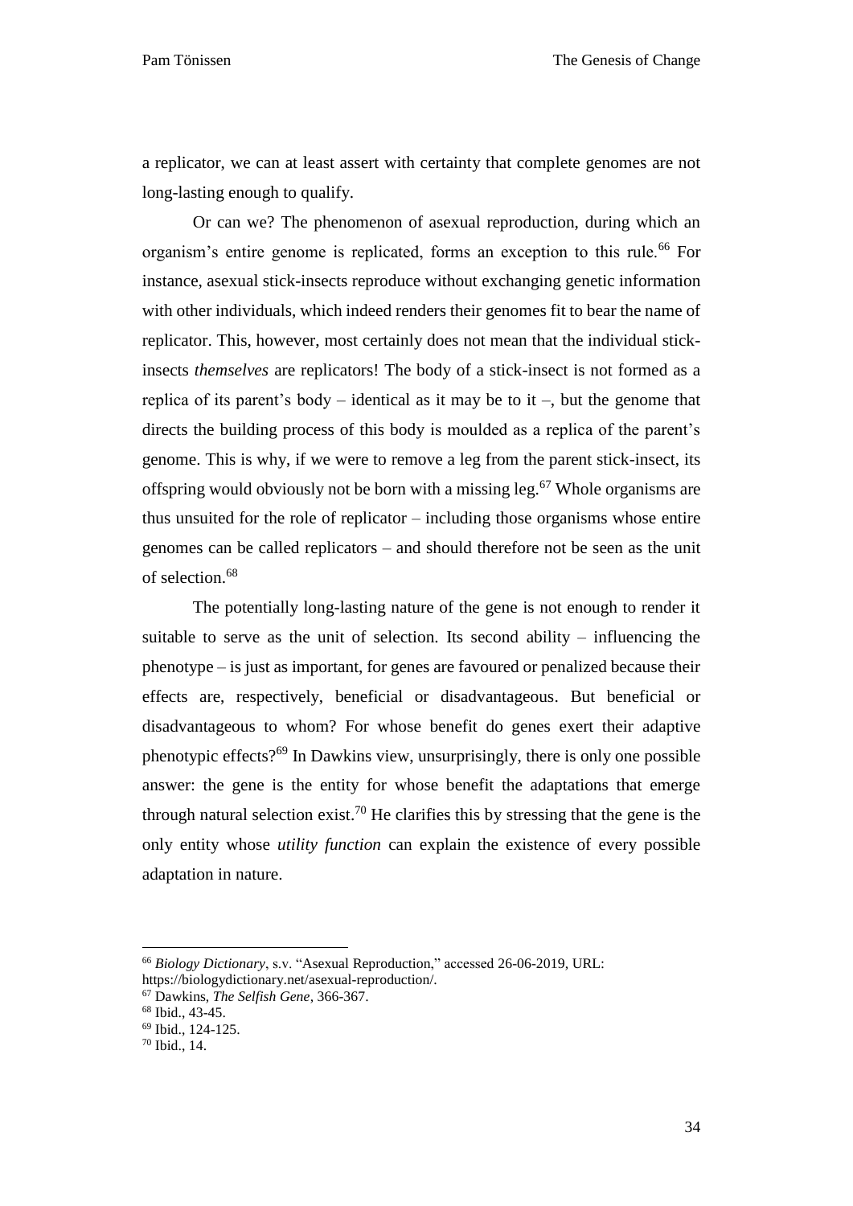a replicator, we can at least assert with certainty that complete genomes are not long-lasting enough to qualify.

Or can we? The phenomenon of asexual reproduction, during which an organism's entire genome is replicated, forms an exception to this rule.[66] For instance, asexual stick-insects reproduce without exchanging genetic information with other individuals, which indeed renders their genomes fit to bear the name of replicator. This, however, most certainly does not mean that the individual stick-insects *themselves* are replicators! The body of a stick-insect is not formed as a replica of its parent's body – identical as it may be to it –, but the genome that directs the building process of this body is moulded as a replica of the parent's genome. This is why, if we were to remove a leg from the parent stick-insect, its offspring would obviously not be born with a missing leg.[67] Whole organisms are thus unsuited for the role of replicator – including those organisms whose entire genomes can be called replicators – and should therefore not be seen as the unit of selection.[68]

The potentially long-lasting nature of the gene is not enough to render it suitable to serve as the unit of selection. Its second ability – influencing the phenotype – is just as important, for genes are favoured or penalized because their effects are, respectively, beneficial or disadvantageous. But beneficial or disadvantageous to whom? For whose benefit do genes exert their adaptive phenotypic effects?[69] In Dawkins view, unsurprisingly, there is only one possible answer: the gene is the entity for whose benefit the adaptations that emerge through natural selection exist.[70] He clarifies this by stressing that the gene is the only entity whose *utility function* can explain the existence of every possible adaptation in nature.

---

[66] *Biology Dictionary*, s.v. "Asexual Reproduction," accessed 26-06-2019, URL: https://biologydictionary.net/asexual-reproduction/.

[67] Dawkins, *The Selfish Gene*, 366-367.

[68] Ibid., 43-45.

[69] Ibid., 124-125.

[70] Ibid., 14.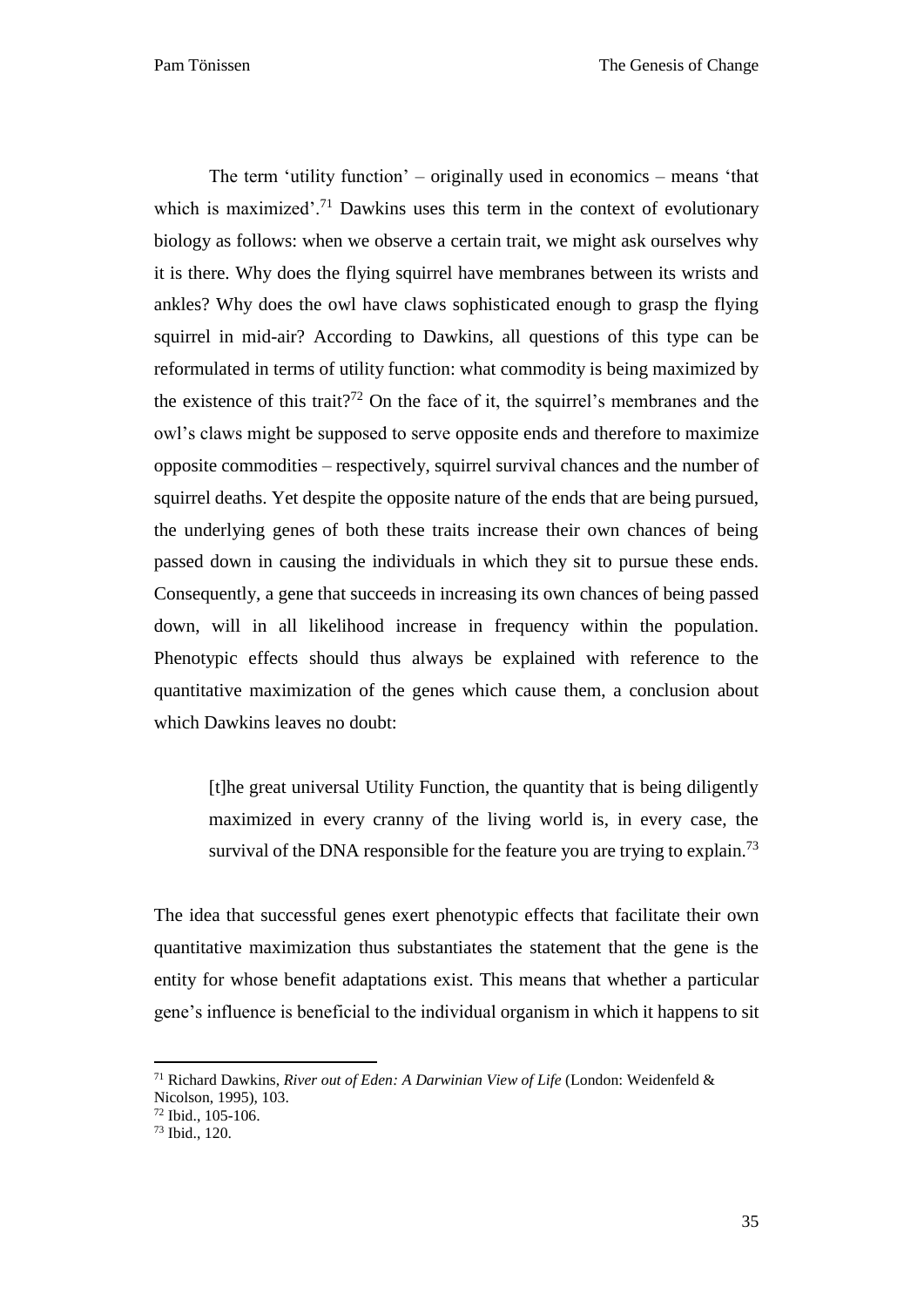The term 'utility function' – originally used in economics – means 'that which is maximized'.[71] Dawkins uses this term in the context of evolutionary biology as follows: when we observe a certain trait, we might ask ourselves why it is there. Why does the flying squirrel have membranes between its wrists and ankles? Why does the owl have claws sophisticated enough to grasp the flying squirrel in mid-air? According to Dawkins, all questions of this type can be reformulated in terms of utility function: what commodity is being maximized by the existence of this trait?[72] On the face of it, the squirrel's membranes and the owl's claws might be supposed to serve opposite ends and therefore to maximize opposite commodities – respectively, squirrel survival chances and the number of squirrel deaths. Yet despite the opposite nature of the ends that are being pursued, the underlying genes of both these traits increase their own chances of being passed down in causing the individuals in which they sit to pursue these ends. Consequently, a gene that succeeds in increasing its own chances of being passed down, will in all likelihood increase in frequency within the population. Phenotypic effects should thus always be explained with reference to the quantitative maximization of the genes which cause them, a conclusion about which Dawkins leaves no doubt:

> [t]he great universal Utility Function, the quantity that is being diligently maximized in every cranny of the living world is, in every case, the survival of the DNA responsible for the feature you are trying to explain.[73]

The idea that successful genes exert phenotypic effects that facilitate their own quantitative maximization thus substantiates the statement that the gene is the entity for whose benefit adaptations exist. This means that whether a particular gene's influence is beneficial to the individual organism in which it happens to sit

---

[71] Richard Dawkins, *River out of Eden: A Darwinian View of Life* (London: Weidenfeld & Nicolson, 1995), 103.

[72] Ibid., 105-106.

[73] Ibid., 120.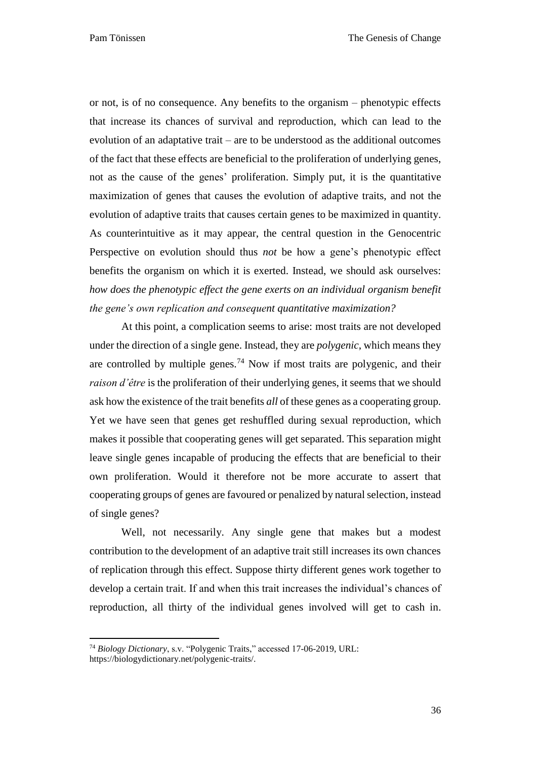or not, is of no consequence. Any benefits to the organism – phenotypic effects that increase its chances of survival and reproduction, which can lead to the evolution of an adaptative trait – are to be understood as the additional outcomes of the fact that these effects are beneficial to the proliferation of underlying genes, not as the cause of the genes' proliferation. Simply put, it is the quantitative maximization of genes that causes the evolution of adaptive traits, and not the evolution of adaptive traits that causes certain genes to be maximized in quantity. As counterintuitive as it may appear, the central question in the Genocentric Perspective on evolution should thus *not* be how a gene's phenotypic effect benefits the organism on which it is exerted. Instead, we should ask ourselves: *how does the phenotypic effect the gene exerts on an individual organism benefit the gene's own replication and consequent quantitative maximization?*

At this point, a complication seems to arise: most traits are not developed under the direction of a single gene. Instead, they are *polygenic*, which means they are controlled by multiple genes.[74] Now if most traits are polygenic, and their *raison d'être* is the proliferation of their underlying genes, it seems that we should ask how the existence of the trait benefits *all* of these genes as a cooperating group. Yet we have seen that genes get reshuffled during sexual reproduction, which makes it possible that cooperating genes will get separated. This separation might leave single genes incapable of producing the effects that are beneficial to their own proliferation. Would it therefore not be more accurate to assert that cooperating groups of genes are favoured or penalized by natural selection, instead of single genes?

Well, not necessarily. Any single gene that makes but a modest contribution to the development of an adaptive trait still increases its own chances of replication through this effect. Suppose thirty different genes work together to develop a certain trait. If and when this trait increases the individual's chances of reproduction, all thirty of the individual genes involved will get to cash in.

---

[74] *Biology Dictionary*, s.v. "Polygenic Traits," accessed 17-06-2019, URL: https://biologydictionary.net/polygenic-traits/.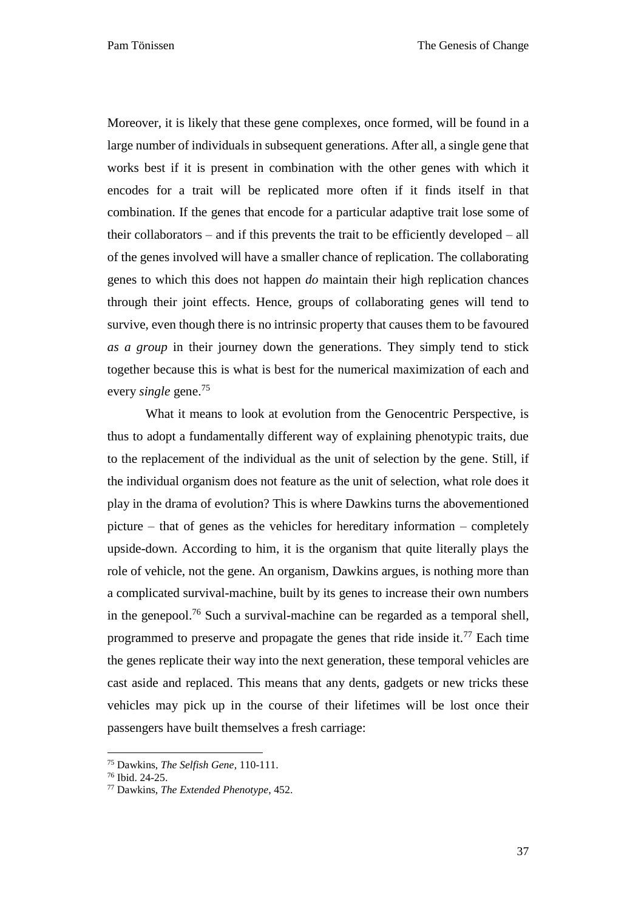Moreover, it is likely that these gene complexes, once formed, will be found in a large number of individuals in subsequent generations. After all, a single gene that works best if it is present in combination with the other genes with which it encodes for a trait will be replicated more often if it finds itself in that combination. If the genes that encode for a particular adaptive trait lose some of their collaborators – and if this prevents the trait to be efficiently developed – all of the genes involved will have a smaller chance of replication. The collaborating genes to which this does not happen *do* maintain their high replication chances through their joint effects. Hence, groups of collaborating genes will tend to survive, even though there is no intrinsic property that causes them to be favoured *as a group* in their journey down the generations. They simply tend to stick together because this is what is best for the numerical maximization of each and every *single* gene.[75]

What it means to look at evolution from the Genocentric Perspective, is thus to adopt a fundamentally different way of explaining phenotypic traits, due to the replacement of the individual as the unit of selection by the gene. Still, if the individual organism does not feature as the unit of selection, what role does it play in the drama of evolution? This is where Dawkins turns the abovementioned picture – that of genes as the vehicles for hereditary information – completely upside-down. According to him, it is the organism that quite literally plays the role of vehicle, not the gene. An organism, Dawkins argues, is nothing more than a complicated survival-machine, built by its genes to increase their own numbers in the genepool.[76] Such a survival-machine can be regarded as a temporal shell, programmed to preserve and propagate the genes that ride inside it.[77] Each time the genes replicate their way into the next generation, these temporal vehicles are cast aside and replaced. This means that any dents, gadgets or new tricks these vehicles may pick up in the course of their lifetimes will be lost once their passengers have built themselves a fresh carriage:

---

[75] Dawkins, *The Selfish Gene*, 110-111.

[76] Ibid. 24-25.

[77] Dawkins, *The Extended Phenotype*, 452.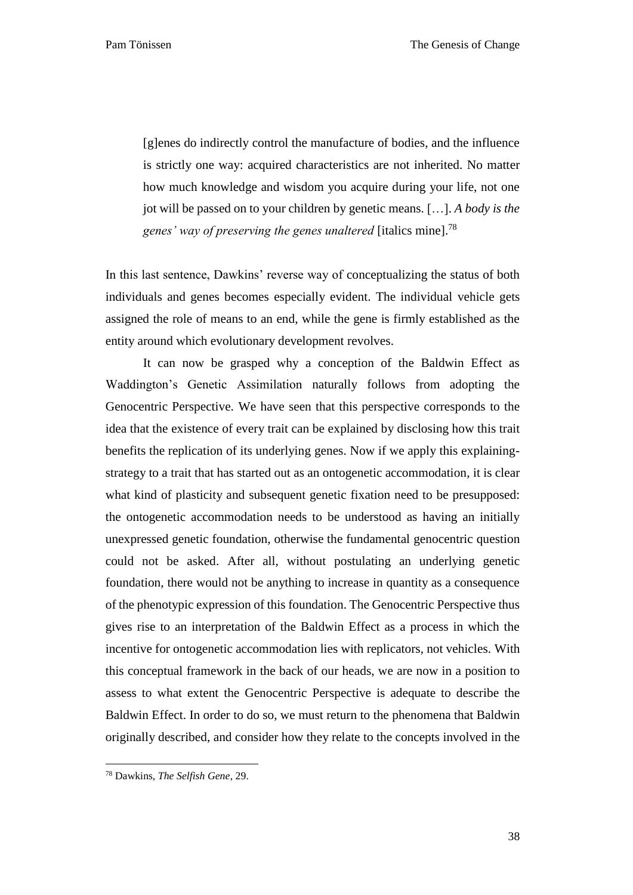> [g]enes do indirectly control the manufacture of bodies, and the influence is strictly one way: acquired characteristics are not inherited. No matter how much knowledge and wisdom you acquire during your life, not one jot will be passed on to your children by genetic means. […]. *A body is the genes' way of preserving the genes unaltered* [italics mine].[78]

In this last sentence, Dawkins' reverse way of conceptualizing the status of both individuals and genes becomes especially evident. The individual vehicle gets assigned the role of means to an end, while the gene is firmly established as the entity around which evolutionary development revolves.

It can now be grasped why a conception of the Baldwin Effect as Waddington's Genetic Assimilation naturally follows from adopting the Genocentric Perspective. We have seen that this perspective corresponds to the idea that the existence of every trait can be explained by disclosing how this trait benefits the replication of its underlying genes. Now if we apply this explaining-strategy to a trait that has started out as an ontogenetic accommodation, it is clear what kind of plasticity and subsequent genetic fixation need to be presupposed: the ontogenetic accommodation needs to be understood as having an initially unexpressed genetic foundation, otherwise the fundamental genocentric question could not be asked. After all, without postulating an underlying genetic foundation, there would not be anything to increase in quantity as a consequence of the phenotypic expression of this foundation. The Genocentric Perspective thus gives rise to an interpretation of the Baldwin Effect as a process in which the incentive for ontogenetic accommodation lies with replicators, not vehicles. With this conceptual framework in the back of our heads, we are now in a position to assess to what extent the Genocentric Perspective is adequate to describe the Baldwin Effect. In order to do so, we must return to the phenomena that Baldwin originally described, and consider how they relate to the concepts involved in the

[78] Dawkins, *The Selfish Gene*, 29.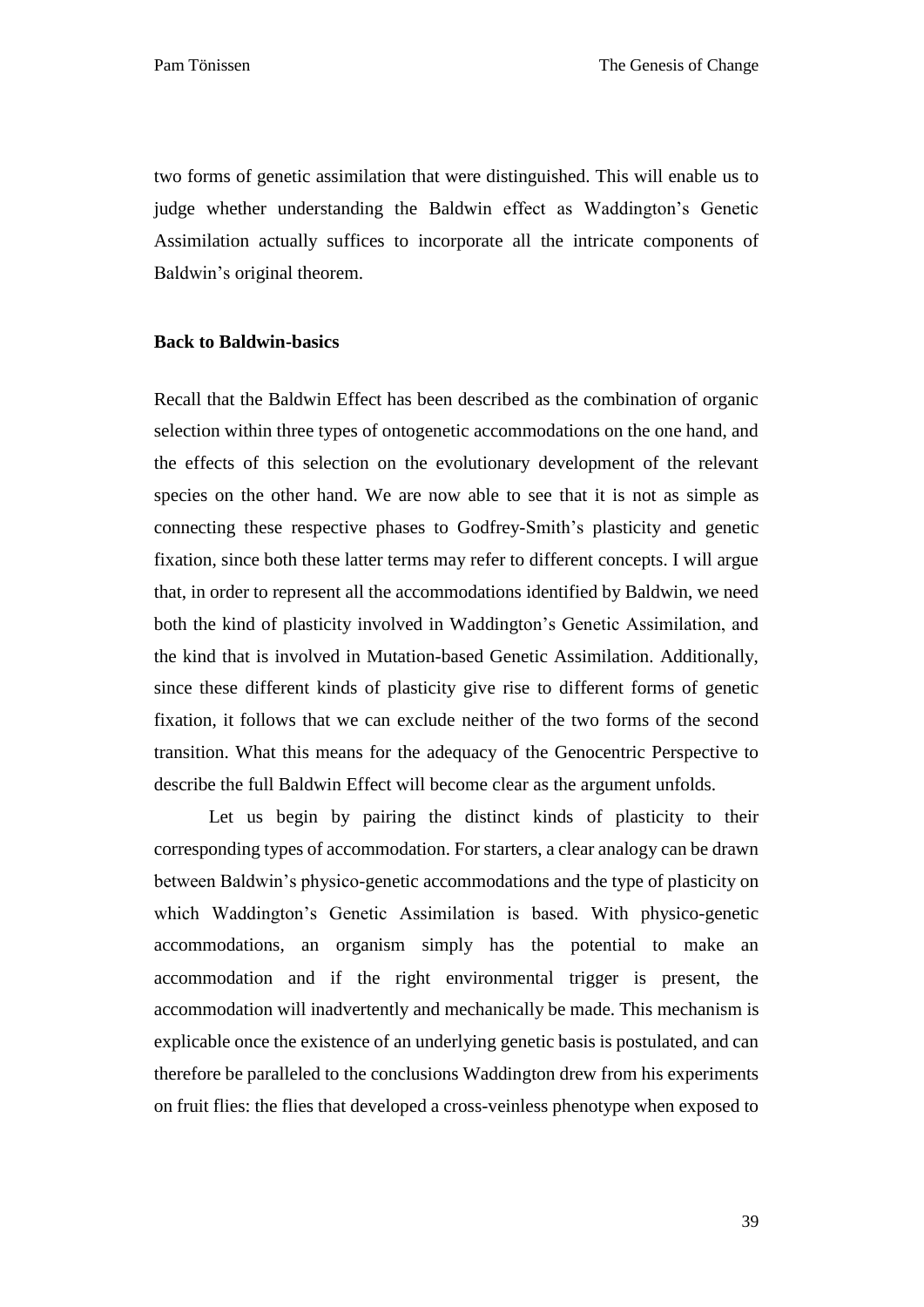two forms of genetic assimilation that were distinguished. This will enable us to judge whether understanding the Baldwin effect as Waddington's Genetic Assimilation actually suffices to incorporate all the intricate components of Baldwin's original theorem.

**Back to Baldwin-basics**

Recall that the Baldwin Effect has been described as the combination of organic selection within three types of ontogenetic accommodations on the one hand, and the effects of this selection on the evolutionary development of the relevant species on the other hand. We are now able to see that it is not as simple as connecting these respective phases to Godfrey-Smith's plasticity and genetic fixation, since both these latter terms may refer to different concepts. I will argue that, in order to represent all the accommodations identified by Baldwin, we need both the kind of plasticity involved in Waddington's Genetic Assimilation, and the kind that is involved in Mutation-based Genetic Assimilation. Additionally, since these different kinds of plasticity give rise to different forms of genetic fixation, it follows that we can exclude neither of the two forms of the second transition. What this means for the adequacy of the Genocentric Perspective to describe the full Baldwin Effect will become clear as the argument unfolds.

Let us begin by pairing the distinct kinds of plasticity to their corresponding types of accommodation. For starters, a clear analogy can be drawn between Baldwin's physico-genetic accommodations and the type of plasticity on which Waddington's Genetic Assimilation is based. With physico-genetic accommodations, an organism simply has the potential to make an accommodation and if the right environmental trigger is present, the accommodation will inadvertently and mechanically be made. This mechanism is explicable once the existence of an underlying genetic basis is postulated, and can therefore be paralleled to the conclusions Waddington drew from his experiments on fruit flies: the flies that developed a cross-veinless phenotype when exposed to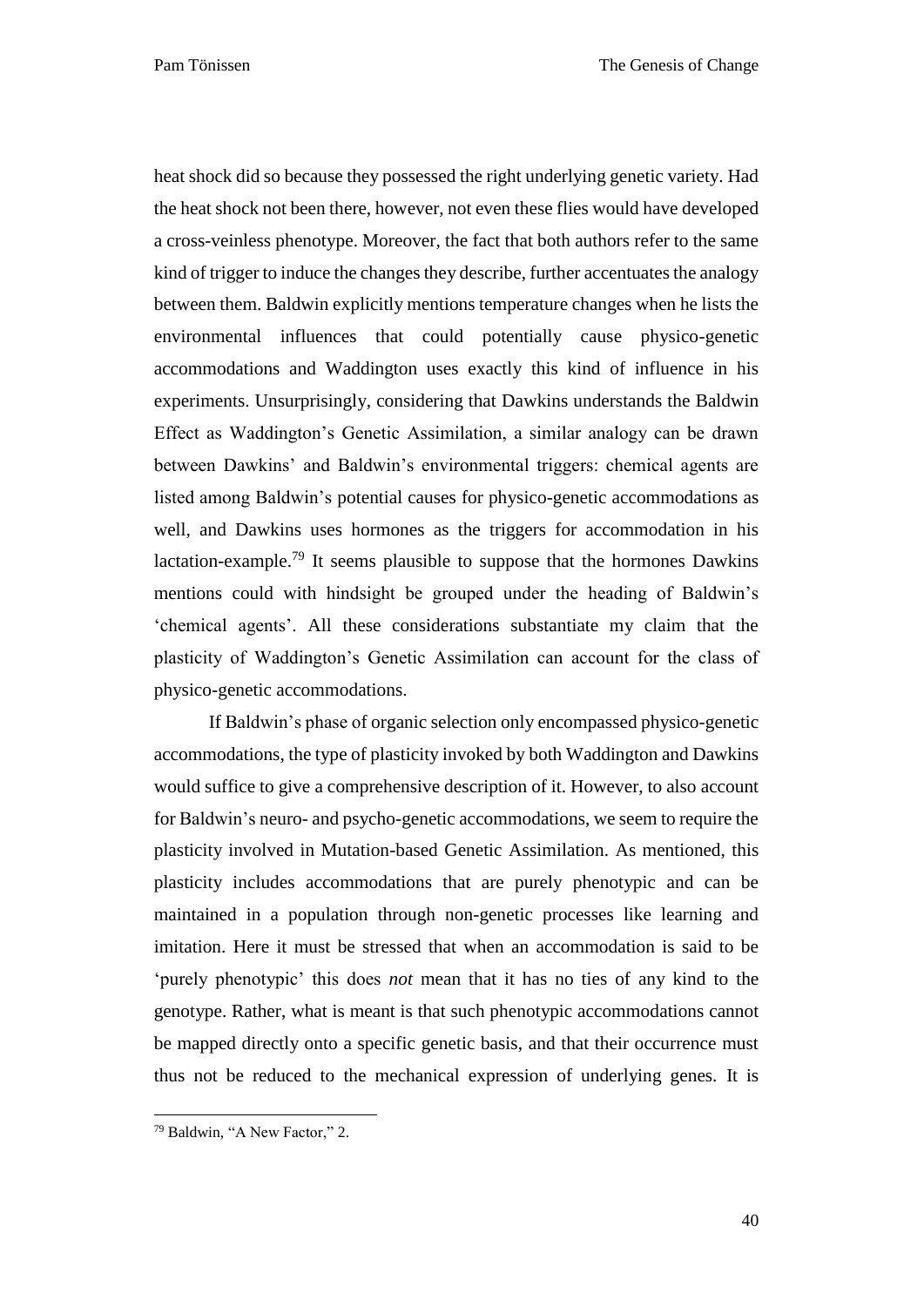heat shock did so because they possessed the right underlying genetic variety. Had the heat shock not been there, however, not even these flies would have developed a cross-veinless phenotype. Moreover, the fact that both authors refer to the same kind of trigger to induce the changes they describe, further accentuates the analogy between them. Baldwin explicitly mentions temperature changes when he lists the environmental influences that could potentially cause physico-genetic accommodations and Waddington uses exactly this kind of influence in his experiments. Unsurprisingly, considering that Dawkins understands the Baldwin Effect as Waddington's Genetic Assimilation, a similar analogy can be drawn between Dawkins' and Baldwin's environmental triggers: chemical agents are listed among Baldwin's potential causes for physico-genetic accommodations as well, and Dawkins uses hormones as the triggers for accommodation in his lactation-example.[79] It seems plausible to suppose that the hormones Dawkins mentions could with hindsight be grouped under the heading of Baldwin's 'chemical agents'. All these considerations substantiate my claim that the plasticity of Waddington's Genetic Assimilation can account for the class of physico-genetic accommodations.

If Baldwin's phase of organic selection only encompassed physico-genetic accommodations, the type of plasticity invoked by both Waddington and Dawkins would suffice to give a comprehensive description of it. However, to also account for Baldwin's neuro- and psycho-genetic accommodations, we seem to require the plasticity involved in Mutation-based Genetic Assimilation. As mentioned, this plasticity includes accommodations that are purely phenotypic and can be maintained in a population through non-genetic processes like learning and imitation. Here it must be stressed that when an accommodation is said to be 'purely phenotypic' this does *not* mean that it has no ties of any kind to the genotype. Rather, what is meant is that such phenotypic accommodations cannot be mapped directly onto a specific genetic basis, and that their occurrence must thus not be reduced to the mechanical expression of underlying genes. It is

[79] Baldwin, "A New Factor," 2.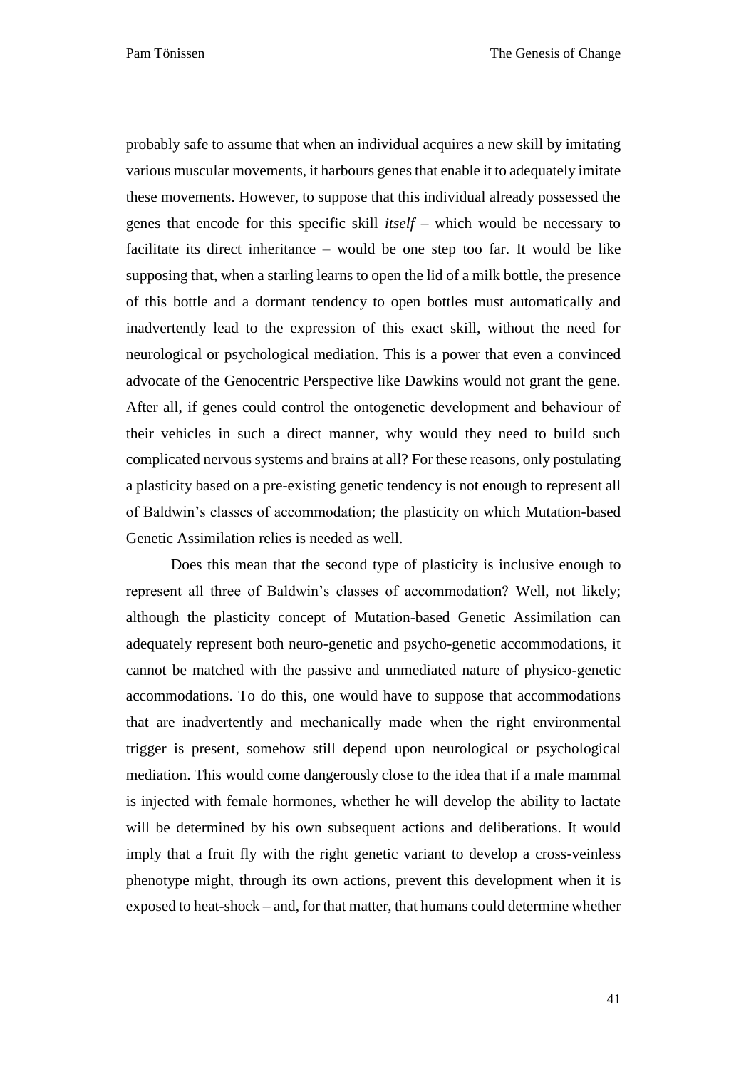probably safe to assume that when an individual acquires a new skill by imitating various muscular movements, it harbours genes that enable it to adequately imitate these movements. However, to suppose that this individual already possessed the genes that encode for this specific skill *itself* – which would be necessary to facilitate its direct inheritance – would be one step too far. It would be like supposing that, when a starling learns to open the lid of a milk bottle, the presence of this bottle and a dormant tendency to open bottles must automatically and inadvertently lead to the expression of this exact skill, without the need for neurological or psychological mediation. This is a power that even a convinced advocate of the Genocentric Perspective like Dawkins would not grant the gene. After all, if genes could control the ontogenetic development and behaviour of their vehicles in such a direct manner, why would they need to build such complicated nervous systems and brains at all? For these reasons, only postulating a plasticity based on a pre-existing genetic tendency is not enough to represent all of Baldwin's classes of accommodation; the plasticity on which Mutation-based Genetic Assimilation relies is needed as well.

Does this mean that the second type of plasticity is inclusive enough to represent all three of Baldwin's classes of accommodation? Well, not likely; although the plasticity concept of Mutation-based Genetic Assimilation can adequately represent both neuro-genetic and psycho-genetic accommodations, it cannot be matched with the passive and unmediated nature of physico-genetic accommodations. To do this, one would have to suppose that accommodations that are inadvertently and mechanically made when the right environmental trigger is present, somehow still depend upon neurological or psychological mediation. This would come dangerously close to the idea that if a male mammal is injected with female hormones, whether he will develop the ability to lactate will be determined by his own subsequent actions and deliberations. It would imply that a fruit fly with the right genetic variant to develop a cross-veinless phenotype might, through its own actions, prevent this development when it is exposed to heat-shock – and, for that matter, that humans could determine whether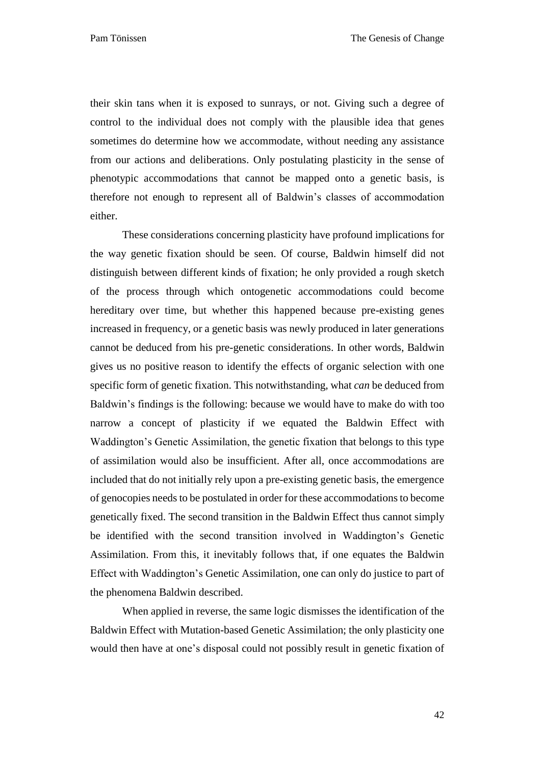their skin tans when it is exposed to sunrays, or not. Giving such a degree of control to the individual does not comply with the plausible idea that genes sometimes do determine how we accommodate, without needing any assistance from our actions and deliberations. Only postulating plasticity in the sense of phenotypic accommodations that cannot be mapped onto a genetic basis, is therefore not enough to represent all of Baldwin's classes of accommodation either.

These considerations concerning plasticity have profound implications for the way genetic fixation should be seen. Of course, Baldwin himself did not distinguish between different kinds of fixation; he only provided a rough sketch of the process through which ontogenetic accommodations could become hereditary over time, but whether this happened because pre-existing genes increased in frequency, or a genetic basis was newly produced in later generations cannot be deduced from his pre-genetic considerations. In other words, Baldwin gives us no positive reason to identify the effects of organic selection with one specific form of genetic fixation. This notwithstanding, what *can* be deduced from Baldwin's findings is the following: because we would have to make do with too narrow a concept of plasticity if we equated the Baldwin Effect with Waddington's Genetic Assimilation, the genetic fixation that belongs to this type of assimilation would also be insufficient. After all, once accommodations are included that do not initially rely upon a pre-existing genetic basis, the emergence of genocopies needs to be postulated in order for these accommodations to become genetically fixed. The second transition in the Baldwin Effect thus cannot simply be identified with the second transition involved in Waddington's Genetic Assimilation. From this, it inevitably follows that, if one equates the Baldwin Effect with Waddington's Genetic Assimilation, one can only do justice to part of the phenomena Baldwin described.

When applied in reverse, the same logic dismisses the identification of the Baldwin Effect with Mutation-based Genetic Assimilation; the only plasticity one would then have at one's disposal could not possibly result in genetic fixation of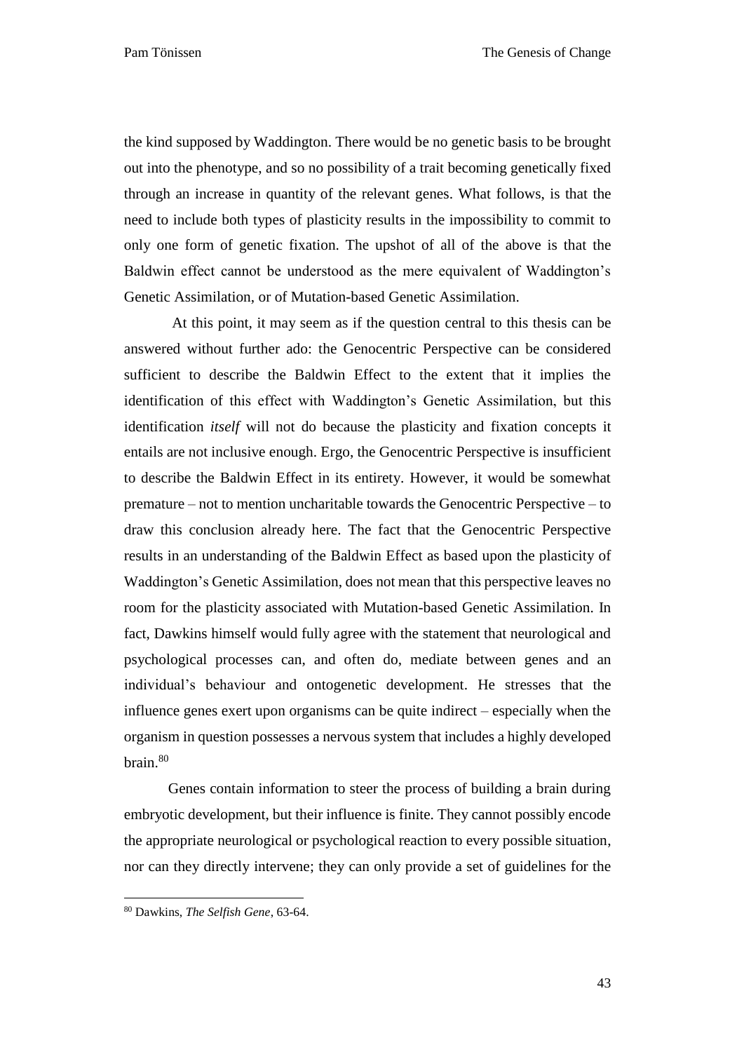the kind supposed by Waddington. There would be no genetic basis to be brought out into the phenotype, and so no possibility of a trait becoming genetically fixed through an increase in quantity of the relevant genes. What follows, is that the need to include both types of plasticity results in the impossibility to commit to only one form of genetic fixation. The upshot of all of the above is that the Baldwin effect cannot be understood as the mere equivalent of Waddington's Genetic Assimilation, or of Mutation-based Genetic Assimilation.

At this point, it may seem as if the question central to this thesis can be answered without further ado: the Genocentric Perspective can be considered sufficient to describe the Baldwin Effect to the extent that it implies the identification of this effect with Waddington's Genetic Assimilation, but this identification *itself* will not do because the plasticity and fixation concepts it entails are not inclusive enough. Ergo, the Genocentric Perspective is insufficient to describe the Baldwin Effect in its entirety. However, it would be somewhat premature – not to mention uncharitable towards the Genocentric Perspective – to draw this conclusion already here. The fact that the Genocentric Perspective results in an understanding of the Baldwin Effect as based upon the plasticity of Waddington's Genetic Assimilation, does not mean that this perspective leaves no room for the plasticity associated with Mutation-based Genetic Assimilation. In fact, Dawkins himself would fully agree with the statement that neurological and psychological processes can, and often do, mediate between genes and an individual's behaviour and ontogenetic development. He stresses that the influence genes exert upon organisms can be quite indirect – especially when the organism in question possesses a nervous system that includes a highly developed brain.[80]

Genes contain information to steer the process of building a brain during embryotic development, but their influence is finite. They cannot possibly encode the appropriate neurological or psychological reaction to every possible situation, nor can they directly intervene; they can only provide a set of guidelines for the

[80] Dawkins, *The Selfish Gene*, 63-64.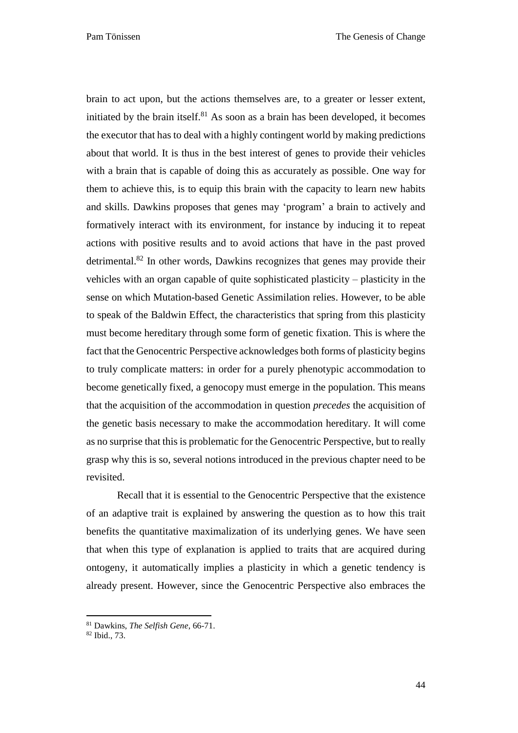brain to act upon, but the actions themselves are, to a greater or lesser extent, initiated by the brain itself.[81] As soon as a brain has been developed, it becomes the executor that has to deal with a highly contingent world by making predictions about that world. It is thus in the best interest of genes to provide their vehicles with a brain that is capable of doing this as accurately as possible. One way for them to achieve this, is to equip this brain with the capacity to learn new habits and skills. Dawkins proposes that genes may 'program' a brain to actively and formatively interact with its environment, for instance by inducing it to repeat actions with positive results and to avoid actions that have in the past proved detrimental.[82] In other words, Dawkins recognizes that genes may provide their vehicles with an organ capable of quite sophisticated plasticity – plasticity in the sense on which Mutation-based Genetic Assimilation relies. However, to be able to speak of the Baldwin Effect, the characteristics that spring from this plasticity must become hereditary through some form of genetic fixation. This is where the fact that the Genocentric Perspective acknowledges both forms of plasticity begins to truly complicate matters: in order for a purely phenotypic accommodation to become genetically fixed, a genocopy must emerge in the population. This means that the acquisition of the accommodation in question *precedes* the acquisition of the genetic basis necessary to make the accommodation hereditary. It will come as no surprise that this is problematic for the Genocentric Perspective, but to really grasp why this is so, several notions introduced in the previous chapter need to be revisited.

Recall that it is essential to the Genocentric Perspective that the existence of an adaptive trait is explained by answering the question as to how this trait benefits the quantitative maximalization of its underlying genes. We have seen that when this type of explanation is applied to traits that are acquired during ontogeny, it automatically implies a plasticity in which a genetic tendency is already present. However, since the Genocentric Perspective also embraces the

---

[81] Dawkins, *The Selfish Gene*, 66-71.

[82] Ibid., 73.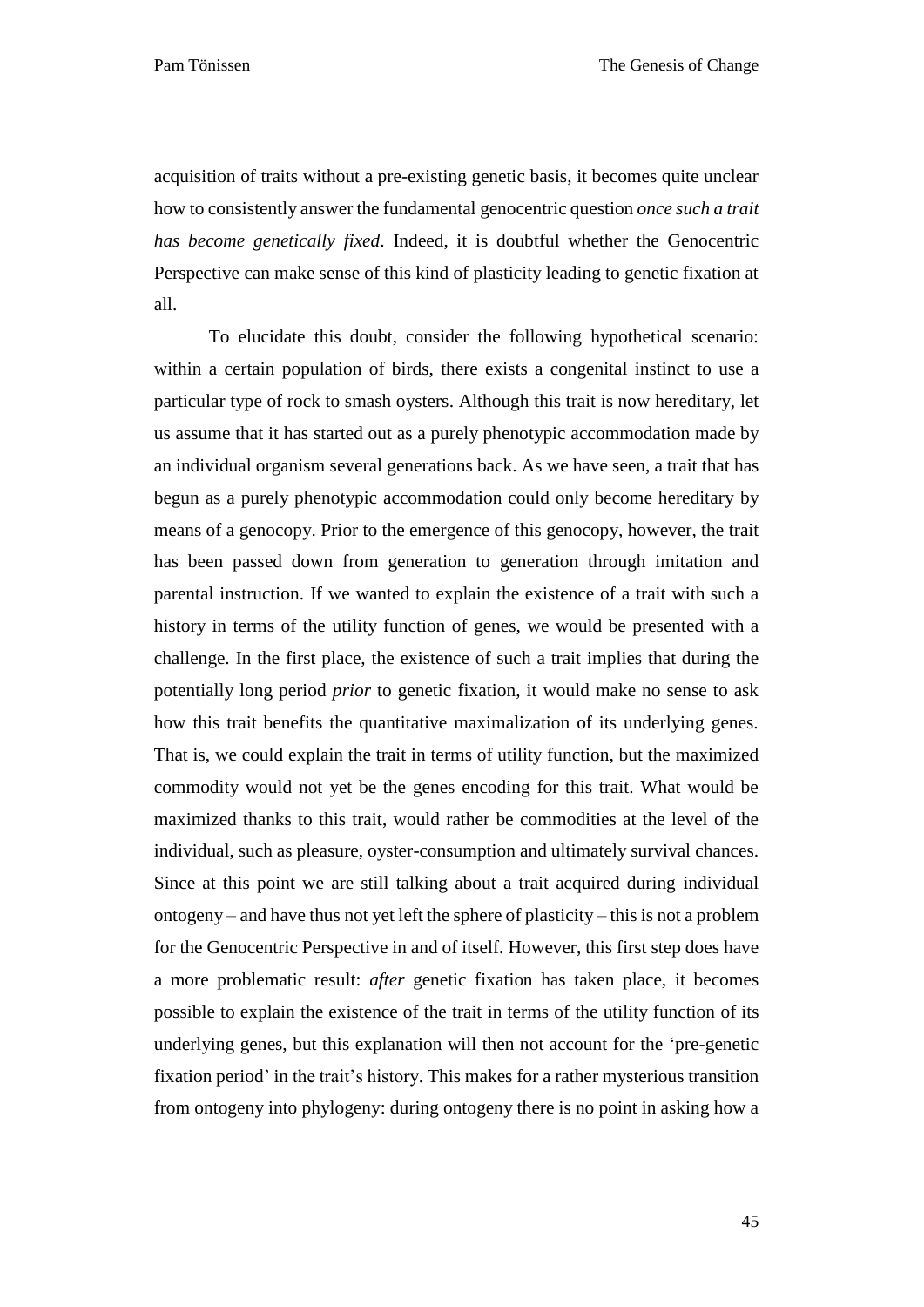acquisition of traits without a pre-existing genetic basis, it becomes quite unclear how to consistently answer the fundamental genocentric question *once such a trait has become genetically fixed*. Indeed, it is doubtful whether the Genocentric Perspective can make sense of this kind of plasticity leading to genetic fixation at all.

To elucidate this doubt, consider the following hypothetical scenario: within a certain population of birds, there exists a congenital instinct to use a particular type of rock to smash oysters. Although this trait is now hereditary, let us assume that it has started out as a purely phenotypic accommodation made by an individual organism several generations back. As we have seen, a trait that has begun as a purely phenotypic accommodation could only become hereditary by means of a genocopy. Prior to the emergence of this genocopy, however, the trait has been passed down from generation to generation through imitation and parental instruction. If we wanted to explain the existence of a trait with such a history in terms of the utility function of genes, we would be presented with a challenge. In the first place, the existence of such a trait implies that during the potentially long period *prior* to genetic fixation, it would make no sense to ask how this trait benefits the quantitative maximalization of its underlying genes. That is, we could explain the trait in terms of utility function, but the maximized commodity would not yet be the genes encoding for this trait. What would be maximized thanks to this trait, would rather be commodities at the level of the individual, such as pleasure, oyster-consumption and ultimately survival chances. Since at this point we are still talking about a trait acquired during individual ontogeny – and have thus not yet left the sphere of plasticity – this is not a problem for the Genocentric Perspective in and of itself. However, this first step does have a more problematic result: *after* genetic fixation has taken place, it becomes possible to explain the existence of the trait in terms of the utility function of its underlying genes, but this explanation will then not account for the 'pre-genetic fixation period' in the trait's history. This makes for a rather mysterious transition from ontogeny into phylogeny: during ontogeny there is no point in asking how a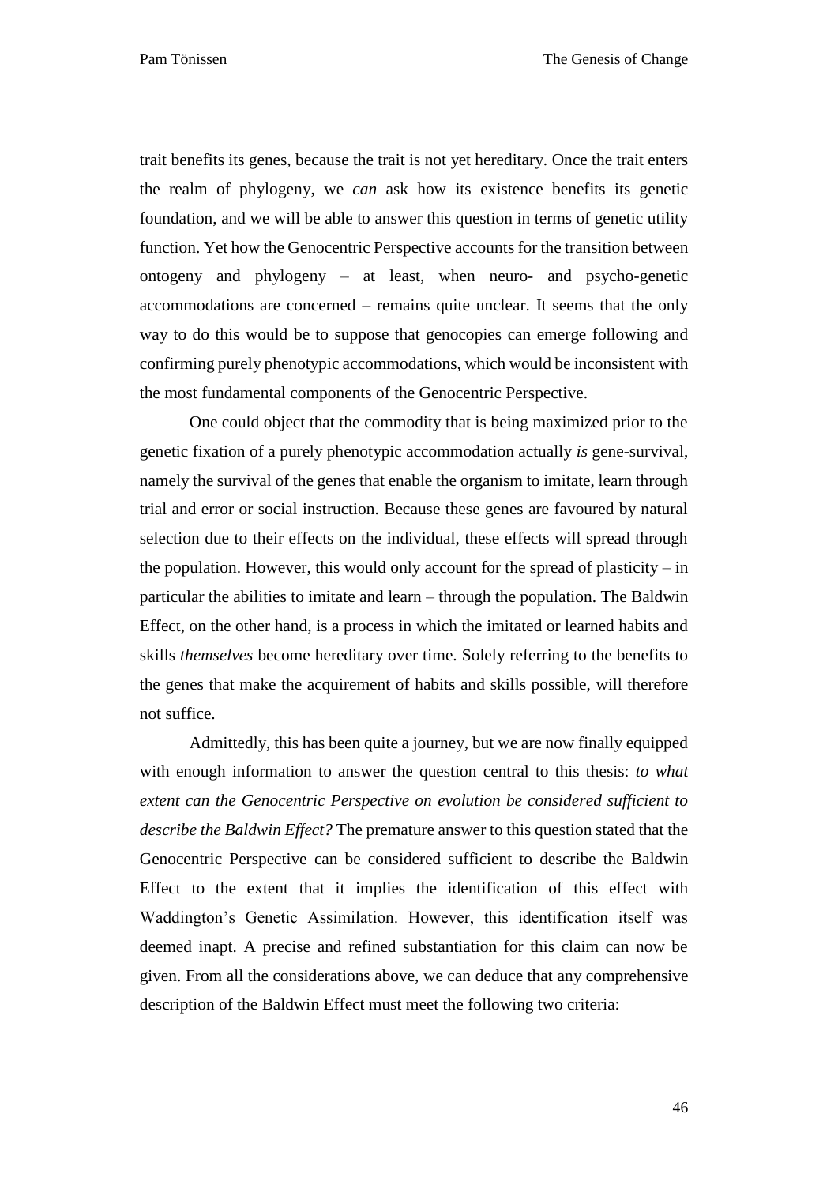trait benefits its genes, because the trait is not yet hereditary. Once the trait enters the realm of phylogeny, we *can* ask how its existence benefits its genetic foundation, and we will be able to answer this question in terms of genetic utility function. Yet how the Genocentric Perspective accounts for the transition between ontogeny and phylogeny – at least, when neuro- and psycho-genetic accommodations are concerned – remains quite unclear. It seems that the only way to do this would be to suppose that genocopies can emerge following and confirming purely phenotypic accommodations, which would be inconsistent with the most fundamental components of the Genocentric Perspective.

One could object that the commodity that is being maximized prior to the genetic fixation of a purely phenotypic accommodation actually *is* gene-survival, namely the survival of the genes that enable the organism to imitate, learn through trial and error or social instruction. Because these genes are favoured by natural selection due to their effects on the individual, these effects will spread through the population. However, this would only account for the spread of plasticity – in particular the abilities to imitate and learn – through the population. The Baldwin Effect, on the other hand, is a process in which the imitated or learned habits and skills *themselves* become hereditary over time. Solely referring to the benefits to the genes that make the acquirement of habits and skills possible, will therefore not suffice.

Admittedly, this has been quite a journey, but we are now finally equipped with enough information to answer the question central to this thesis: *to what extent can the Genocentric Perspective on evolution be considered sufficient to describe the Baldwin Effect?* The premature answer to this question stated that the Genocentric Perspective can be considered sufficient to describe the Baldwin Effect to the extent that it implies the identification of this effect with Waddington's Genetic Assimilation. However, this identification itself was deemed inapt. A precise and refined substantiation for this claim can now be given. From all the considerations above, we can deduce that any comprehensive description of the Baldwin Effect must meet the following two criteria: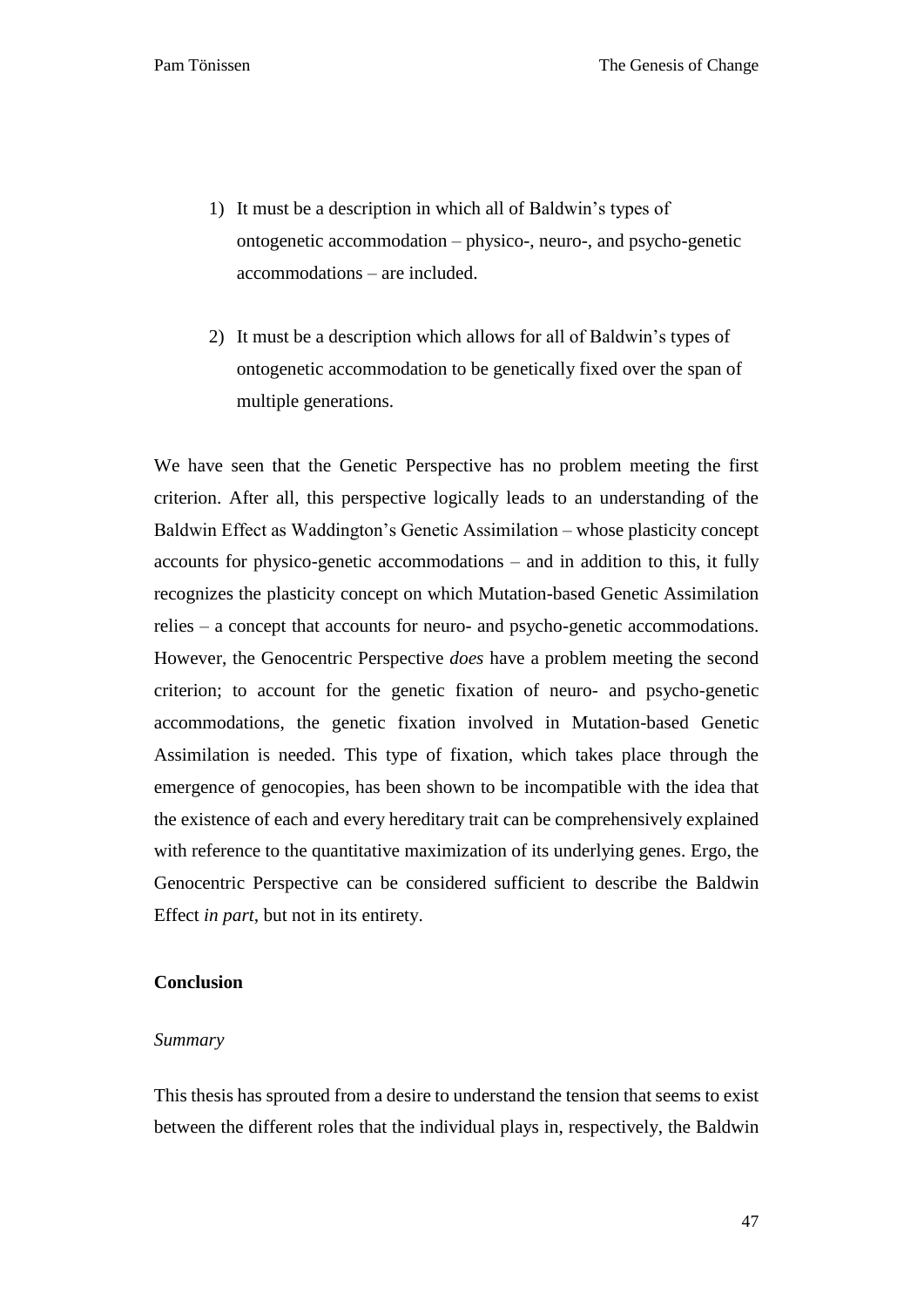1) It must be a description in which all of Baldwin's types of ontogenetic accommodation – physico-, neuro-, and psycho-genetic accommodations – are included.

2) It must be a description which allows for all of Baldwin's types of ontogenetic accommodation to be genetically fixed over the span of multiple generations.

We have seen that the Genetic Perspective has no problem meeting the first criterion. After all, this perspective logically leads to an understanding of the Baldwin Effect as Waddington's Genetic Assimilation – whose plasticity concept accounts for physico-genetic accommodations – and in addition to this, it fully recognizes the plasticity concept on which Mutation-based Genetic Assimilation relies – a concept that accounts for neuro- and psycho-genetic accommodations. However, the Genocentric Perspective *does* have a problem meeting the second criterion; to account for the genetic fixation of neuro- and psycho-genetic accommodations, the genetic fixation involved in Mutation-based Genetic Assimilation is needed. This type of fixation, which takes place through the emergence of genocopies, has been shown to be incompatible with the idea that the existence of each and every hereditary trait can be comprehensively explained with reference to the quantitative maximization of its underlying genes. Ergo, the Genocentric Perspective can be considered sufficient to describe the Baldwin Effect *in part*, but not in its entirety.

## Conclusion

### *Summary*

This thesis has sprouted from a desire to understand the tension that seems to exist between the different roles that the individual plays in, respectively, the Baldwin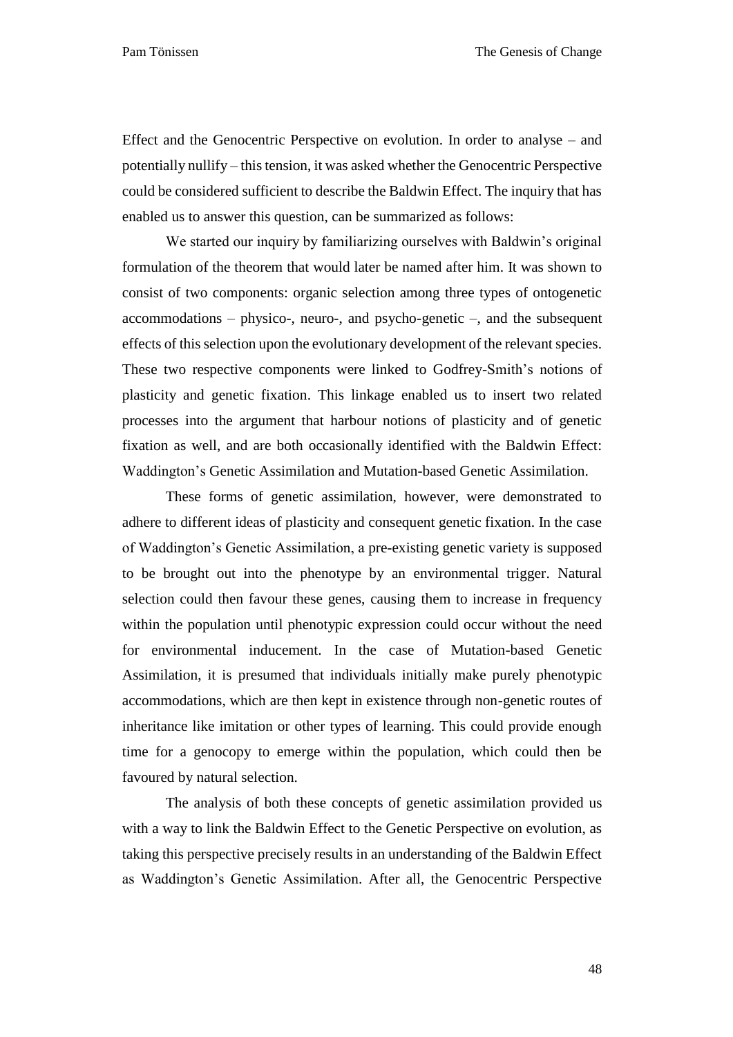Effect and the Genocentric Perspective on evolution. In order to analyse – and potentially nullify – this tension, it was asked whether the Genocentric Perspective could be considered sufficient to describe the Baldwin Effect. The inquiry that has enabled us to answer this question, can be summarized as follows:

We started our inquiry by familiarizing ourselves with Baldwin's original formulation of the theorem that would later be named after him. It was shown to consist of two components: organic selection among three types of ontogenetic accommodations – physico-, neuro-, and psycho-genetic –, and the subsequent effects of this selection upon the evolutionary development of the relevant species. These two respective components were linked to Godfrey-Smith's notions of plasticity and genetic fixation. This linkage enabled us to insert two related processes into the argument that harbour notions of plasticity and of genetic fixation as well, and are both occasionally identified with the Baldwin Effect: Waddington's Genetic Assimilation and Mutation-based Genetic Assimilation.

These forms of genetic assimilation, however, were demonstrated to adhere to different ideas of plasticity and consequent genetic fixation. In the case of Waddington's Genetic Assimilation, a pre-existing genetic variety is supposed to be brought out into the phenotype by an environmental trigger. Natural selection could then favour these genes, causing them to increase in frequency within the population until phenotypic expression could occur without the need for environmental inducement. In the case of Mutation-based Genetic Assimilation, it is presumed that individuals initially make purely phenotypic accommodations, which are then kept in existence through non-genetic routes of inheritance like imitation or other types of learning. This could provide enough time for a genocopy to emerge within the population, which could then be favoured by natural selection.

The analysis of both these concepts of genetic assimilation provided us with a way to link the Baldwin Effect to the Genetic Perspective on evolution, as taking this perspective precisely results in an understanding of the Baldwin Effect as Waddington's Genetic Assimilation. After all, the Genocentric Perspective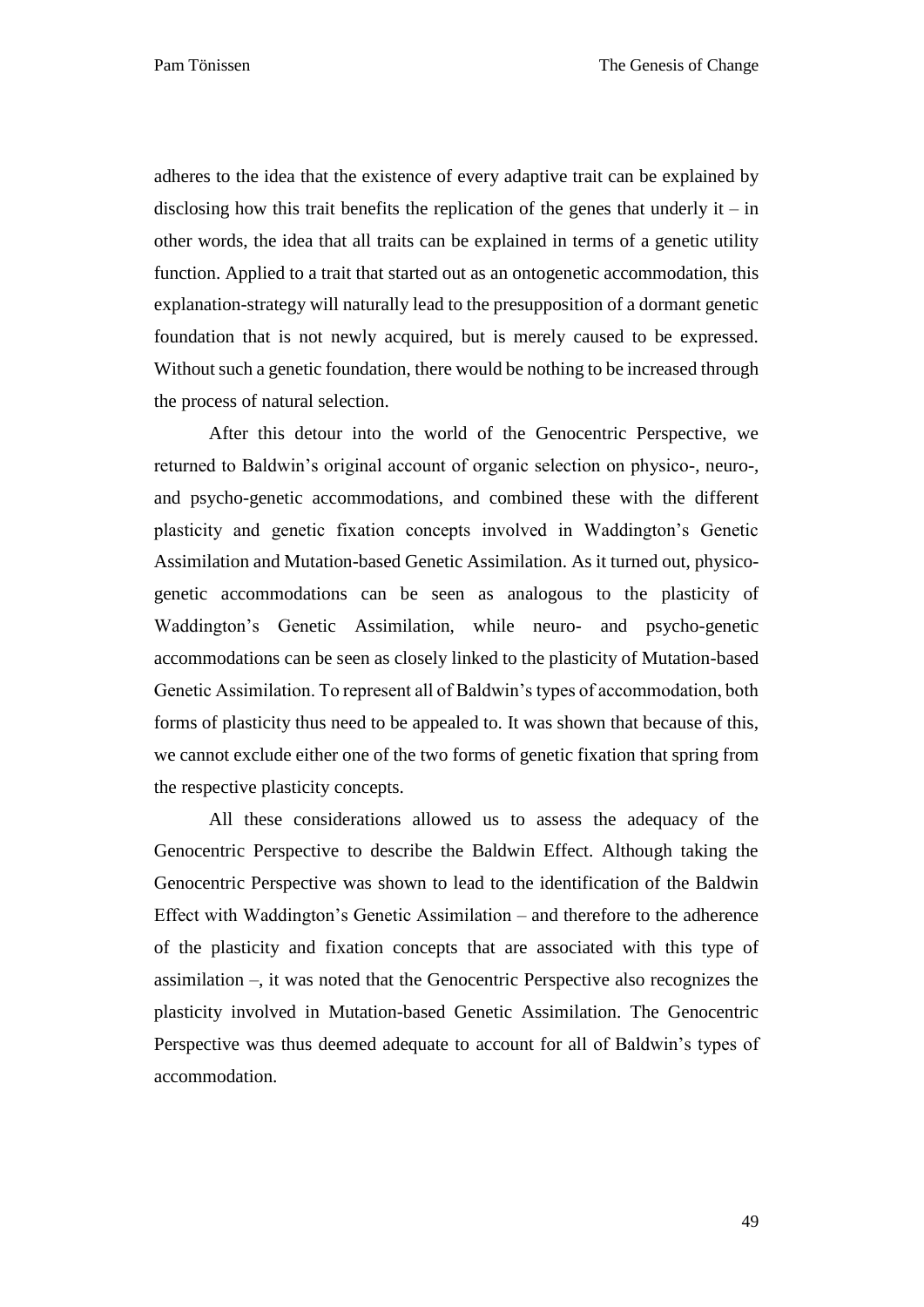adheres to the idea that the existence of every adaptive trait can be explained by disclosing how this trait benefits the replication of the genes that underly it – in other words, the idea that all traits can be explained in terms of a genetic utility function. Applied to a trait that started out as an ontogenetic accommodation, this explanation-strategy will naturally lead to the presupposition of a dormant genetic foundation that is not newly acquired, but is merely caused to be expressed. Without such a genetic foundation, there would be nothing to be increased through the process of natural selection.

After this detour into the world of the Genocentric Perspective, we returned to Baldwin's original account of organic selection on physico-, neuro-, and psycho-genetic accommodations, and combined these with the different plasticity and genetic fixation concepts involved in Waddington's Genetic Assimilation and Mutation-based Genetic Assimilation. As it turned out, physico-genetic accommodations can be seen as analogous to the plasticity of Waddington's Genetic Assimilation, while neuro- and psycho-genetic accommodations can be seen as closely linked to the plasticity of Mutation-based Genetic Assimilation. To represent all of Baldwin's types of accommodation, both forms of plasticity thus need to be appealed to. It was shown that because of this, we cannot exclude either one of the two forms of genetic fixation that spring from the respective plasticity concepts.

All these considerations allowed us to assess the adequacy of the Genocentric Perspective to describe the Baldwin Effect. Although taking the Genocentric Perspective was shown to lead to the identification of the Baldwin Effect with Waddington's Genetic Assimilation – and therefore to the adherence of the plasticity and fixation concepts that are associated with this type of assimilation –, it was noted that the Genocentric Perspective also recognizes the plasticity involved in Mutation-based Genetic Assimilation. The Genocentric Perspective was thus deemed adequate to account for all of Baldwin's types of accommodation.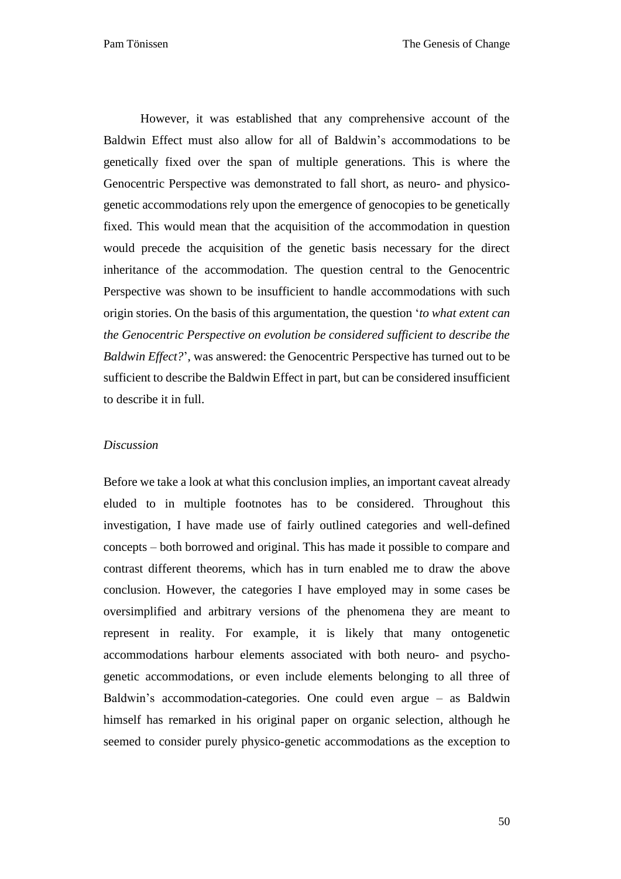However, it was established that any comprehensive account of the Baldwin Effect must also allow for all of Baldwin's accommodations to be genetically fixed over the span of multiple generations. This is where the Genocentric Perspective was demonstrated to fall short, as neuro- and physico-genetic accommodations rely upon the emergence of genocopies to be genetically fixed. This would mean that the acquisition of the accommodation in question would precede the acquisition of the genetic basis necessary for the direct inheritance of the accommodation. The question central to the Genocentric Perspective was shown to be insufficient to handle accommodations with such origin stories. On the basis of this argumentation, the question '*to what extent can the Genocentric Perspective on evolution be considered sufficient to describe the Baldwin Effect?*', was answered: the Genocentric Perspective has turned out to be sufficient to describe the Baldwin Effect in part, but can be considered insufficient to describe it in full.

*Discussion*

Before we take a look at what this conclusion implies, an important caveat already eluded to in multiple footnotes has to be considered. Throughout this investigation, I have made use of fairly outlined categories and well-defined concepts – both borrowed and original. This has made it possible to compare and contrast different theorems, which has in turn enabled me to draw the above conclusion. However, the categories I have employed may in some cases be oversimplified and arbitrary versions of the phenomena they are meant to represent in reality. For example, it is likely that many ontogenetic accommodations harbour elements associated with both neuro- and psycho-genetic accommodations, or even include elements belonging to all three of Baldwin's accommodation-categories. One could even argue – as Baldwin himself has remarked in his original paper on organic selection, although he seemed to consider purely physico-genetic accommodations as the exception to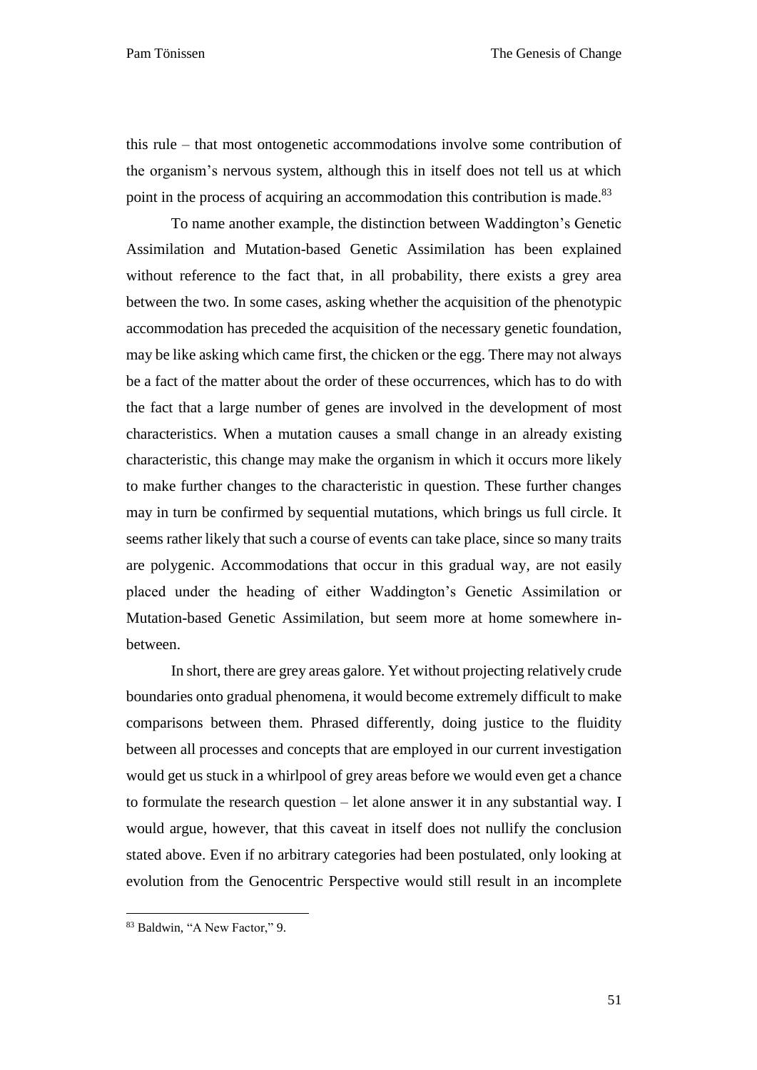this rule – that most ontogenetic accommodations involve some contribution of the organism's nervous system, although this in itself does not tell us at which point in the process of acquiring an accommodation this contribution is made.[83]

To name another example, the distinction between Waddington's Genetic Assimilation and Mutation-based Genetic Assimilation has been explained without reference to the fact that, in all probability, there exists a grey area between the two. In some cases, asking whether the acquisition of the phenotypic accommodation has preceded the acquisition of the necessary genetic foundation, may be like asking which came first, the chicken or the egg. There may not always be a fact of the matter about the order of these occurrences, which has to do with the fact that a large number of genes are involved in the development of most characteristics. When a mutation causes a small change in an already existing characteristic, this change may make the organism in which it occurs more likely to make further changes to the characteristic in question. These further changes may in turn be confirmed by sequential mutations, which brings us full circle. It seems rather likely that such a course of events can take place, since so many traits are polygenic. Accommodations that occur in this gradual way, are not easily placed under the heading of either Waddington's Genetic Assimilation or Mutation-based Genetic Assimilation, but seem more at home somewhere in-between.

In short, there are grey areas galore. Yet without projecting relatively crude boundaries onto gradual phenomena, it would become extremely difficult to make comparisons between them. Phrased differently, doing justice to the fluidity between all processes and concepts that are employed in our current investigation would get us stuck in a whirlpool of grey areas before we would even get a chance to formulate the research question – let alone answer it in any substantial way. I would argue, however, that this caveat in itself does not nullify the conclusion stated above. Even if no arbitrary categories had been postulated, only looking at evolution from the Genocentric Perspective would still result in an incomplete

[83] Baldwin, "A New Factor," 9.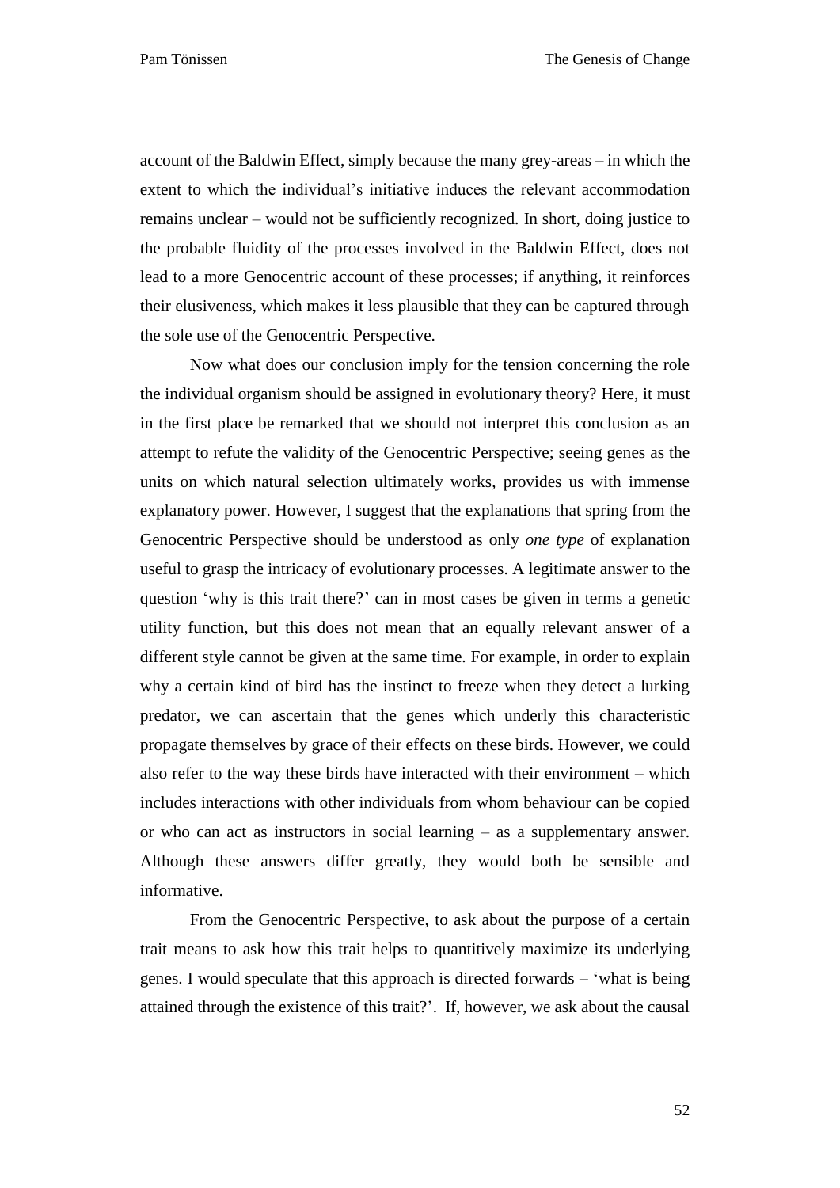account of the Baldwin Effect, simply because the many grey-areas – in which the extent to which the individual's initiative induces the relevant accommodation remains unclear – would not be sufficiently recognized. In short, doing justice to the probable fluidity of the processes involved in the Baldwin Effect, does not lead to a more Genocentric account of these processes; if anything, it reinforces their elusiveness, which makes it less plausible that they can be captured through the sole use of the Genocentric Perspective.

Now what does our conclusion imply for the tension concerning the role the individual organism should be assigned in evolutionary theory? Here, it must in the first place be remarked that we should not interpret this conclusion as an attempt to refute the validity of the Genocentric Perspective; seeing genes as the units on which natural selection ultimately works, provides us with immense explanatory power. However, I suggest that the explanations that spring from the Genocentric Perspective should be understood as only *one type* of explanation useful to grasp the intricacy of evolutionary processes. A legitimate answer to the question 'why is this trait there?' can in most cases be given in terms a genetic utility function, but this does not mean that an equally relevant answer of a different style cannot be given at the same time. For example, in order to explain why a certain kind of bird has the instinct to freeze when they detect a lurking predator, we can ascertain that the genes which underly this characteristic propagate themselves by grace of their effects on these birds. However, we could also refer to the way these birds have interacted with their environment – which includes interactions with other individuals from whom behaviour can be copied or who can act as instructors in social learning – as a supplementary answer. Although these answers differ greatly, they would both be sensible and informative.

From the Genocentric Perspective, to ask about the purpose of a certain trait means to ask how this trait helps to quantitively maximize its underlying genes. I would speculate that this approach is directed forwards – 'what is being attained through the existence of this trait?'. If, however, we ask about the causal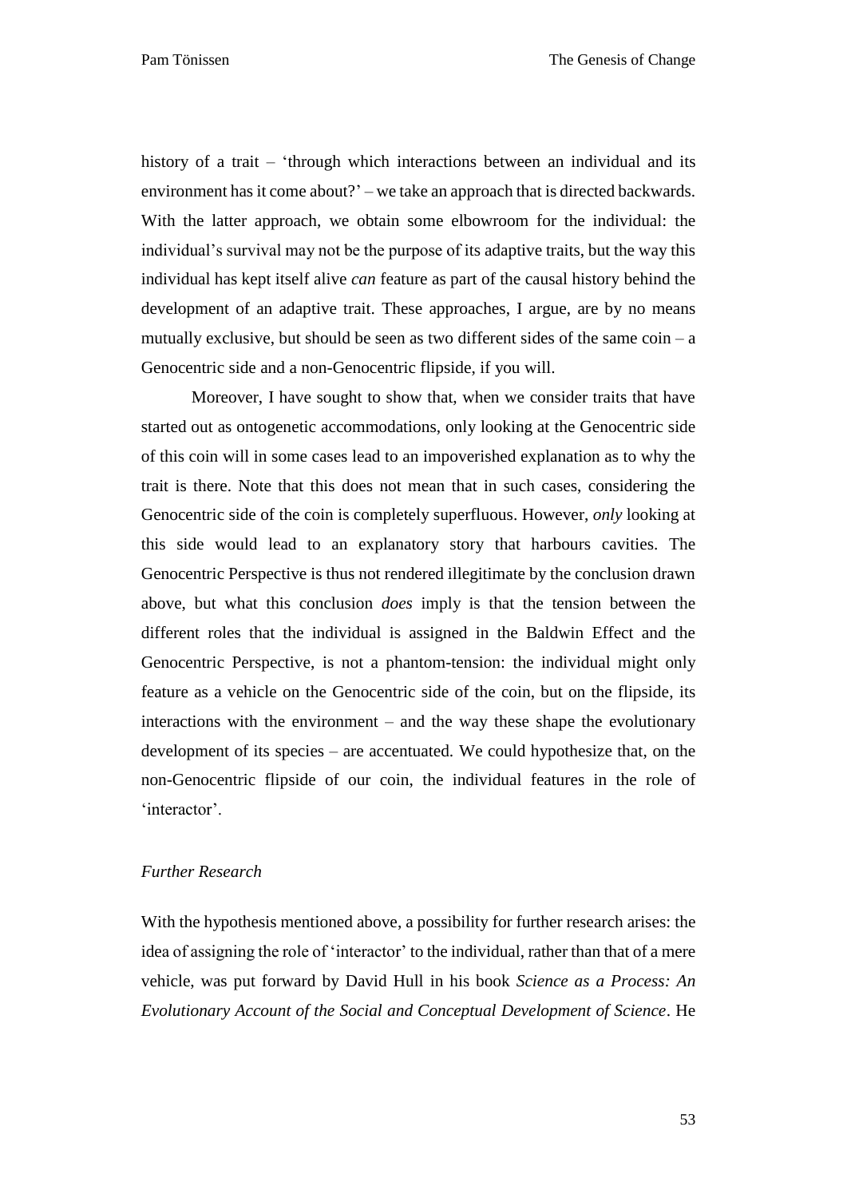history of a trait – 'through which interactions between an individual and its environment has it come about?' – we take an approach that is directed backwards. With the latter approach, we obtain some elbowroom for the individual: the individual's survival may not be the purpose of its adaptive traits, but the way this individual has kept itself alive *can* feature as part of the causal history behind the development of an adaptive trait. These approaches, I argue, are by no means mutually exclusive, but should be seen as two different sides of the same coin – a Genocentric side and a non-Genocentric flipside, if you will.

Moreover, I have sought to show that, when we consider traits that have started out as ontogenetic accommodations, only looking at the Genocentric side of this coin will in some cases lead to an impoverished explanation as to why the trait is there. Note that this does not mean that in such cases, considering the Genocentric side of the coin is completely superfluous. However, *only* looking at this side would lead to an explanatory story that harbours cavities. The Genocentric Perspective is thus not rendered illegitimate by the conclusion drawn above, but what this conclusion *does* imply is that the tension between the different roles that the individual is assigned in the Baldwin Effect and the Genocentric Perspective, is not a phantom-tension: the individual might only feature as a vehicle on the Genocentric side of the coin, but on the flipside, its interactions with the environment – and the way these shape the evolutionary development of its species – are accentuated. We could hypothesize that, on the non-Genocentric flipside of our coin, the individual features in the role of 'interactor'.

### *Further Research*

With the hypothesis mentioned above, a possibility for further research arises: the idea of assigning the role of 'interactor' to the individual, rather than that of a mere vehicle, was put forward by David Hull in his book *Science as a Process: An Evolutionary Account of the Social and Conceptual Development of Science*. He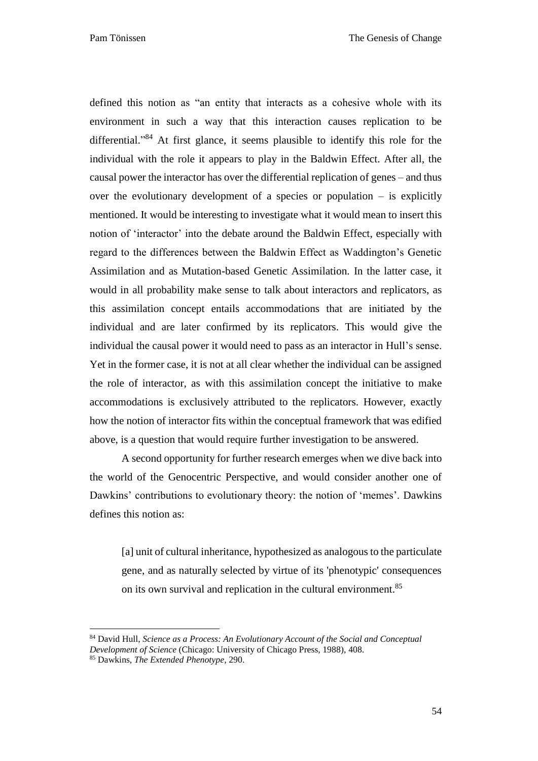defined this notion as "an entity that interacts as a cohesive whole with its environment in such a way that this interaction causes replication to be differential."[84] At first glance, it seems plausible to identify this role for the individual with the role it appears to play in the Baldwin Effect. After all, the causal power the interactor has over the differential replication of genes – and thus over the evolutionary development of a species or population – is explicitly mentioned. It would be interesting to investigate what it would mean to insert this notion of 'interactor' into the debate around the Baldwin Effect, especially with regard to the differences between the Baldwin Effect as Waddington's Genetic Assimilation and as Mutation-based Genetic Assimilation. In the latter case, it would in all probability make sense to talk about interactors and replicators, as this assimilation concept entails accommodations that are initiated by the individual and are later confirmed by its replicators. This would give the individual the causal power it would need to pass as an interactor in Hull's sense. Yet in the former case, it is not at all clear whether the individual can be assigned the role of interactor, as with this assimilation concept the initiative to make accommodations is exclusively attributed to the replicators. However, exactly how the notion of interactor fits within the conceptual framework that was edified above, is a question that would require further investigation to be answered.

A second opportunity for further research emerges when we dive back into the world of the Genocentric Perspective, and would consider another one of Dawkins' contributions to evolutionary theory: the notion of 'memes'. Dawkins defines this notion as:

> [a] unit of cultural inheritance, hypothesized as analogous to the particulate gene, and as naturally selected by virtue of its 'phenotypic' consequences on its own survival and replication in the cultural environment.[85]

---

[84] David Hull, *Science as a Process: An Evolutionary Account of the Social and Conceptual Development of Science* (Chicago: University of Chicago Press, 1988), 408.

[85] Dawkins, *The Extended Phenotype*, 290.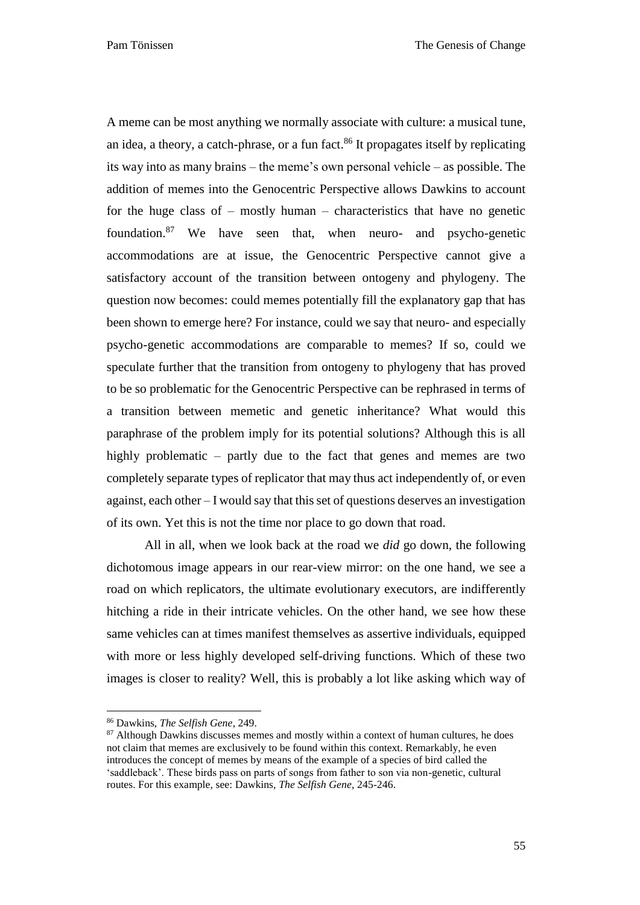A meme can be most anything we normally associate with culture: a musical tune, an idea, a theory, a catch-phrase, or a fun fact.[86] It propagates itself by replicating its way into as many brains – the meme's own personal vehicle – as possible. The addition of memes into the Genocentric Perspective allows Dawkins to account for the huge class of – mostly human – characteristics that have no genetic foundation.[87] We have seen that, when neuro- and psycho-genetic accommodations are at issue, the Genocentric Perspective cannot give a satisfactory account of the transition between ontogeny and phylogeny. The question now becomes: could memes potentially fill the explanatory gap that has been shown to emerge here? For instance, could we say that neuro- and especially psycho-genetic accommodations are comparable to memes? If so, could we speculate further that the transition from ontogeny to phylogeny that has proved to be so problematic for the Genocentric Perspective can be rephrased in terms of a transition between memetic and genetic inheritance? What would this paraphrase of the problem imply for its potential solutions? Although this is all highly problematic – partly due to the fact that genes and memes are two completely separate types of replicator that may thus act independently of, or even against, each other – I would say that this set of questions deserves an investigation of its own. Yet this is not the time nor place to go down that road.

All in all, when we look back at the road we *did* go down, the following dichotomous image appears in our rear-view mirror: on the one hand, we see a road on which replicators, the ultimate evolutionary executors, are indifferently hitching a ride in their intricate vehicles. On the other hand, we see how these same vehicles can at times manifest themselves as assertive individuals, equipped with more or less highly developed self-driving functions. Which of these two images is closer to reality? Well, this is probably a lot like asking which way of

---

[86] Dawkins, *The Selfish Gene*, 249.

[87] Although Dawkins discusses memes and mostly within a context of human cultures, he does not claim that memes are exclusively to be found within this context. Remarkably, he even introduces the concept of memes by means of the example of a species of bird called the 'saddleback'. These birds pass on parts of songs from father to son via non-genetic, cultural routes. For this example, see: Dawkins, *The Selfish Gene*, 245-246.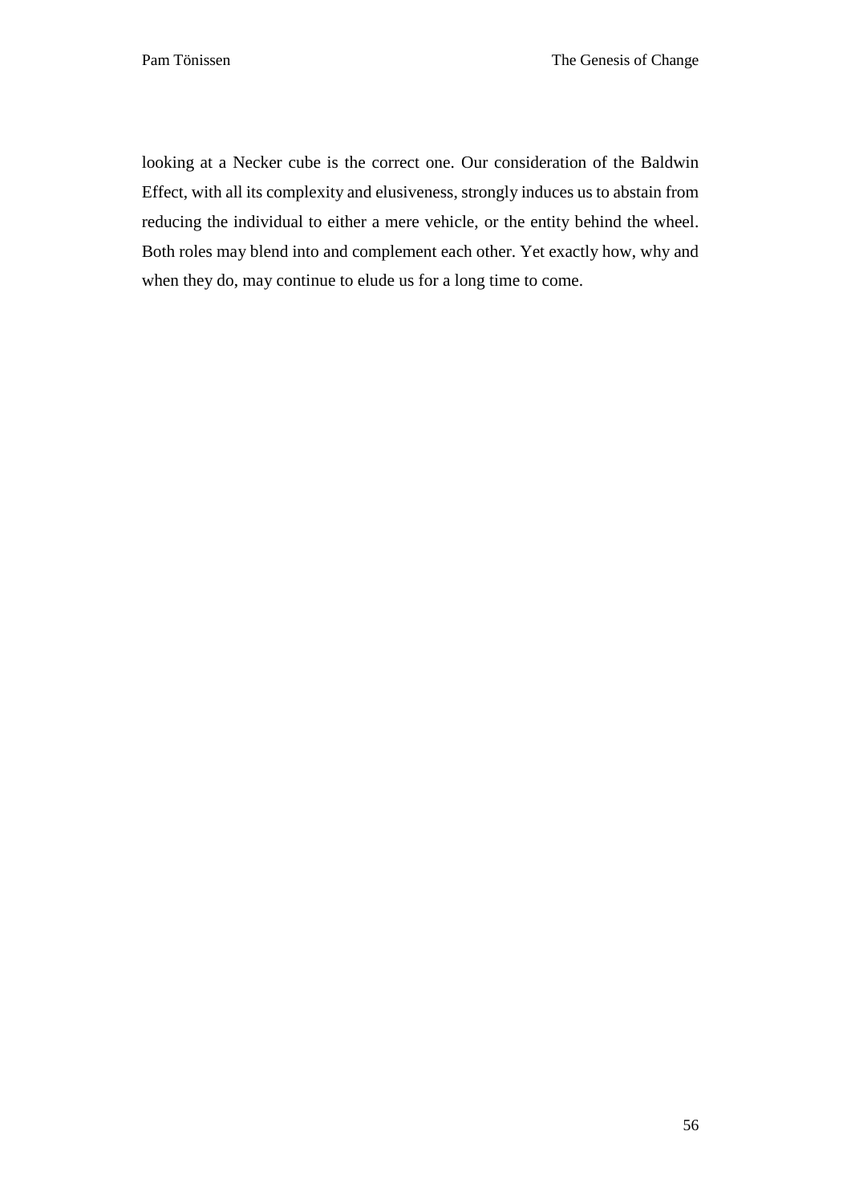looking at a Necker cube is the correct one. Our consideration of the Baldwin Effect, with all its complexity and elusiveness, strongly induces us to abstain from reducing the individual to either a mere vehicle, or the entity behind the wheel. Both roles may blend into and complement each other. Yet exactly how, why and when they do, may continue to elude us for a long time to come.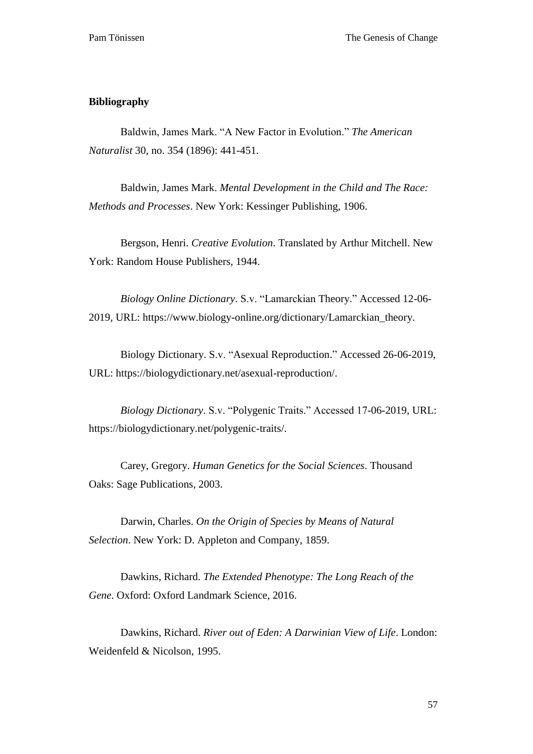**Bibliography**

Baldwin, James Mark. “A New Factor in Evolution.” *The American Naturalist* 30, no. 354 (1896): 441-451.

Baldwin, James Mark. *Mental Development in the Child and The Race: Methods and Processes*. New York: Kessinger Publishing, 1906.

Bergson, Henri. *Creative Evolution*. Translated by Arthur Mitchell. New York: Random House Publishers, 1944.

*Biology Online Dictionary*. S.v. “Lamarckian Theory.” Accessed 12-06-2019, URL: https://www.biology-online.org/dictionary/Lamarckian_theory.

Biology Dictionary. S.v. “Asexual Reproduction.” Accessed 26-06-2019, URL: https://biologydictionary.net/asexual-reproduction/.

*Biology Dictionary*. S.v. “Polygenic Traits.” Accessed 17-06-2019, URL: https://biologydictionary.net/polygenic-traits/.

Carey, Gregory. *Human Genetics for the Social Sciences*. Thousand Oaks: Sage Publications, 2003.

Darwin, Charles. *On the Origin of Species by Means of Natural Selection*. New York: D. Appleton and Company, 1859.

Dawkins, Richard. *The Extended Phenotype: The Long Reach of the Gene*. Oxford: Oxford Landmark Science, 2016.

Dawkins, Richard. *River out of Eden: A Darwinian View of Life*. London: Weidenfeld & Nicolson, 1995.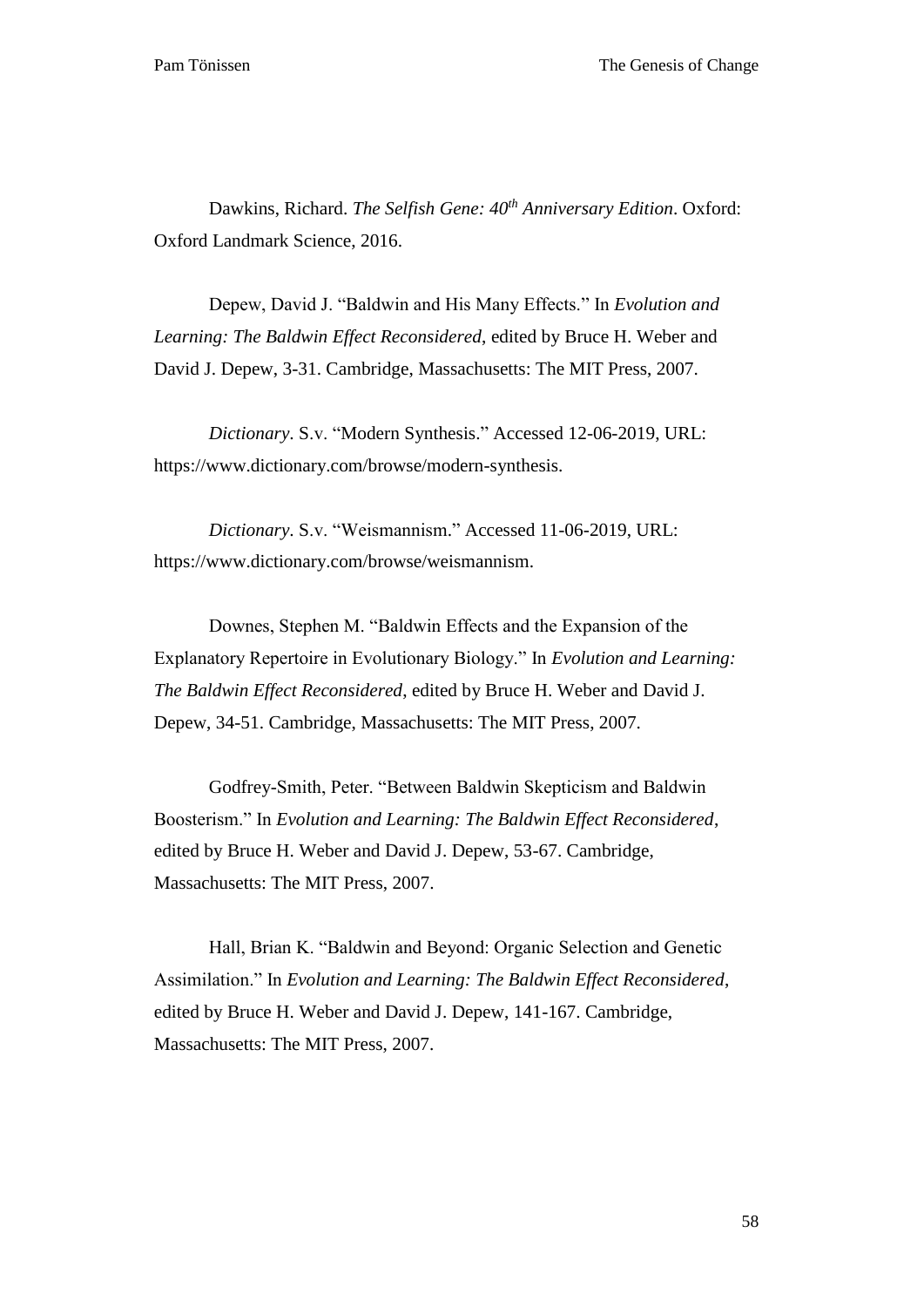Dawkins, Richard. *The Selfish Gene: 40th Anniversary Edition*. Oxford: Oxford Landmark Science, 2016.

Depew, David J. “Baldwin and His Many Effects.” In *Evolution and Learning: The Baldwin Effect Reconsidered*, edited by Bruce H. Weber and David J. Depew, 3-31. Cambridge, Massachusetts: The MIT Press, 2007.

*Dictionary*. S.v. “Modern Synthesis.” Accessed 12-06-2019, URL: https://www.dictionary.com/browse/modern-synthesis.

*Dictionary*. S.v. “Weismannism.” Accessed 11-06-2019, URL: https://www.dictionary.com/browse/weismannism.

Downes, Stephen M. “Baldwin Effects and the Expansion of the Explanatory Repertoire in Evolutionary Biology.” In *Evolution and Learning: The Baldwin Effect Reconsidered*, edited by Bruce H. Weber and David J. Depew, 34-51. Cambridge, Massachusetts: The MIT Press, 2007.

Godfrey-Smith, Peter. “Between Baldwin Skepticism and Baldwin Boosterism.” In *Evolution and Learning: The Baldwin Effect Reconsidered*, edited by Bruce H. Weber and David J. Depew, 53-67. Cambridge, Massachusetts: The MIT Press, 2007.

Hall, Brian K. “Baldwin and Beyond: Organic Selection and Genetic Assimilation.” In *Evolution and Learning: The Baldwin Effect Reconsidered*, edited by Bruce H. Weber and David J. Depew, 141-167. Cambridge, Massachusetts: The MIT Press, 2007.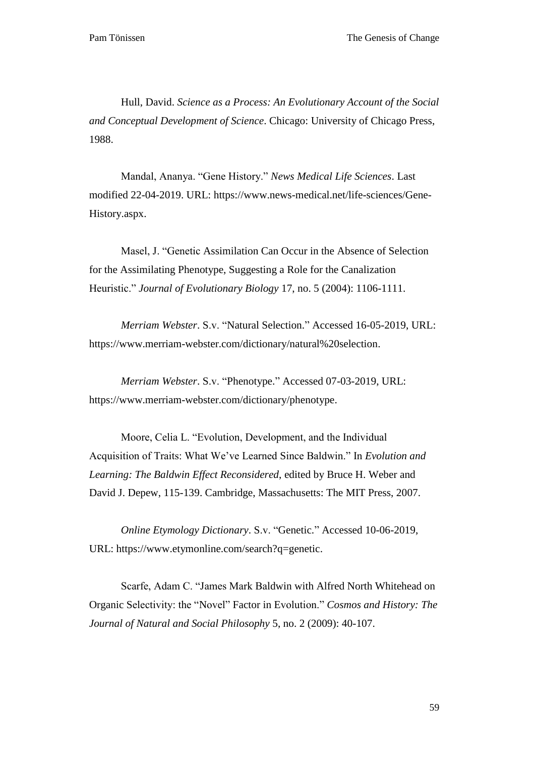Hull, David. *Science as a Process: An Evolutionary Account of the Social and Conceptual Development of Science*. Chicago: University of Chicago Press, 1988.

Mandal, Ananya. "Gene History." *News Medical Life Sciences*. Last modified 22-04-2019. URL: https://www.news-medical.net/life-sciences/Gene-History.aspx.

Masel, J. "Genetic Assimilation Can Occur in the Absence of Selection for the Assimilating Phenotype, Suggesting a Role for the Canalization Heuristic." *Journal of Evolutionary Biology* 17, no. 5 (2004): 1106-1111.

*Merriam Webster*. S.v. "Natural Selection." Accessed 16-05-2019, URL: https://www.merriam-webster.com/dictionary/natural%20selection.

*Merriam Webster*. S.v. "Phenotype." Accessed 07-03-2019, URL: https://www.merriam-webster.com/dictionary/phenotype.

Moore, Celia L. "Evolution, Development, and the Individual Acquisition of Traits: What We've Learned Since Baldwin." In *Evolution and Learning: The Baldwin Effect Reconsidered*, edited by Bruce H. Weber and David J. Depew, 115-139. Cambridge, Massachusetts: The MIT Press, 2007.

*Online Etymology Dictionary*. S.v. "Genetic." Accessed 10-06-2019, URL: https://www.etymonline.com/search?q=genetic.

Scarfe, Adam C. "James Mark Baldwin with Alfred North Whitehead on Organic Selectivity: the "Novel" Factor in Evolution." *Cosmos and History: The Journal of Natural and Social Philosophy* 5, no. 2 (2009): 40-107.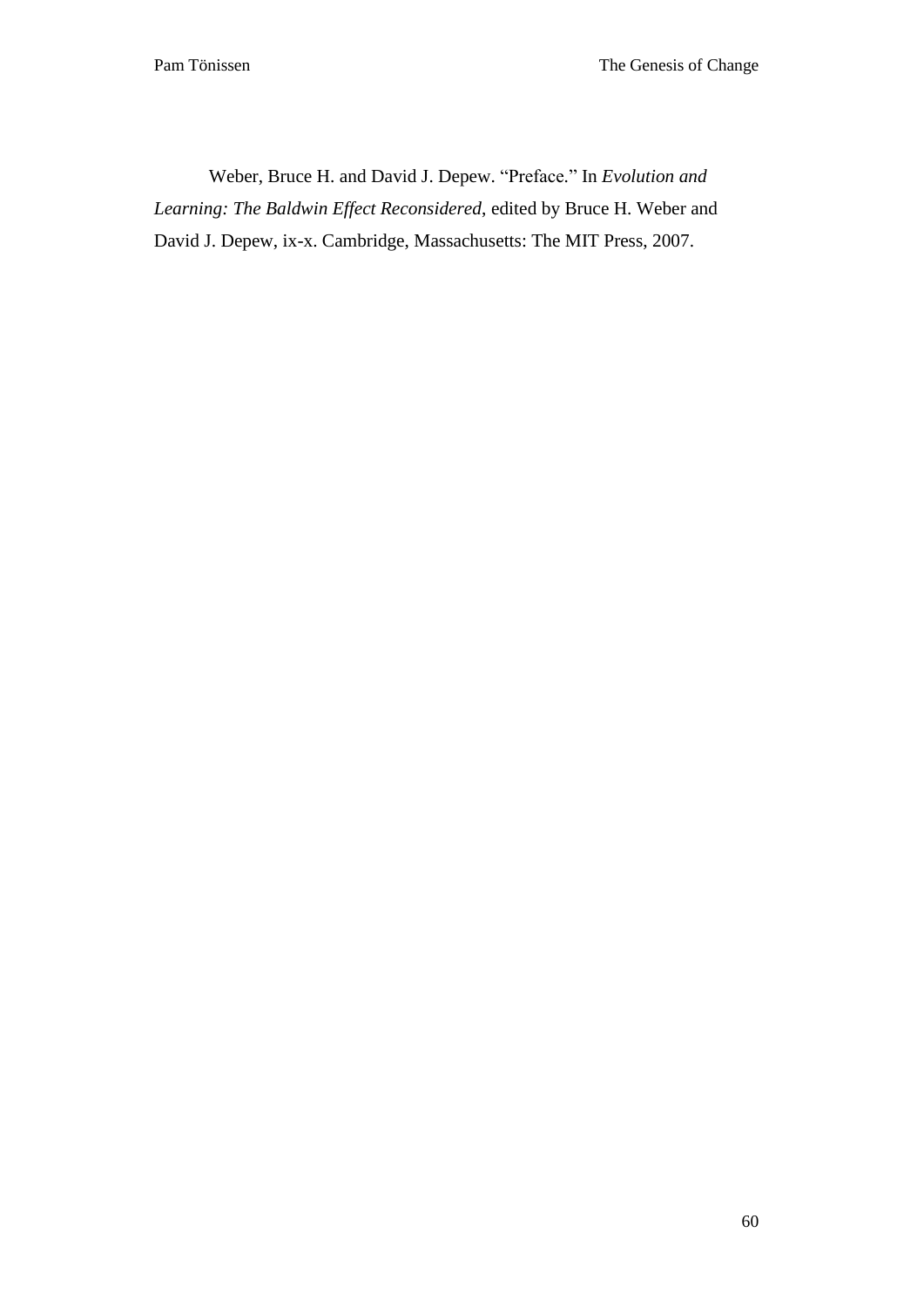Weber, Bruce H. and David J. Depew. "Preface." In *Evolution and Learning: The Baldwin Effect Reconsidered*, edited by Bruce H. Weber and David J. Depew, ix-x. Cambridge, Massachusetts: The MIT Press, 2007.